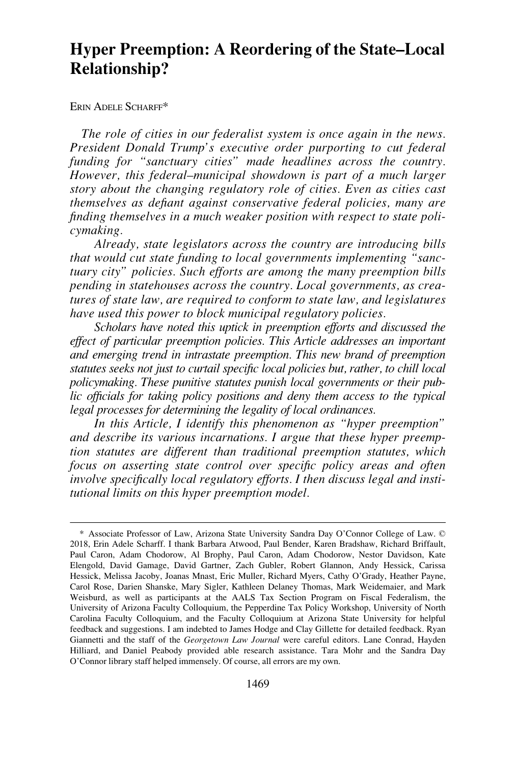# Hyper Preemption: A Reordering of the State–Local Relationship?

ERIN ADELE SCHARFF*

*The role of cities in our federalist system is once again in the news. President Donald Trump's executive order purporting to cut federal funding for "sanctuary cities" made headlines across the country. However, this federal–municipal showdown is part of a much larger story about the changing regulatory role of cities. Even as cities cast themselves as defiant against conservative federal policies, many are finding themselves in a much weaker position with respect to state policymaking.*

*Already, state legislators across the country are introducing bills that would cut state funding to local governments implementing "sanctuary city" policies. Such efforts are among the many preemption bills pending in statehouses across the country. Local governments, as creatures of state law, are required to conform to state law, and legislatures have used this power to block municipal regulatory policies.*

*Scholars have noted this uptick in preemption efforts and discussed the effect of particular preemption policies. This Article addresses an important and emerging trend in intrastate preemption. This new brand of preemption statutes seeks not just to curtail specific local policies but, rather, to chill local policymaking. These punitive statutes punish local governments or their public officials for taking policy positions and deny them access to the typical legal processes for determining the legality of local ordinances.*

*In this Article, I identify this phenomenon as "hyper preemption" and describe its various incarnations. I argue that these hyper preemption statutes are different than traditional preemption statutes, which focus on asserting state control over specific policy areas and often involve specifically local regulatory efforts. I then discuss legal and institutional limits on this hyper preemption model.*

---

\* Associate Professor of Law, Arizona State University Sandra Day O'Connor College of Law. © 2018, Erin Adele Scharff. I thank Barbara Atwood, Paul Bender, Karen Bradshaw, Richard Briffault, Paul Caron, Adam Chodorow, Al Brophy, Paul Caron, Adam Chodorow, Nestor Davidson, Kate Elengold, David Gamage, David Gartner, Zach Gubler, Robert Glannon, Andy Hessick, Carissa Hessick, Melissa Jacoby, Joanas Mnast, Eric Muller, Richard Myers, Cathy O'Grady, Heather Payne, Carol Rose, Darien Shanske, Mary Sigler, Kathleen Delaney Thomas, Mark Weidemaier, and Mark Weisburd, as well as participants at the AALS Tax Section Program on Fiscal Federalism, the University of Arizona Faculty Colloquium, the Pepperdine Tax Policy Workshop, University of North Carolina Faculty Colloquium, and the Faculty Colloquium at Arizona State University for helpful feedback and suggestions. I am indebted to James Hodge and Clay Gillette for detailed feedback. Ryan Giannetti and the staff of the *Georgetown Law Journal* were careful editors. Lane Conrad, Hayden Hilliard, and Daniel Peabody provided able research assistance. Tara Mohr and the Sandra Day O'Connor library staff helped immensely. Of course, all errors are my own.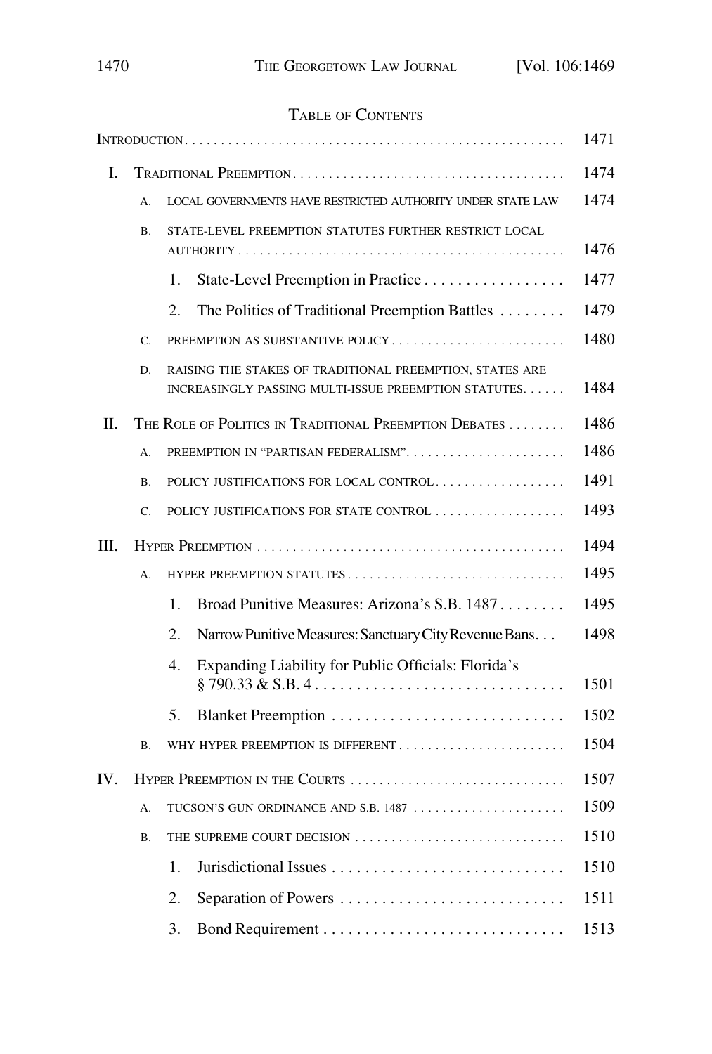## Table of Contents

Introduction . . . . . . . . . . . . . . . . . . . . . . . . . . . . . . . . . . . . . . . . . . . . . . . . . . . . 1471

I. Traditional Preemption . . . . . . . . . . . . . . . . . . . . . . . . . . . . . . . . . . . . . . 1474

- A. Local governments have restricted authority under state law 1474
- B. State-level preemption statutes further restrict local authority . . . . . . . . . . . . . . . . . . . . . . . . . . . . . . . . . . . . . . . . . . . 1476
  - 1. State-Level Preemption in Practice . . . . . . . . . . . . . . . . . 1477
  - 2. The Politics of Traditional Preemption Battles . . . . . . . . 1479
- C. Preemption as substantive policy . . . . . . . . . . . . . . . . . . . . . . . . 1480
- D. Raising the stakes of traditional preemption, states are increasingly passing multi-issue preemption statutes. . . . . . 1484

II. The Role of Politics in Traditional Preemption Debates . . . . . . . . 1486

- A. Preemption in "partisan federalism". . . . . . . . . . . . . . . . . . . . . . 1486
- B. Policy justifications for local control. . . . . . . . . . . . . . . . . . 1491
- C. Policy justifications for state control . . . . . . . . . . . . . . . . . . 1493

III. Hyper Preemption . . . . . . . . . . . . . . . . . . . . . . . . . . . . . . . . . . . . . . . . . . 1494

- A. Hyper preemption statutes . . . . . . . . . . . . . . . . . . . . . . . . . . . . . . 1495
  - 1. Broad Punitive Measures: Arizona's S.B. 1487 . . . . . . . . 1495
  - 2. Narrow Punitive Measures: Sanctuary City Revenue Bans. . . 1498
  - 4. Expanding Liability for Public Officials: Florida's § 790.33 & S.B. 4 . . . . . . . . . . . . . . . . . . . . . . . . . . . . . . . 1501
  - 5. Blanket Preemption . . . . . . . . . . . . . . . . . . . . . . . . . . . . 1502
- B. Why hyper preemption is different . . . . . . . . . . . . . . . . . . . . . . . 1504

IV. Hyper Preemption in the Courts . . . . . . . . . . . . . . . . . . . . . . . . . . . . . 1507

- A. Tucson's gun ordinance and S.B. 1487 . . . . . . . . . . . . . . . . . . . . . 1509
- B. The Supreme Court decision . . . . . . . . . . . . . . . . . . . . . . . . . . . . . 1510
  - 1. Jurisdictional Issues . . . . . . . . . . . . . . . . . . . . . . . . . . . . 1510
  - 2. Separation of Powers . . . . . . . . . . . . . . . . . . . . . . . . . . . 1511
  - 3. Bond Requirement . . . . . . . . . . . . . . . . . . . . . . . . . . . . . 1513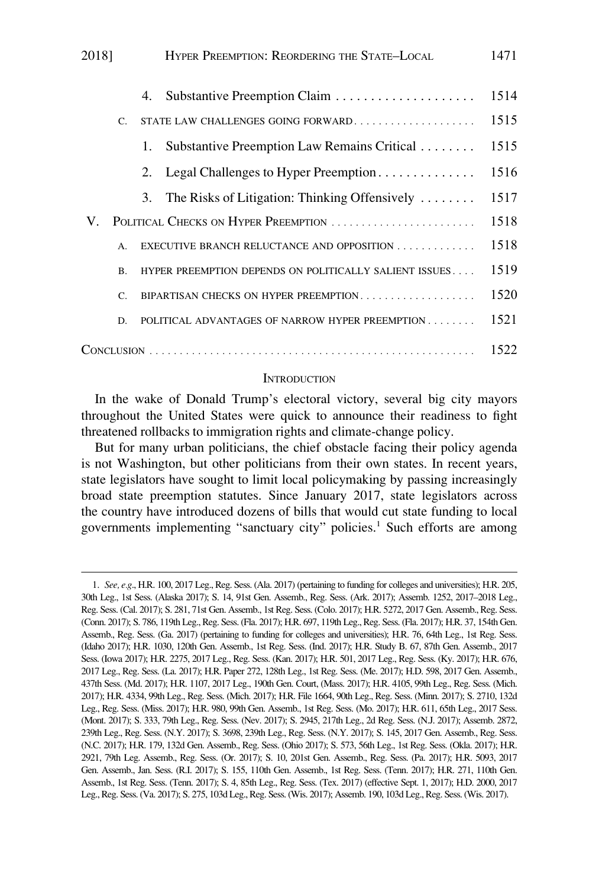4. Substantive Preemption Claim .................... 1514

C. STATE LAW CHALLENGES GOING FORWARD .................... 1515

1. Substantive Preemption Law Remains Critical ........ 1515

2. Legal Challenges to Hyper Preemption .............. 1516

3. The Risks of Litigation: Thinking Offensively ........ 1517

V. POLITICAL CHECKS ON HYPER PREEMPTION ........................ 1518

A. EXECUTIVE BRANCH RELUCTANCE AND OPPOSITION ............. 1518

B. HYPER PREEMPTION DEPENDS ON POLITICALLY SALIENT ISSUES .... 1519

C. BIPARTISAN CHECKS ON HYPER PREEMPTION ................... 1520

D. POLITICAL ADVANTAGES OF NARROW HYPER PREEMPTION ........ 1521

CONCLUSION ...................................................... 1522

## INTRODUCTION

In the wake of Donald Trump's electoral victory, several big city mayors throughout the United States were quick to announce their readiness to fight threatened rollbacks to immigration rights and climate-change policy.

But for many urban politicians, the chief obstacle facing their policy agenda is not Washington, but other politicians from their own states. In recent years, state legislators have sought to limit local policymaking by passing increasingly broad state preemption statutes. Since January 2017, state legislators across the country have introduced dozens of bills that would cut state funding to local governments implementing "sanctuary city" policies.[1] Such efforts are among

---

1. *See, e.g.*, H.R. 100, 2017 Leg., Reg. Sess. (Ala. 2017) (pertaining to funding for colleges and universities); H.R. 205, 30th Leg., 1st Sess. (Alaska 2017); S. 14, 91st Gen. Assemb., Reg. Sess. (Ark. 2017); Assemb. 1252, 2017–2018 Leg., Reg. Sess. (Cal. 2017); S. 281, 71st Gen. Assemb., 1st Reg. Sess. (Colo. 2017); H.R. 5272, 2017 Gen. Assemb., Reg. Sess. (Conn. 2017); S. 786, 119th Leg., Reg. Sess. (Fla. 2017); H.R. 697, 119th Leg., Reg. Sess. (Fla. 2017); H.R. 37, 154th Gen. Assemb., Reg. Sess. (Ga. 2017) (pertaining to funding for colleges and universities); H.R. 76, 64th Leg., 1st Reg. Sess. (Idaho 2017); H.R. 1030, 120th Gen. Assemb., 1st Reg. Sess. (Ind. 2017); H.R. Study B. 67, 87th Gen. Assemb., 2017 Sess. (Iowa 2017); H.R. 2275, 2017 Leg., Reg. Sess. (Kan. 2017); H.R. 501, 2017 Leg., Reg. Sess. (Ky. 2017); H.R. 676, 2017 Leg., Reg. Sess. (La. 2017); H.R. Paper 272, 128th Leg., 1st Reg. Sess. (Me. 2017); H.D. 598, 2017 Gen. Assemb., 437th Sess. (Md. 2017); H.R. 1107, 2017 Leg., 190th Gen. Court, (Mass. 2017); H.R. 4105, 99th Leg., Reg. Sess. (Mich. 2017); H.R. 4334, 99th Leg., Reg. Sess. (Mich. 2017); H.R. File 1664, 90th Leg., Reg. Sess. (Minn. 2017); S. 2710, 132d Leg., Reg. Sess. (Miss. 2017); H.R. 980, 99th Gen. Assemb., 1st Reg. Sess. (Mo. 2017); H.R. 611, 65th Leg., 2017 Sess. (Mont. 2017); S. 333, 79th Leg., Reg. Sess. (Nev. 2017); S. 2945, 217th Leg., 2d Reg. Sess. (N.J. 2017); Assemb. 2872, 239th Leg., Reg. Sess. (N.Y. 2017); S. 3698, 239th Leg., Reg. Sess. (N.Y. 2017); S. 145, 2017 Gen. Assemb., Reg. Sess. (N.C. 2017); H.R. 179, 132d Gen. Assemb., Reg. Sess. (Ohio 2017); S. 573, 56th Leg., 1st Reg. Sess. (Okla. 2017); H.R. 2921, 79th Leg. Assemb., Reg. Sess. (Or. 2017); S. 10, 201st Gen. Assemb., Reg. Sess. (Pa. 2017); H.R. 5093, 2017 Gen. Assemb., Jan. Sess. (R.I. 2017); S. 155, 110th Gen. Assemb., 1st Reg. Sess. (Tenn. 2017); H.R. 271, 110th Gen. Assemb., 1st Reg. Sess. (Tenn. 2017); S. 4, 85th Leg., Reg. Sess. (Tex. 2017) (effective Sept. 1, 2017); H.D. 2000, 2017 Leg., Reg. Sess. (Va. 2017); S. 275, 103d Leg., Reg. Sess. (Wis. 2017); Assemb. 190, 103d Leg., Reg. Sess. (Wis. 2017).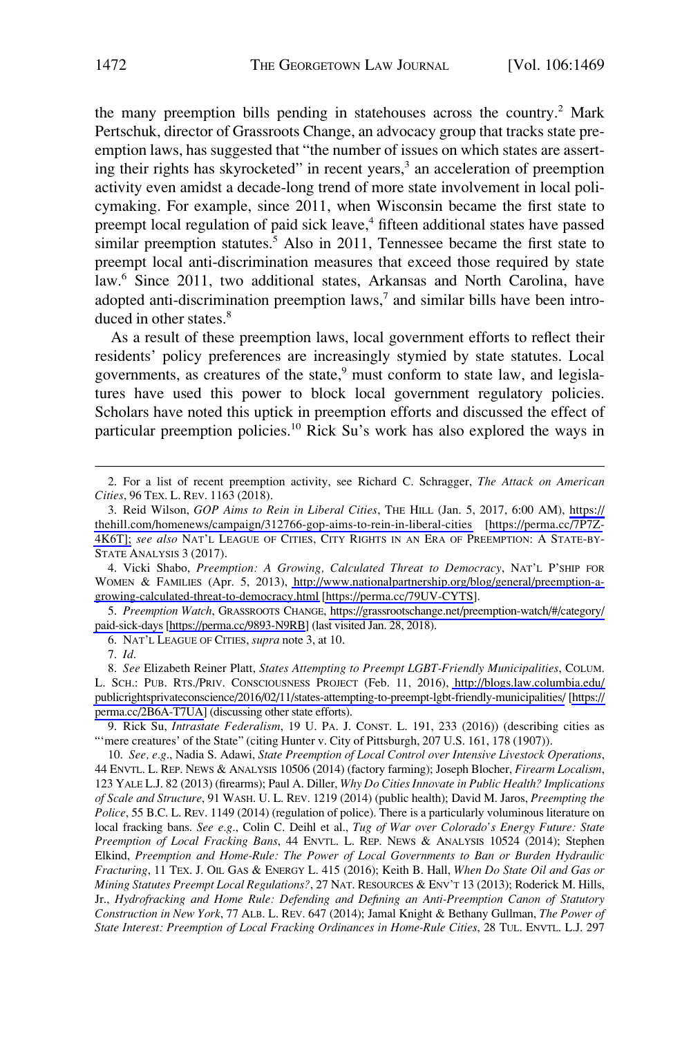the many preemption bills pending in statehouses across the country.[2] Mark Pertschuk, director of Grassroots Change, an advocacy group that tracks state preemption laws, has suggested that "the number of issues on which states are asserting their rights has skyrocketed" in recent years,[3] an acceleration of preemption activity even amidst a decade-long trend of more state involvement in local policymaking. For example, since 2011, when Wisconsin became the first state to preempt local regulation of paid sick leave,[4] fifteen additional states have passed similar preemption statutes.[5] Also in 2011, Tennessee became the first state to preempt local anti-discrimination measures that exceed those required by state law.[6] Since 2011, two additional states, Arkansas and North Carolina, have adopted anti-discrimination preemption laws,[7] and similar bills have been introduced in other states.[8]

As a result of these preemption laws, local government efforts to reflect their residents' policy preferences are increasingly stymied by state statutes. Local governments, as creatures of the state,[9] must conform to state law, and legislatures have used this power to block local government regulatory policies. Scholars have noted this uptick in preemption efforts and discussed the effect of particular preemption policies.[10] Rick Su's work has also explored the ways in

---

2. For a list of recent preemption activity, see Richard C. Schragger, *The Attack on American Cities*, 96 TEX. L. REV. 1163 (2018).

3. Reid Wilson, *GOP Aims to Rein in Liberal Cities*, THE HILL (Jan. 5, 2017, 6:00 AM), https://thehill.com/homenews/campaign/312766-gop-aims-to-rein-in-liberal-cities [https://perma.cc/7P7Z-4K6T]; *see also* NAT'L LEAGUE OF CITIES, CITY RIGHTS IN AN ERA OF PREEMPTION: A STATE-BY-STATE ANALYSIS 3 (2017).

4. Vicki Shabo, *Preemption: A Growing, Calculated Threat to Democracy*, NAT'L P'SHIP FOR WOMEN & FAMILIES (Apr. 5, 2013), http://www.nationalpartnership.org/blog/general/preemption-a-growing-calculated-threat-to-democracy.html [https://perma.cc/79UV-CYTS].

5. *Preemption Watch*, GRASSROOTS CHANGE, https://grassrootschange.net/preemption-watch/#/category/paid-sick-days [https://perma.cc/9893-N9RB] (last visited Jan. 28, 2018).

6. NAT'L LEAGUE OF CITIES, *supra* note 3, at 10.

7. *Id.*

8. *See* Elizabeth Reiner Platt, *States Attempting to Preempt LGBT-Friendly Municipalities*, COLUM. L. SCH.: PUB. RTS./PRIV. CONSCIOUSNESS PROJECT (Feb. 11, 2016), http://blogs.law.columbia.edu/publicrightsprivateconscience/2016/02/11/states-attempting-to-preempt-lgbt-friendly-municipalities/ [https://perma.cc/2B6A-T7UA] (discussing other state efforts).

9. Rick Su, *Intrastate Federalism*, 19 U. PA. J. CONST. L. 191, 233 (2016)) (describing cities as "'mere creatures' of the State" (citing Hunter v. City of Pittsburgh, 207 U.S. 161, 178 (1907)).

10. *See, e.g.*, Nadia S. Adawi, *State Preemption of Local Control over Intensive Livestock Operations*, 44 ENVTL. L. REP. NEWS & ANALYSIS 10506 (2014) (factory farming); Joseph Blocher, *Firearm Localism*, 123 YALE L.J. 82 (2013) (firearms); Paul A. Diller, *Why Do Cities Innovate in Public Health? Implications of Scale and Structure*, 91 WASH. U. L. REV. 1219 (2014) (public health); David M. Jaros, *Preempting the Police*, 55 B.C. L. REV. 1149 (2014) (regulation of police). There is a particularly voluminous literature on local fracking bans. *See e.g.*, Colin C. Deihl et al., *Tug of War over Colorado's Energy Future: State Preemption of Local Fracking Bans*, 44 ENVTL. L. REP. NEWS & ANALYSIS 10524 (2014); Stephen Elkind, *Preemption and Home-Rule: The Power of Local Governments to Ban or Burden Hydraulic Fracturing*, 11 TEX. J. OIL GAS & ENERGY L. 415 (2016); Keith B. Hall, *When Do State Oil and Gas or Mining Statutes Preempt Local Regulations?*, 27 NAT. RESOURCES & ENV'T 13 (2013); Roderick M. Hills, Jr., *Hydrofracking and Home Rule: Defending and Defining an Anti-Preemption Canon of Statutory Construction in New York*, 77 ALB. L. REV. 647 (2014); Jamal Knight & Bethany Gullman, *The Power of State Interest: Preemption of Local Fracking Ordinances in Home-Rule Cities*, 28 TUL. ENVTL. L.J. 297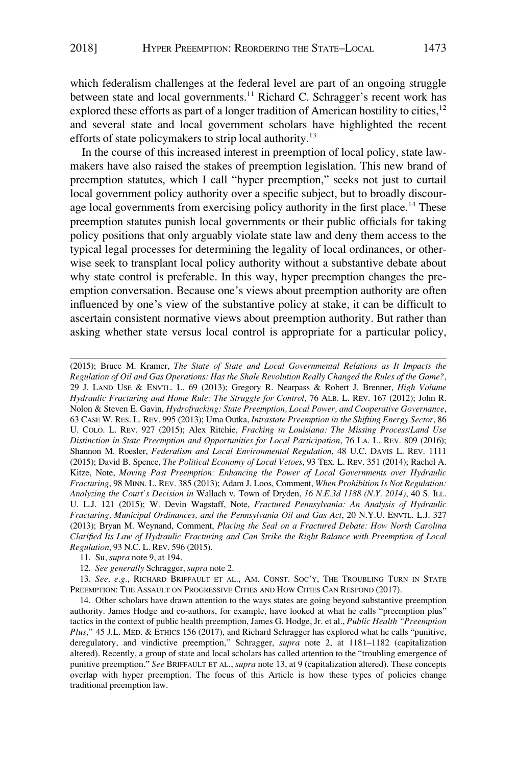which federalism challenges at the federal level are part of an ongoing struggle between state and local governments.[11] Richard C. Schragger's recent work has explored these efforts as part of a longer tradition of American hostility to cities,[12] and several state and local government scholars have highlighted the recent efforts of state policymakers to strip local authority.[13]

In the course of this increased interest in preemption of local policy, state lawmakers have also raised the stakes of preemption legislation. This new brand of preemption statutes, which I call "hyper preemption," seeks not just to curtail local government policy authority over a specific subject, but to broadly discourage local governments from exercising policy authority in the first place.[14] These preemption statutes punish local governments or their public officials for taking policy positions that only arguably violate state law and deny them access to the typical legal processes for determining the legality of local ordinances, or otherwise seek to transplant local policy authority without a substantive debate about why state control is preferable. In this way, hyper preemption changes the preemption conversation. Because one's views about preemption authority are often influenced by one's view of the substantive policy at stake, it can be difficult to ascertain consistent normative views about preemption authority. But rather than asking whether state versus local control is appropriate for a particular policy,

---

(2015); Bruce M. Kramer, *The State of State and Local Governmental Relations as It Impacts the Regulation of Oil and Gas Operations: Has the Shale Revolution Really Changed the Rules of the Game?*, 29 J. LAND USE & ENVTL. L. 69 (2013); Gregory R. Nearpass & Robert J. Brenner, *High Volume Hydraulic Fracturing and Home Rule: The Struggle for Control*, 76 ALB. L. REV. 167 (2012); John R. Nolon & Steven E. Gavin, *Hydrofracking: State Preemption, Local Power, and Cooperative Governance*, 63 CASE W. RES. L. REV. 995 (2013); Uma Outka, *Intrastate Preemption in the Shifting Energy Sector*, 86 U. COLO. L. REV. 927 (2015); Alex Ritchie, *Fracking in Louisiana: The Missing Process/Land Use Distinction in State Preemption and Opportunities for Local Participation*, 76 LA. L. REV. 809 (2016); Shannon M. Roesler, *Federalism and Local Environmental Regulation*, 48 U.C. DAVIS L. REV. 1111 (2015); David B. Spence, *The Political Economy of Local Vetoes*, 93 TEX. L. REV. 351 (2014); Rachel A. Kitze, Note, *Moving Past Preemption: Enhancing the Power of Local Governments over Hydraulic Fracturing*, 98 MINN. L. REV. 385 (2013); Adam J. Loos, Comment, *When Prohibition Is Not Regulation: Analyzing the Court's Decision in* Wallach v. Town of Dryden, *16 N.E.3d 1188 (N.Y. 2014)*, 40 S. ILL. U. L.J. 121 (2015); W. Devin Wagstaff, Note, *Fractured Pennsylvania: An Analysis of Hydraulic Fracturing, Municipal Ordinances, and the Pennsylvania Oil and Gas Act*, 20 N.Y.U. ENVTL. L.J. 327 (2013); Bryan M. Weynand, Comment, *Placing the Seal on a Fractured Debate: How North Carolina Clarified Its Law of Hydraulic Fracturing and Can Strike the Right Balance with Preemption of Local Regulation*, 93 N.C. L. REV. 596 (2015).

11. Su, *supra* note 9, at 194.

12. *See generally* Schragger, *supra* note 2.

13. *See, e.g.*, RICHARD BRIFFAULT ET AL., AM. CONST. SOC'Y, THE TROUBLING TURN IN STATE PREEMPTION: THE ASSAULT ON PROGRESSIVE CITIES AND HOW CITIES CAN RESPOND (2017).

14. Other scholars have drawn attention to the ways states are going beyond substantive preemption authority. James Hodge and co-authors, for example, have looked at what he calls "preemption plus" tactics in the context of public health preemption, James G. Hodge, Jr. et al., *Public Health "Preemption Plus,"* 45 J.L. MED. & ETHICS 156 (2017), and Richard Schragger has explored what he calls "punitive, deregulatory, and vindictive preemption," Schragger, *supra* note 2, at 1181–1182 (capitalization altered). Recently, a group of state and local scholars has called attention to the "troubling emergence of punitive preemption." *See* BRIFFAULT ET AL., *supra* note 13, at 9 (capitalization altered). These concepts overlap with hyper preemption. The focus of this Article is how these types of policies change traditional preemption law.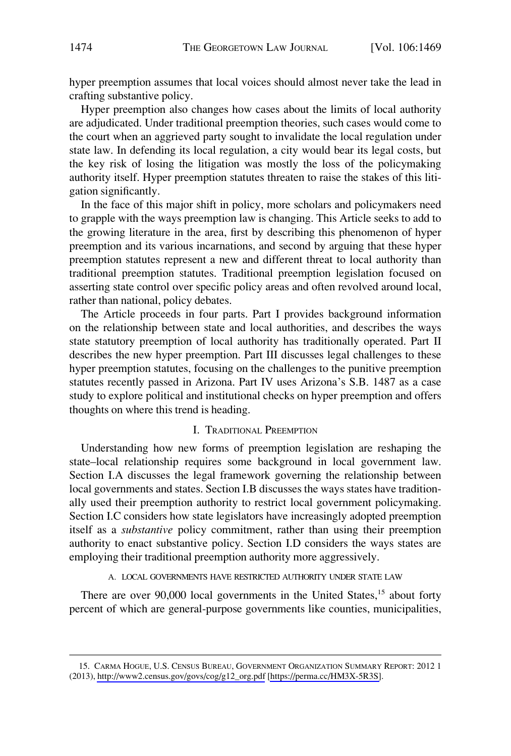hyper preemption assumes that local voices should almost never take the lead in crafting substantive policy.

Hyper preemption also changes how cases about the limits of local authority are adjudicated. Under traditional preemption theories, such cases would come to the court when an aggrieved party sought to invalidate the local regulation under state law. In defending its local regulation, a city would bear its legal costs, but the key risk of losing the litigation was mostly the loss of the policymaking authority itself. Hyper preemption statutes threaten to raise the stakes of this litigation significantly.

In the face of this major shift in policy, more scholars and policymakers need to grapple with the ways preemption law is changing. This Article seeks to add to the growing literature in the area, first by describing this phenomenon of hyper preemption and its various incarnations, and second by arguing that these hyper preemption statutes represent a new and different threat to local authority than traditional preemption statutes. Traditional preemption legislation focused on asserting state control over specific policy areas and often revolved around local, rather than national, policy debates.

The Article proceeds in four parts. Part I provides background information on the relationship between state and local authorities, and describes the ways state statutory preemption of local authority has traditionally operated. Part II describes the new hyper preemption. Part III discusses legal challenges to these hyper preemption statutes, focusing on the challenges to the punitive preemption statutes recently passed in Arizona. Part IV uses Arizona's S.B. 1487 as a case study to explore political and institutional checks on hyper preemption and offers thoughts on where this trend is heading.

## I. Traditional Preemption

Understanding how new forms of preemption legislation are reshaping the state–local relationship requires some background in local government law. Section I.A discusses the legal framework governing the relationship between local governments and states. Section I.B discusses the ways states have traditionally used their preemption authority to restrict local government policymaking. Section I.C considers how state legislators have increasingly adopted preemption itself as a *substantive* policy commitment, rather than using their preemption authority to enact substantive policy. Section I.D considers the ways states are employing their traditional preemption authority more aggressively.

### A. Local Governments Have Restricted Authority Under State Law

There are over 90,000 local governments in the United States,[15] about forty percent of which are general-purpose governments like counties, municipalities,

15. Carma Hogue, U.S. Census Bureau, Government Organization Summary Report: 2012 1 (2013), http://www2.census.gov/govs/cog/g12_org.pdf [https://perma.cc/HM3X-5R3S].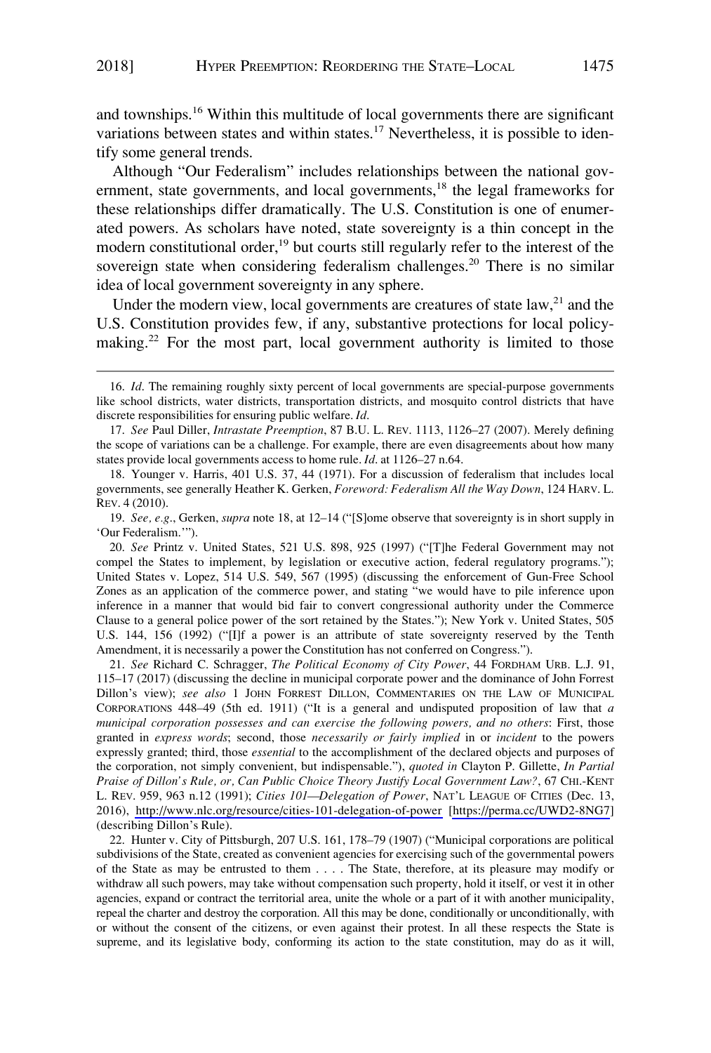and townships.[16] Within this multitude of local governments there are significant variations between states and within states.[17] Nevertheless, it is possible to identify some general trends.

Although "Our Federalism" includes relationships between the national government, state governments, and local governments,[18] the legal frameworks for these relationships differ dramatically. The U.S. Constitution is one of enumerated powers. As scholars have noted, state sovereignty is a thin concept in the modern constitutional order,[19] but courts still regularly refer to the interest of the sovereign state when considering federalism challenges.[20] There is no similar idea of local government sovereignty in any sphere.

Under the modern view, local governments are creatures of state law,[21] and the U.S. Constitution provides few, if any, substantive protections for local policymaking.[22] For the most part, local government authority is limited to those

---

16. *Id*. The remaining roughly sixty percent of local governments are special-purpose governments like school districts, water districts, transportation districts, and mosquito control districts that have discrete responsibilities for ensuring public welfare. *Id*.

17. *See* Paul Diller, *Intrastate Preemption*, 87 B.U. L. REV. 1113, 1126–27 (2007). Merely defining the scope of variations can be a challenge. For example, there are even disagreements about how many states provide local governments access to home rule. *Id*. at 1126–27 n.64.

18. Younger v. Harris, 401 U.S. 37, 44 (1971). For a discussion of federalism that includes local governments, see generally Heather K. Gerken, *Foreword: Federalism All the Way Down*, 124 HARV. L. REV. 4 (2010).

19. *See, e.g*., Gerken, *supra* note 18, at 12–14 ("[S]ome observe that sovereignty is in short supply in 'Our Federalism.'").

20. *See* Printz v. United States, 521 U.S. 898, 925 (1997) ("[T]he Federal Government may not compel the States to implement, by legislation or executive action, federal regulatory programs."); United States v. Lopez, 514 U.S. 549, 567 (1995) (discussing the enforcement of Gun-Free School Zones as an application of the commerce power, and stating "we would have to pile inference upon inference in a manner that would bid fair to convert congressional authority under the Commerce Clause to a general police power of the sort retained by the States."); New York v. United States, 505 U.S. 144, 156 (1992) ("[I]f a power is an attribute of state sovereignty reserved by the Tenth Amendment, it is necessarily a power the Constitution has not conferred on Congress.").

21. *See* Richard C. Schragger, *The Political Economy of City Power*, 44 FORDHAM URB. L.J. 91, 115–17 (2017) (discussing the decline in municipal corporate power and the dominance of John Forrest Dillon's view); *see also* 1 JOHN FORREST DILLON, COMMENTARIES ON THE LAW OF MUNICIPAL CORPORATIONS 448–49 (5th ed. 1911) ("It is a general and undisputed proposition of law that *a municipal corporation possesses and can exercise the following powers, and no others*: First, those granted in *express words*; second, those *necessarily or fairly implied* in or *incident* to the powers expressly granted; third, those *essential* to the accomplishment of the declared objects and purposes of the corporation, not simply convenient, but indispensable."), *quoted in* Clayton P. Gillette, *In Partial Praise of Dillon's Rule, or, Can Public Choice Theory Justify Local Government Law?*, 67 CHI.-KENT L. REV. 959, 963 n.12 (1991); *Cities 101—Delegation of Power*, NAT'L LEAGUE OF CITIES (Dec. 13, 2016), http://www.nlc.org/resource/cities-101-delegation-of-power [https://perma.cc/UWD2-8NG7] (describing Dillon's Rule).

22. Hunter v. City of Pittsburgh, 207 U.S. 161, 178–79 (1907) ("Municipal corporations are political subdivisions of the State, created as convenient agencies for exercising such of the governmental powers of the State as may be entrusted to them . . . . The State, therefore, at its pleasure may modify or withdraw all such powers, may take without compensation such property, hold it itself, or vest it in other agencies, expand or contract the territorial area, unite the whole or a part of it with another municipality, repeal the charter and destroy the corporation. All this may be done, conditionally or unconditionally, with or without the consent of the citizens, or even against their protest. In all these respects the State is supreme, and its legislative body, conforming its action to the state constitution, may do as it will,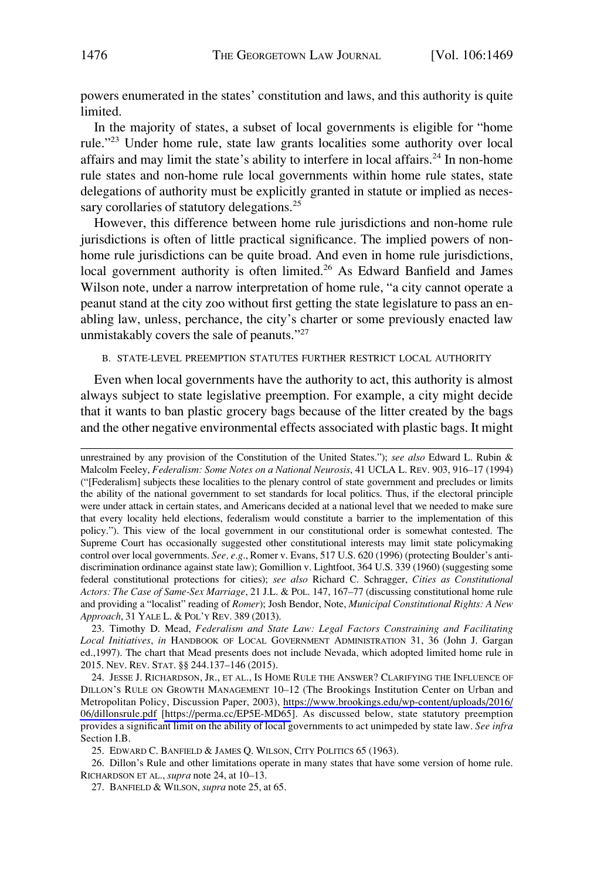powers enumerated in the states' constitution and laws, and this authority is quite limited.

In the majority of states, a subset of local governments is eligible for "home rule."[23] Under home rule, state law grants localities some authority over local affairs and may limit the state's ability to interfere in local affairs.[24] In non-home rule states and non-home rule local governments within home rule states, state delegations of authority must be explicitly granted in statute or implied as necessary corollaries of statutory delegations.[25]

However, this difference between home rule jurisdictions and non-home rule jurisdictions is often of little practical significance. The implied powers of non-home rule jurisdictions can be quite broad. And even in home rule jurisdictions, local government authority is often limited.[26] As Edward Banfield and James Wilson note, under a narrow interpretation of home rule, "a city cannot operate a peanut stand at the city zoo without first getting the state legislature to pass an enabling law, unless, perchance, the city's charter or some previously enacted law unmistakably covers the sale of peanuts."[27]

### B. State-Level Preemption Statutes Further Restrict Local Authority

Even when local governments have the authority to act, this authority is almost always subject to state legislative preemption. For example, a city might decide that it wants to ban plastic grocery bags because of the litter created by the bags and the other negative environmental effects associated with plastic bags. It might

---

unrestrained by any provision of the Constitution of the United States."); *see also* Edward L. Rubin & Malcolm Feeley, *Federalism: Some Notes on a National Neurosis*, 41 UCLA L. REV. 903, 916–17 (1994) ("[Federalism] subjects these localities to the plenary control of state government and precludes or limits the ability of the national government to set standards for local politics. Thus, if the electoral principle were under attack in certain states, and Americans decided at a national level that we needed to make sure that every locality held elections, federalism would constitute a barrier to the implementation of this policy."). This view of the local government in our constitutional order is somewhat contested. The Supreme Court has occasionally suggested other constitutional interests may limit state policymaking control over local governments. *See, e.g.*, Romer v. Evans, 517 U.S. 620 (1996) (protecting Boulder's anti-discrimination ordinance against state law); Gomillion v. Lightfoot, 364 U.S. 339 (1960) (suggesting some federal constitutional protections for cities); *see also* Richard C. Schragger, *Cities as Constitutional Actors: The Case of Same-Sex Marriage*, 21 J.L. & POL. 147, 167–77 (discussing constitutional home rule and providing a "localist" reading of *Romer*); Josh Bendor, Note, *Municipal Constitutional Rights: A New Approach*, 31 YALE L. & POL'Y REV. 389 (2013).

23. Timothy D. Mead, *Federalism and State Law: Legal Factors Constraining and Facilitating Local Initiatives*, *in* HANDBOOK OF LOCAL GOVERNMENT ADMINISTRATION 31, 36 (John J. Gargan ed.,1997). The chart that Mead presents does not include Nevada, which adopted limited home rule in 2015. NEV. REV. STAT. §§ 244.137–146 (2015).

24. JESSE J. RICHARDSON, JR., ET AL., IS HOME RULE THE ANSWER? CLARIFYING THE INFLUENCE OF DILLON'S RULE ON GROWTH MANAGEMENT 10–12 (The Brookings Institution Center on Urban and Metropolitan Policy, Discussion Paper, 2003), https://www.brookings.edu/wp-content/uploads/2016/06/dillonsrule.pdf [https://perma.cc/EP5E-MD65]. As discussed below, state statutory preemption provides a significant limit on the ability of local governments to act unimpeded by state law. *See infra* Section I.B.

25. EDWARD C. BANFIELD & JAMES Q. WILSON, CITY POLITICS 65 (1963).

26. Dillon's Rule and other limitations operate in many states that have some version of home rule. RICHARDSON ET AL., *supra* note 24, at 10–13.

27. BANFIELD & WILSON, *supra* note 25, at 65.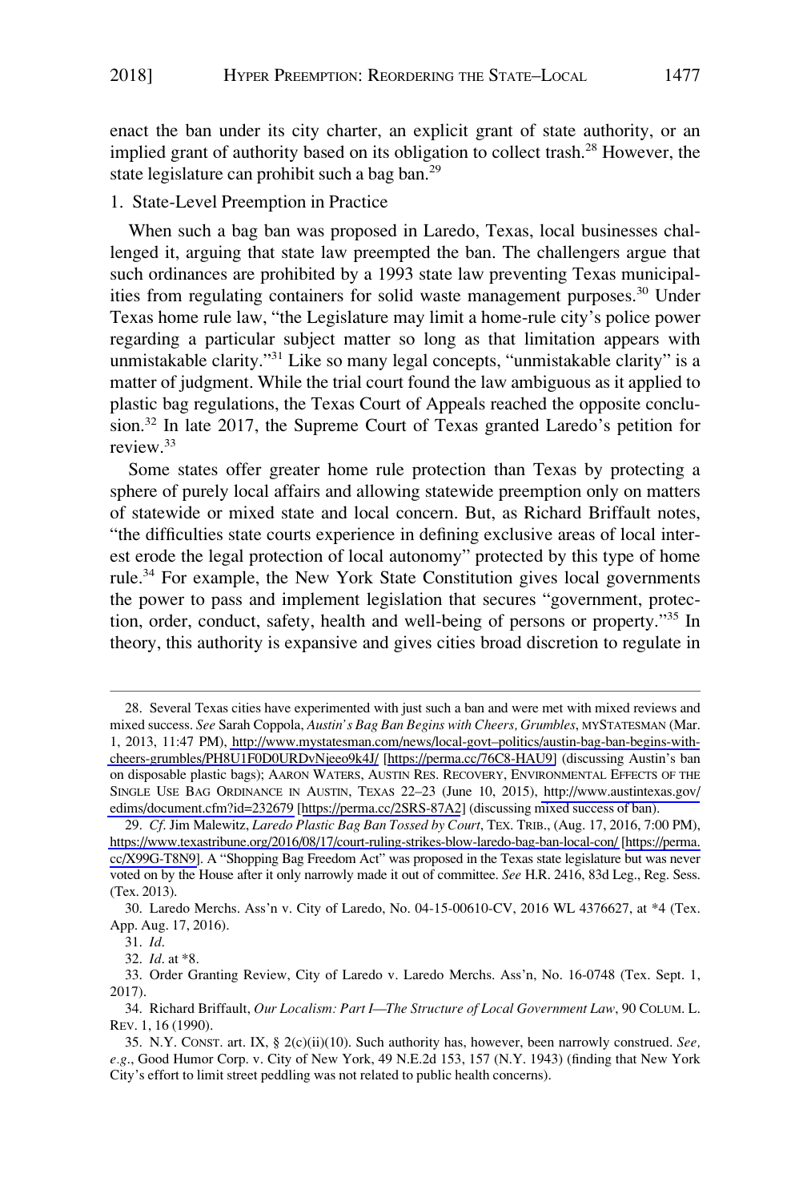enact the ban under its city charter, an explicit grant of state authority, or an implied grant of authority based on its obligation to collect trash.[28] However, the state legislature can prohibit such a bag ban.[29]

1. State-Level Preemption in Practice

When such a bag ban was proposed in Laredo, Texas, local businesses challenged it, arguing that state law preempted the ban. The challengers argue that such ordinances are prohibited by a 1993 state law preventing Texas municipalities from regulating containers for solid waste management purposes.[30] Under Texas home rule law, "the Legislature may limit a home-rule city's police power regarding a particular subject matter so long as that limitation appears with unmistakable clarity."[31] Like so many legal concepts, "unmistakable clarity" is a matter of judgment. While the trial court found the law ambiguous as it applied to plastic bag regulations, the Texas Court of Appeals reached the opposite conclusion.[32] In late 2017, the Supreme Court of Texas granted Laredo's petition for review.[33]

Some states offer greater home rule protection than Texas by protecting a sphere of purely local affairs and allowing statewide preemption only on matters of statewide or mixed state and local concern. But, as Richard Briffault notes, "the difficulties state courts experience in defining exclusive areas of local interest erode the legal protection of local autonomy" protected by this type of home rule.[34] For example, the New York State Constitution gives local governments the power to pass and implement legislation that secures "government, protection, order, conduct, safety, health and well-being of persons or property."[35] In theory, this authority is expansive and gives cities broad discretion to regulate in

---

28. Several Texas cities have experimented with just such a ban and were met with mixed reviews and mixed success. *See* Sarah Coppola, *Austin's Bag Ban Begins with Cheers, Grumbles*, MYSTATESMAN (Mar. 1, 2013, 11:47 PM), http://www.mystatesman.com/news/local-govt–politics/austin-bag-ban-begins-with-cheers-grumbles/PH8U1F0D0URDvNjeeo9k4J/ [https://perma.cc/76C8-HAU9] (discussing Austin's ban on disposable plastic bags); AARON WATERS, AUSTIN RES. RECOVERY, ENVIRONMENTAL EFFECTS OF THE SINGLE USE BAG ORDINANCE IN AUSTIN, TEXAS 22–23 (June 10, 2015), http://www.austintexas.gov/edims/document.cfm?id=232679 [https://perma.cc/2SRS-87A2] (discussing mixed success of ban).

29. *Cf*. Jim Malewitz, *Laredo Plastic Bag Ban Tossed by Court*, TEX. TRIB., (Aug. 17, 2016, 7:00 PM), https://www.texastribune.org/2016/08/17/court-ruling-strikes-blow-laredo-bag-ban-local-con/ [https://perma.cc/X99G-T8N9]. A "Shopping Bag Freedom Act" was proposed in the Texas state legislature but was never voted on by the House after it only narrowly made it out of committee. *See* H.R. 2416, 83d Leg., Reg. Sess. (Tex. 2013).

30. Laredo Merchs. Ass'n v. City of Laredo, No. 04-15-00610-CV, 2016 WL 4376627, at *4 (Tex. App. Aug. 17, 2016).

31. *Id*.

32. *Id*. at *8.

33. Order Granting Review, City of Laredo v. Laredo Merchs. Ass'n, No. 16-0748 (Tex. Sept. 1, 2017).

34. Richard Briffault, *Our Localism: Part I—The Structure of Local Government Law*, 90 COLUM. L. REV. 1, 16 (1990).

35. N.Y. CONST. art. IX, § 2(c)(ii)(10). Such authority has, however, been narrowly construed. *See, e.g*., Good Humor Corp. v. City of New York, 49 N.E.2d 153, 157 (N.Y. 1943) (finding that New York City's effort to limit street peddling was not related to public health concerns).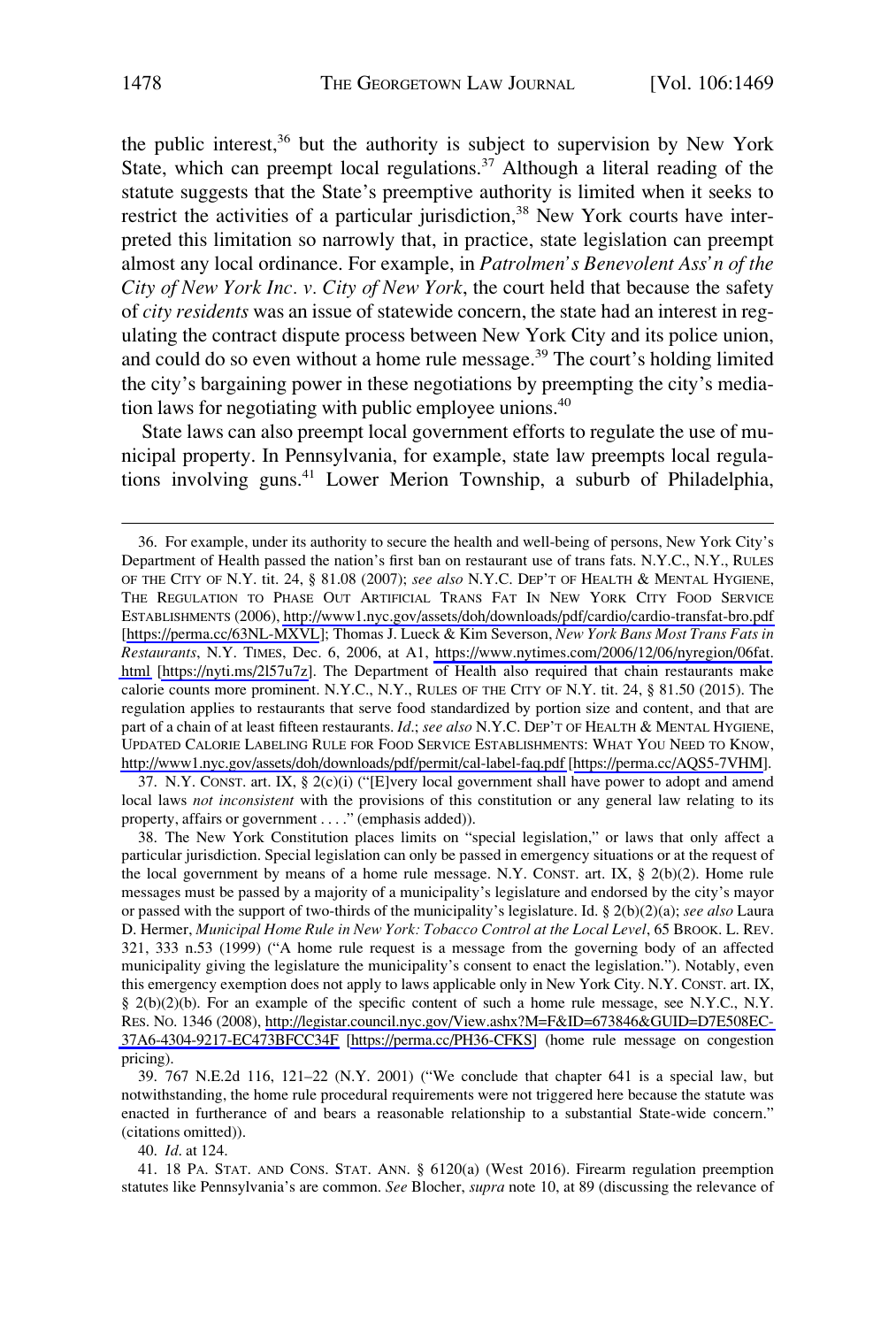the public interest,[36] but the authority is subject to supervision by New York State, which can preempt local regulations.[37] Although a literal reading of the statute suggests that the State's preemptive authority is limited when it seeks to restrict the activities of a particular jurisdiction,[38] New York courts have interpreted this limitation so narrowly that, in practice, state legislation can preempt almost any local ordinance. For example, in *Patrolmen's Benevolent Ass'n of the City of New York Inc. v. City of New York*, the court held that because the safety of *city residents* was an issue of statewide concern, the state had an interest in regulating the contract dispute process between New York City and its police union, and could do so even without a home rule message.[39] The court's holding limited the city's bargaining power in these negotiations by preempting the city's mediation laws for negotiating with public employee unions.[40]

State laws can also preempt local government efforts to regulate the use of municipal property. In Pennsylvania, for example, state law preempts local regulations involving guns.[41] Lower Merion Township, a suburb of Philadelphia,

---

36. For example, under its authority to secure the health and well-being of persons, New York City's Department of Health passed the nation's first ban on restaurant use of trans fats. N.Y.C., N.Y., RULES OF THE CITY OF N.Y. tit. 24, § 81.08 (2007); *see also* N.Y.C. DEP'T OF HEALTH & MENTAL HYGIENE, THE REGULATION TO PHASE OUT ARTIFICIAL TRANS FAT IN NEW YORK CITY FOOD SERVICE ESTABLISHMENTS (2006), http://www1.nyc.gov/assets/doh/downloads/pdf/cardio/cardio-transfat-bro.pdf [https://perma.cc/63NL-MXVL]; Thomas J. Lueck & Kim Severson, *New York Bans Most Trans Fats in Restaurants*, N.Y. TIMES, Dec. 6, 2006, at A1, https://www.nytimes.com/2006/12/06/nyregion/06fat.html [https://nyti.ms/2l57u7z]. The Department of Health also required that chain restaurants make calorie counts more prominent. N.Y.C., N.Y., RULES OF THE CITY OF N.Y. tit. 24, § 81.50 (2015). The regulation applies to restaurants that serve food standardized by portion size and content, and that are part of a chain of at least fifteen restaurants. *Id.*; *see also* N.Y.C. DEP'T OF HEALTH & MENTAL HYGIENE, UPDATED CALORIE LABELING RULE FOR FOOD SERVICE ESTABLISHMENTS: WHAT YOU NEED TO KNOW, http://www1.nyc.gov/assets/doh/downloads/pdf/permit/cal-label-faq.pdf [https://perma.cc/AQS5-7VHM].

37. N.Y. CONST. art. IX, § 2(c)(i) ("[E]very local government shall have power to adopt and amend local laws *not inconsistent* with the provisions of this constitution or any general law relating to its property, affairs or government . . . ." (emphasis added)).

38. The New York Constitution places limits on "special legislation," or laws that only affect a particular jurisdiction. Special legislation can only be passed in emergency situations or at the request of the local government by means of a home rule message. N.Y. CONST. art. IX, § 2(b)(2). Home rule messages must be passed by a majority of a municipality's legislature and endorsed by the city's mayor or passed with the support of two-thirds of the municipality's legislature. Id. § 2(b)(2)(a); *see also* Laura D. Hermer, *Municipal Home Rule in New York: Tobacco Control at the Local Level*, 65 BROOK. L. REV. 321, 333 n.53 (1999) ("A home rule request is a message from the governing body of an affected municipality giving the legislature the municipality's consent to enact the legislation."). Notably, even this emergency exemption does not apply to laws applicable only in New York City. N.Y. CONST. art. IX, § 2(b)(2)(b). For an example of the specific content of such a home rule message, see N.Y.C., N.Y. RES. NO. 1346 (2008), http://legistar.council.nyc.gov/View.ashx?M=F&ID=673846&GUID=D7E508EC-37A6-4304-9217-EC473BFCC34F [https://perma.cc/PH36-CFKS] (home rule message on congestion pricing).

39. 767 N.E.2d 116, 121–22 (N.Y. 2001) ("We conclude that chapter 641 is a special law, but notwithstanding, the home rule procedural requirements were not triggered here because the statute was enacted in furtherance of and bears a reasonable relationship to a substantial State-wide concern." (citations omitted)).

40. *Id.* at 124.

41. 18 PA. STAT. AND CONS. STAT. ANN. § 6120(a) (West 2016). Firearm regulation preemption statutes like Pennsylvania's are common. *See* Blocher, *supra* note 10, at 89 (discussing the relevance of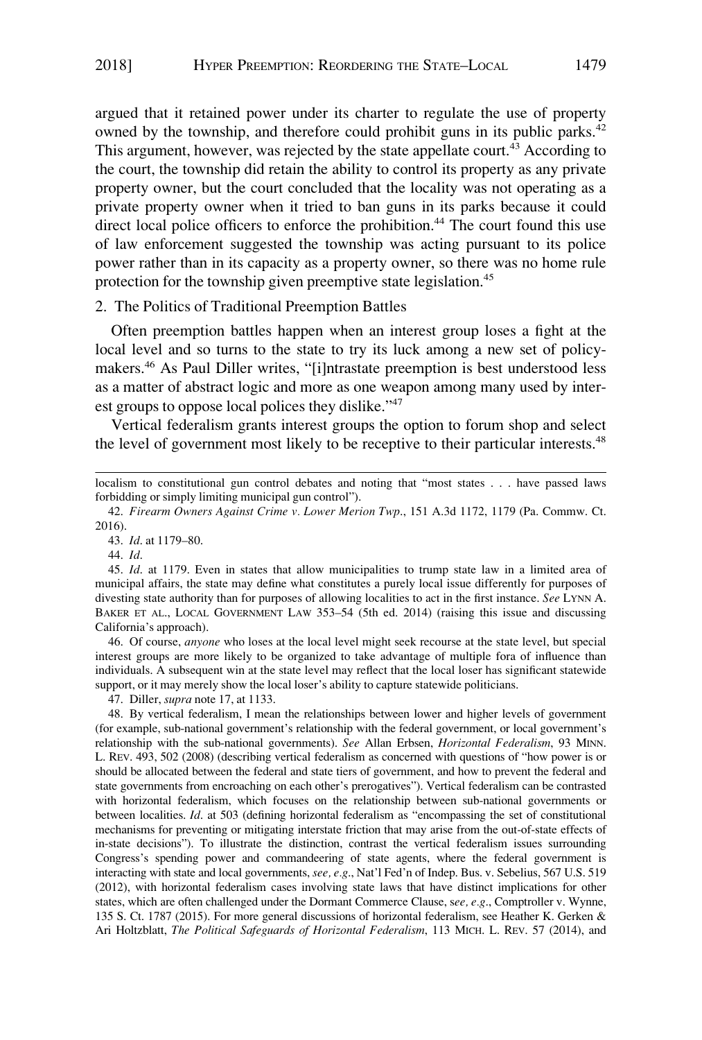argued that it retained power under its charter to regulate the use of property owned by the township, and therefore could prohibit guns in its public parks.[42] This argument, however, was rejected by the state appellate court.[43] According to the court, the township did retain the ability to control its property as any private property owner, but the court concluded that the locality was not operating as a private property owner when it tried to ban guns in its parks because it could direct local police officers to enforce the prohibition.[44] The court found this use of law enforcement suggested the township was acting pursuant to its police power rather than in its capacity as a property owner, so there was no home rule protection for the township given preemptive state legislation.[45]

### 2. The Politics of Traditional Preemption Battles

Often preemption battles happen when an interest group loses a fight at the local level and so turns to the state to try its luck among a new set of policymakers.[46] As Paul Diller writes, "[i]ntrastate preemption is best understood less as a matter of abstract logic and more as one weapon among many used by interest groups to oppose local polices they dislike."[47]

Vertical federalism grants interest groups the option to forum shop and select the level of government most likely to be receptive to their particular interests.[48]

---

localism to constitutional gun control debates and noting that "most states . . . have passed laws forbidding or simply limiting municipal gun control").

42. *Firearm Owners Against Crime v. Lower Merion Twp*., 151 A.3d 1172, 1179 (Pa. Commw. Ct. 2016).

43. *Id*. at 1179–80.

44. *Id*.

45. *Id*. at 1179. Even in states that allow municipalities to trump state law in a limited area of municipal affairs, the state may define what constitutes a purely local issue differently for purposes of divesting state authority than for purposes of allowing localities to act in the first instance. *See* LYNN A. BAKER ET AL., LOCAL GOVERNMENT LAW 353–54 (5th ed. 2014) (raising this issue and discussing California's approach).

46. Of course, *anyone* who loses at the local level might seek recourse at the state level, but special interest groups are more likely to be organized to take advantage of multiple fora of influence than individuals. A subsequent win at the state level may reflect that the local loser has significant statewide support, or it may merely show the local loser's ability to capture statewide politicians.

47. Diller, *supra* note 17, at 1133.

48. By vertical federalism, I mean the relationships between lower and higher levels of government (for example, sub-national government's relationship with the federal government, or local government's relationship with the sub-national governments). *See* Allan Erbsen, *Horizontal Federalism*, 93 MINN. L. REV. 493, 502 (2008) (describing vertical federalism as concerned with questions of "how power is or should be allocated between the federal and state tiers of government, and how to prevent the federal and state governments from encroaching on each other's prerogatives"). Vertical federalism can be contrasted with horizontal federalism, which focuses on the relationship between sub-national governments or between localities. *Id*. at 503 (defining horizontal federalism as "encompassing the set of constitutional mechanisms for preventing or mitigating interstate friction that may arise from the out-of-state effects of in-state decisions"). To illustrate the distinction, contrast the vertical federalism issues surrounding Congress's spending power and commandeering of state agents, where the federal government is interacting with state and local governments, *see, e.g*., Nat'l Fed'n of Indep. Bus. v. Sebelius, 567 U.S. 519 (2012), with horizontal federalism cases involving state laws that have distinct implications for other states, which are often challenged under the Dormant Commerce Clause, s*ee, e.g*., Comptroller v. Wynne, 135 S. Ct. 1787 (2015). For more general discussions of horizontal federalism, see Heather K. Gerken & Ari Holtzblatt, *The Political Safeguards of Horizontal Federalism*, 113 MICH. L. REV. 57 (2014), and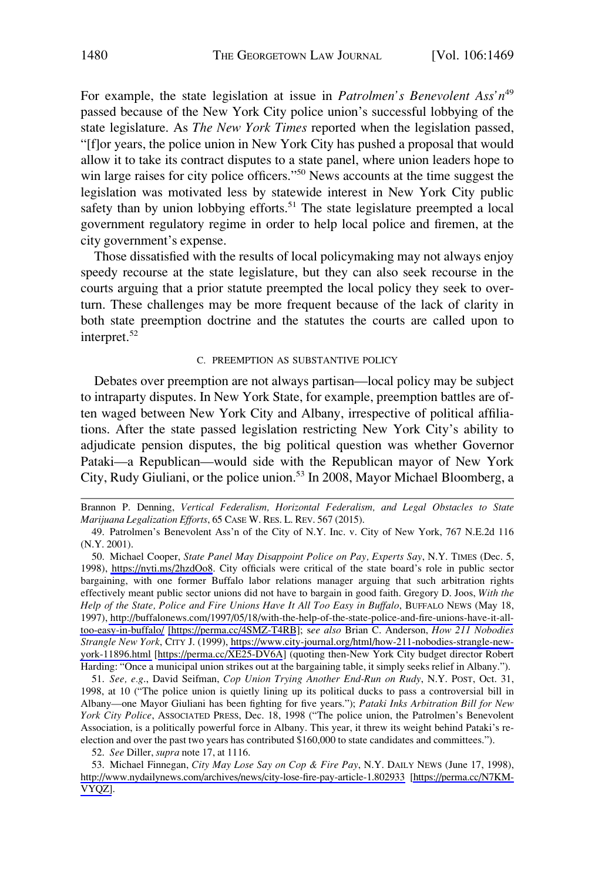For example, the state legislation at issue in *Patrolmen's Benevolent Ass'n*[49] passed because of the New York City police union's successful lobbying of the state legislature. As *The New York Times* reported when the legislation passed, "[f]or years, the police union in New York City has pushed a proposal that would allow it to take its contract disputes to a state panel, where union leaders hope to win large raises for city police officers."[50] News accounts at the time suggest the legislation was motivated less by statewide interest in New York City public safety than by union lobbying efforts.[51] The state legislature preempted a local government regulatory regime in order to help local police and firemen, at the city government's expense.

Those dissatisfied with the results of local policymaking may not always enjoy speedy recourse at the state legislature, but they can also seek recourse in the courts arguing that a prior statute preempted the local policy they seek to overturn. These challenges may be more frequent because of the lack of clarity in both state preemption doctrine and the statutes the courts are called upon to interpret.[52]

### C. Preemption as Substantive Policy

Debates over preemption are not always partisan—local policy may be subject to intraparty disputes. In New York State, for example, preemption battles are often waged between New York City and Albany, irrespective of political affiliations. After the state passed legislation restricting New York City's ability to adjudicate pension disputes, the big political question was whether Governor Pataki—a Republican—would side with the Republican mayor of New York City, Rudy Giuliani, or the police union.[53] In 2008, Mayor Michael Bloomberg, a

---

Brannon P. Denning, *Vertical Federalism, Horizontal Federalism, and Legal Obstacles to State Marijuana Legalization Efforts*, 65 Case W. Res. L. Rev. 567 (2015).

49. Patrolmen's Benevolent Ass'n of the City of N.Y. Inc. v. City of New York, 767 N.E.2d 116 (N.Y. 2001).

50. Michael Cooper, *State Panel May Disappoint Police on Pay, Experts Say*, N.Y. Times (Dec. 5, 1998), https://nyti.ms/2hzdOo8. City officials were critical of the state board's role in public sector bargaining, with one former Buffalo labor relations manager arguing that such arbitration rights effectively meant public sector unions did not have to bargain in good faith. Gregory D. Joos, *With the Help of the State, Police and Fire Unions Have It All Too Easy in Buffalo*, Buffalo News (May 18, 1997), http://buffalonews.com/1997/05/18/with-the-help-of-the-state-police-and-fire-unions-have-it-all-too-easy-in-buffalo/ [https://perma.cc/4SMZ-T4RB]; *see also* Brian C. Anderson, *How 211 Nobodies Strangle New York*, City J. (1999), https://www.city-journal.org/html/how-211-nobodies-strangle-new-york-11896.html [https://perma.cc/XE25-DV6A] (quoting then-New York City budget director Robert Harding: "Once a municipal union strikes out at the bargaining table, it simply seeks relief in Albany.").

51. *See, e.g.*, David Seifman, *Cop Union Trying Another End-Run on Rudy*, N.Y. Post, Oct. 31, 1998, at 10 ("The police union is quietly lining up its political ducks to pass a controversial bill in Albany—one Mayor Giuliani has been fighting for five years."); *Pataki Inks Arbitration Bill for New York City Police*, Associated Press, Dec. 18, 1998 ("The police union, the Patrolmen's Benevolent Association, is a politically powerful force in Albany. This year, it threw its weight behind Pataki's re-election and over the past two years has contributed $160,000 to state candidates and committees.").

52. *See* Diller, *supra* note 17, at 1116.

53. Michael Finnegan, *City May Lose Say on Cop & Fire Pay*, N.Y. Daily News (June 17, 1998), http://www.nydailynews.com/archives/news/city-lose-fire-pay-article-1.802933 [https://perma.cc/N7KM-VYQZ].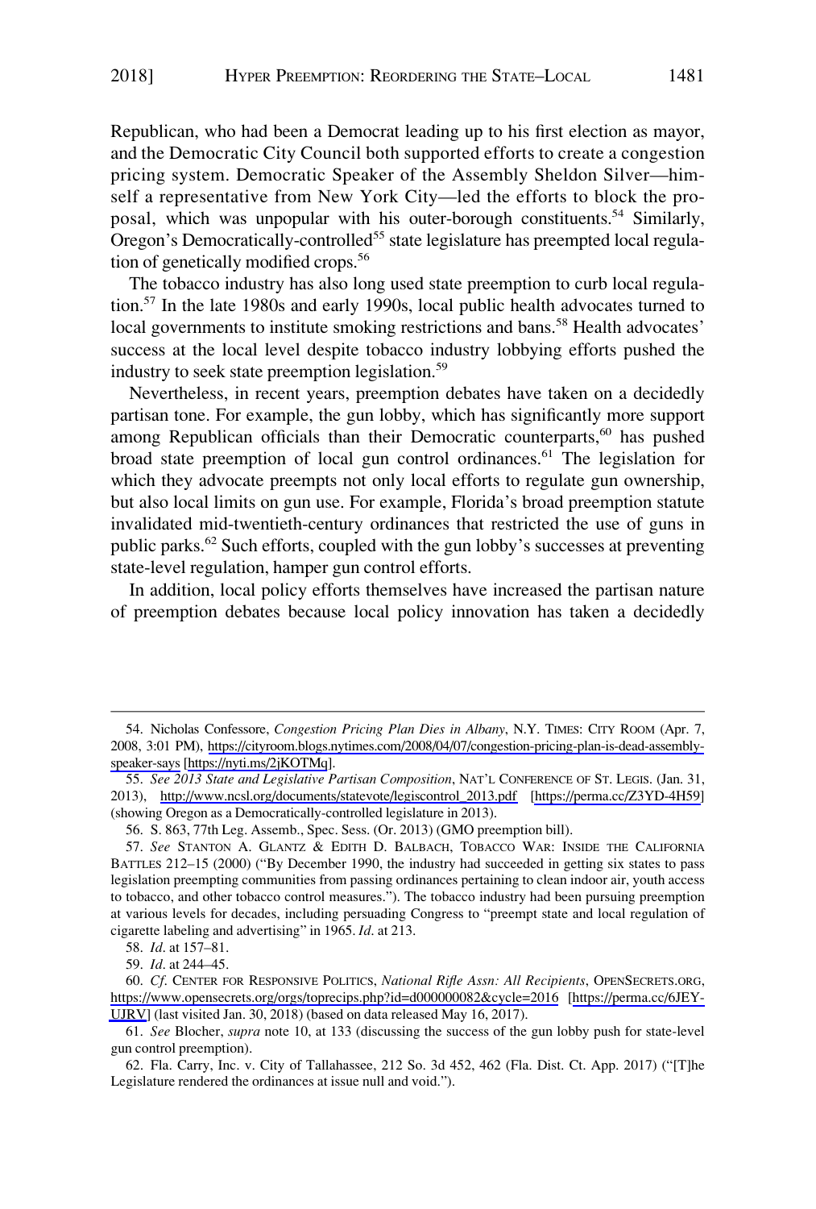Republican, who had been a Democrat leading up to his first election as mayor, and the Democratic City Council both supported efforts to create a congestion pricing system. Democratic Speaker of the Assembly Sheldon Silver—himself a representative from New York City—led the efforts to block the proposal, which was unpopular with his outer-borough constituents.[54] Similarly, Oregon's Democratically-controlled[55] state legislature has preempted local regulation of genetically modified crops.[56]

The tobacco industry has also long used state preemption to curb local regulation.[57] In the late 1980s and early 1990s, local public health advocates turned to local governments to institute smoking restrictions and bans.[58] Health advocates' success at the local level despite tobacco industry lobbying efforts pushed the industry to seek state preemption legislation.[59]

Nevertheless, in recent years, preemption debates have taken on a decidedly partisan tone. For example, the gun lobby, which has significantly more support among Republican officials than their Democratic counterparts,[60] has pushed broad state preemption of local gun control ordinances.[61] The legislation for which they advocate preempts not only local efforts to regulate gun ownership, but also local limits on gun use. For example, Florida's broad preemption statute invalidated mid-twentieth-century ordinances that restricted the use of guns in public parks.[62] Such efforts, coupled with the gun lobby's successes at preventing state-level regulation, hamper gun control efforts.

In addition, local policy efforts themselves have increased the partisan nature of preemption debates because local policy innovation has taken a decidedly

---

54. Nicholas Confessore, *Congestion Pricing Plan Dies in Albany*, N.Y. TIMES: CITY ROOM (Apr. 7, 2008, 3:01 PM), https://cityroom.blogs.nytimes.com/2008/04/07/congestion-pricing-plan-is-dead-assembly-speaker-says [https://nyti.ms/2jKOTMq].

55. *See 2013 State and Legislative Partisan Composition*, NAT'L CONFERENCE OF ST. LEGIS. (Jan. 31, 2013), http://www.ncsl.org/documents/statevote/legiscontrol_2013.pdf [https://perma.cc/Z3YD-4H59] (showing Oregon as a Democratically-controlled legislature in 2013).

56. S. 863, 77th Leg. Assemb., Spec. Sess. (Or. 2013) (GMO preemption bill).

57. *See* STANTON A. GLANTZ & EDITH D. BALBACH, TOBACCO WAR: INSIDE THE CALIFORNIA BATTLES 212–15 (2000) ("By December 1990, the industry had succeeded in getting six states to pass legislation preempting communities from passing ordinances pertaining to clean indoor air, youth access to tobacco, and other tobacco control measures."). The tobacco industry had been pursuing preemption at various levels for decades, including persuading Congress to "preempt state and local regulation of cigarette labeling and advertising" in 1965. *Id*. at 213.

58. *Id*. at 157–81.

59. *Id*. at 244–45.

60. *Cf*. CENTER FOR RESPONSIVE POLITICS, *National Rifle Assn: All Recipients*, OPENSECRETS.ORG, https://www.opensecrets.org/orgs/toprecips.php?id=d000000082&cycle=2016 [https://perma.cc/6JEY-UJRV] (last visited Jan. 30, 2018) (based on data released May 16, 2017).

61. *See* Blocher, *supra* note 10, at 133 (discussing the success of the gun lobby push for state-level gun control preemption).

62. Fla. Carry, Inc. v. City of Tallahassee, 212 So. 3d 452, 462 (Fla. Dist. Ct. App. 2017) ("[T]he Legislature rendered the ordinances at issue null and void.").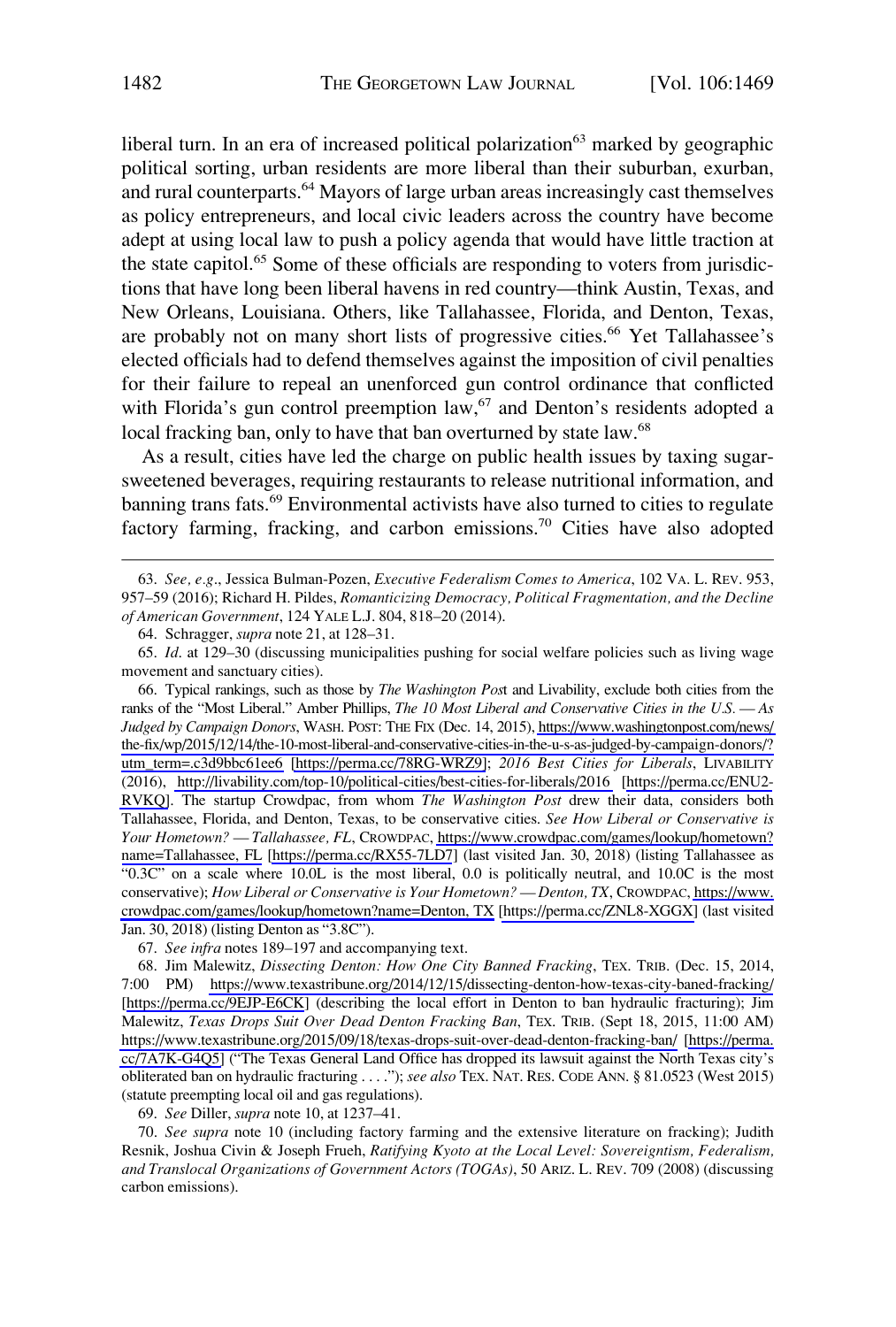liberal turn. In an era of increased political polarization[63] marked by geographic political sorting, urban residents are more liberal than their suburban, exurban, and rural counterparts.[64] Mayors of large urban areas increasingly cast themselves as policy entrepreneurs, and local civic leaders across the country have become adept at using local law to push a policy agenda that would have little traction at the state capitol.[65] Some of these officials are responding to voters from jurisdictions that have long been liberal havens in red country—think Austin, Texas, and New Orleans, Louisiana. Others, like Tallahassee, Florida, and Denton, Texas, are probably not on many short lists of progressive cities.[66] Yet Tallahassee's elected officials had to defend themselves against the imposition of civil penalties for their failure to repeal an unenforced gun control ordinance that conflicted with Florida's gun control preemption law,[67] and Denton's residents adopted a local fracking ban, only to have that ban overturned by state law.[68]

As a result, cities have led the charge on public health issues by taxing sugar-sweetened beverages, requiring restaurants to release nutritional information, and banning trans fats.[69] Environmental activists have also turned to cities to regulate factory farming, fracking, and carbon emissions.[70] Cities have also adopted

---

63. *See, e.g.*, Jessica Bulman-Pozen, *Executive Federalism Comes to America*, 102 VA. L. REV. 953, 957–59 (2016); Richard H. Pildes, *Romanticizing Democracy, Political Fragmentation, and the Decline of American Government*, 124 YALE L.J. 804, 818–20 (2014).

64. Schragger, *supra* note 21, at 128–31.

65. *Id.* at 129–30 (discussing municipalities pushing for social welfare policies such as living wage movement and sanctuary cities).

66. Typical rankings, such as those by *The Washington Post* and Livability, exclude both cities from the ranks of the "Most Liberal." Amber Phillips, *The 10 Most Liberal and Conservative Cities in the U.S. — As Judged by Campaign Donors*, WASH. POST: THE FIX (Dec. 14, 2015), https://www.washingtonpost.com/news/the-fix/wp/2015/12/14/the-10-most-liberal-and-conservative-cities-in-the-u-s-as-judged-by-campaign-donors/?utm_term=.c3d9bbc61ee6 [https://perma.cc/78RG-WRZ9]; *2016 Best Cities for Liberals*, LIVABILITY (2016), http://livability.com/top-10/political-cities/best-cities-for-liberals/2016 [https://perma.cc/ENU2-RVKQ]. The startup Crowdpac, from whom *The Washington Post* drew their data, considers both Tallahassee, Florida, and Denton, Texas, to be conservative cities. *See How Liberal or Conservative is Your Hometown? — Tallahassee, FL*, CROWDPAC, https://www.crowdpac.com/games/lookup/hometown?name=Tallahassee, FL [https://perma.cc/RX55-7LD7] (last visited Jan. 30, 2018) (listing Tallahassee as "0.3C" on a scale where 10.0L is the most liberal, 0.0 is politically neutral, and 10.0C is the most conservative); *How Liberal or Conservative is Your Hometown? — Denton, TX*, CROWDPAC, https://www.crowdpac.com/games/lookup/hometown?name=Denton, TX [https://perma.cc/ZNL8-XGGX] (last visited Jan. 30, 2018) (listing Denton as "3.8C").

67. *See infra* notes 189–197 and accompanying text.

68. Jim Malewitz, *Dissecting Denton: How One City Banned Fracking*, TEX. TRIB. (Dec. 15, 2014, 7:00 PM) https://www.texastribune.org/2014/12/15/dissecting-denton-how-texas-city-baned-fracking/ [https://perma.cc/9EJP-E6CK] (describing the local effort in Denton to ban hydraulic fracturing); Jim Malewitz, *Texas Drops Suit Over Dead Denton Fracking Ban*, TEX. TRIB. (Sept 18, 2015, 11:00 AM) https://www.texastribune.org/2015/09/18/texas-drops-suit-over-dead-denton-fracking-ban/ [https://perma.cc/7A7K-G4Q5] ("The Texas General Land Office has dropped its lawsuit against the North Texas city's obliterated ban on hydraulic fracturing . . . ."); *see also* TEX. NAT. RES. CODE ANN. § 81.0523 (West 2015) (statute preempting local oil and gas regulations).

69. *See* Diller, *supra* note 10, at 1237–41.

70. *See supra* note 10 (including factory farming and the extensive literature on fracking); Judith Resnik, Joshua Civin & Joseph Frueh, *Ratifying Kyoto at the Local Level: Sovereigntism, Federalism, and Translocal Organizations of Government Actors (TOGAs)*, 50 ARIZ. L. REV. 709 (2008) (discussing carbon emissions).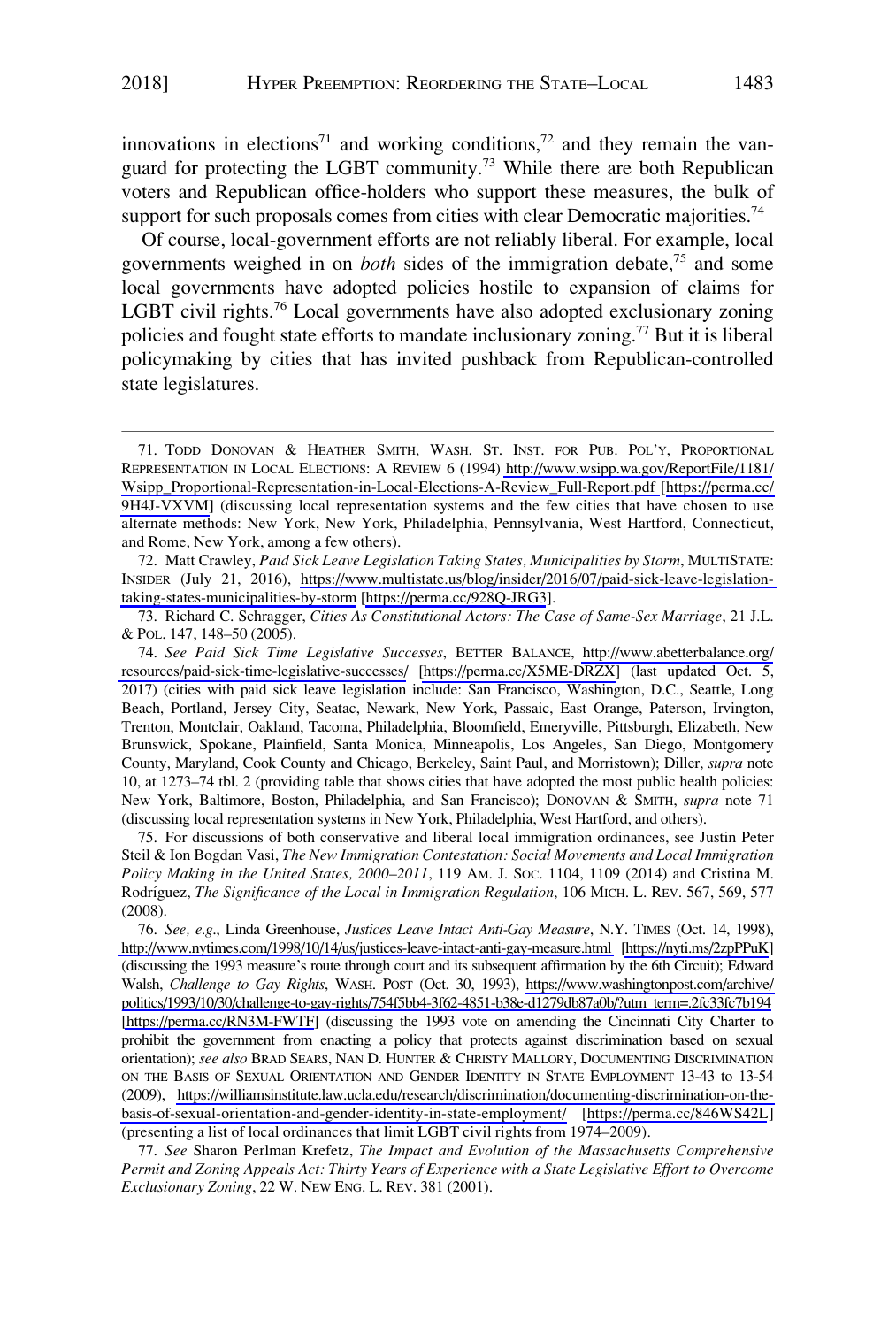innovations in elections[71] and working conditions,[72] and they remain the vanguard for protecting the LGBT community.[73] While there are both Republican voters and Republican office-holders who support these measures, the bulk of support for such proposals comes from cities with clear Democratic majorities.[74]

Of course, local-government efforts are not reliably liberal. For example, local governments weighed in on *both* sides of the immigration debate,[75] and some local governments have adopted policies hostile to expansion of claims for LGBT civil rights.[76] Local governments have also adopted exclusionary zoning policies and fought state efforts to mandate inclusionary zoning.[77] But it is liberal policymaking by cities that has invited pushback from Republican-controlled state legislatures.

---

71. TODD DONOVAN & HEATHER SMITH, WASH. ST. INST. FOR PUB. POL'Y, PROPORTIONAL REPRESENTATION IN LOCAL ELECTIONS: A REVIEW 6 (1994) http://www.wsipp.wa.gov/ReportFile/1181/Wsipp_Proportional-Representation-in-Local-Elections-A-Review_Full-Report.pdf [https://perma.cc/9H4J-VXVM] (discussing local representation systems and the few cities that have chosen to use alternate methods: New York, New York, Philadelphia, Pennsylvania, West Hartford, Connecticut, and Rome, New York, among a few others).

72. Matt Crawley, *Paid Sick Leave Legislation Taking States, Municipalities by Storm*, MULTISTATE: INSIDER (July 21, 2016), https://www.multistate.us/blog/insider/2016/07/paid-sick-leave-legislation-taking-states-municipalities-by-storm [https://perma.cc/928Q-JRG3].

73. Richard C. Schragger, *Cities As Constitutional Actors: The Case of Same-Sex Marriage*, 21 J.L. & POL. 147, 148–50 (2005).

74. *See Paid Sick Time Legislative Successes*, BETTER BALANCE, http://www.abetterbalance.org/resources/paid-sick-time-legislative-successes/ [https://perma.cc/X5ME-DRZX] (last updated Oct. 5, 2017) (cities with paid sick leave legislation include: San Francisco, Washington, D.C., Seattle, Long Beach, Portland, Jersey City, Seatac, Newark, New York, Passaic, East Orange, Paterson, Irvington, Trenton, Montclair, Oakland, Tacoma, Philadelphia, Bloomfield, Emeryville, Pittsburgh, Elizabeth, New Brunswick, Spokane, Plainfield, Santa Monica, Minneapolis, Los Angeles, San Diego, Montgomery County, Maryland, Cook County and Chicago, Berkeley, Saint Paul, and Morristown); Diller, *supra* note 10, at 1273–74 tbl. 2 (providing table that shows cities that have adopted the most public health policies: New York, Baltimore, Boston, Philadelphia, and San Francisco); DONOVAN & SMITH, *supra* note 71 (discussing local representation systems in New York, Philadelphia, West Hartford, and others).

75. For discussions of both conservative and liberal local immigration ordinances, see Justin Peter Steil & Ion Bogdan Vasi, *The New Immigration Contestation: Social Movements and Local Immigration Policy Making in the United States, 2000–2011*, 119 AM. J. SOC. 1104, 1109 (2014) and Cristina M. Rodríguez, *The Significance of the Local in Immigration Regulation*, 106 MICH. L. REV. 567, 569, 577 (2008).

76. *See, e.g.*, Linda Greenhouse, *Justices Leave Intact Anti-Gay Measure*, N.Y. TIMES (Oct. 14, 1998), http://www.nytimes.com/1998/10/14/us/justices-leave-intact-anti-gay-measure.html [https://nyti.ms/2zpPPuK] (discussing the 1993 measure's route through court and its subsequent affirmation by the 6th Circuit); Edward Walsh, *Challenge to Gay Rights*, WASH. POST (Oct. 30, 1993), https://www.washingtonpost.com/archive/politics/1993/10/30/challenge-to-gay-rights/754f5bb4-3f62-4851-b38e-d1279db87a0b/?utm_term=.2fc33fc7b194 [https://perma.cc/RN3M-FWTF] (discussing the 1993 vote on amending the Cincinnati City Charter to prohibit the government from enacting a policy that protects against discrimination based on sexual orientation); *see also* BRAD SEARS, NAN D. HUNTER & CHRISTY MALLORY, DOCUMENTING DISCRIMINATION ON THE BASIS OF SEXUAL ORIENTATION AND GENDER IDENTITY IN STATE EMPLOYMENT 13-43 to 13-54 (2009), https://williamsinstitute.law.ucla.edu/research/discrimination/documenting-discrimination-on-the-basis-of-sexual-orientation-and-gender-identity-in-state-employment/ [https://perma.cc/846WS42L] (presenting a list of local ordinances that limit LGBT civil rights from 1974–2009).

77. *See* Sharon Perlman Krefetz, *The Impact and Evolution of the Massachusetts Comprehensive Permit and Zoning Appeals Act: Thirty Years of Experience with a State Legislative Effort to Overcome Exclusionary Zoning*, 22 W. NEW ENG. L. REV. 381 (2001).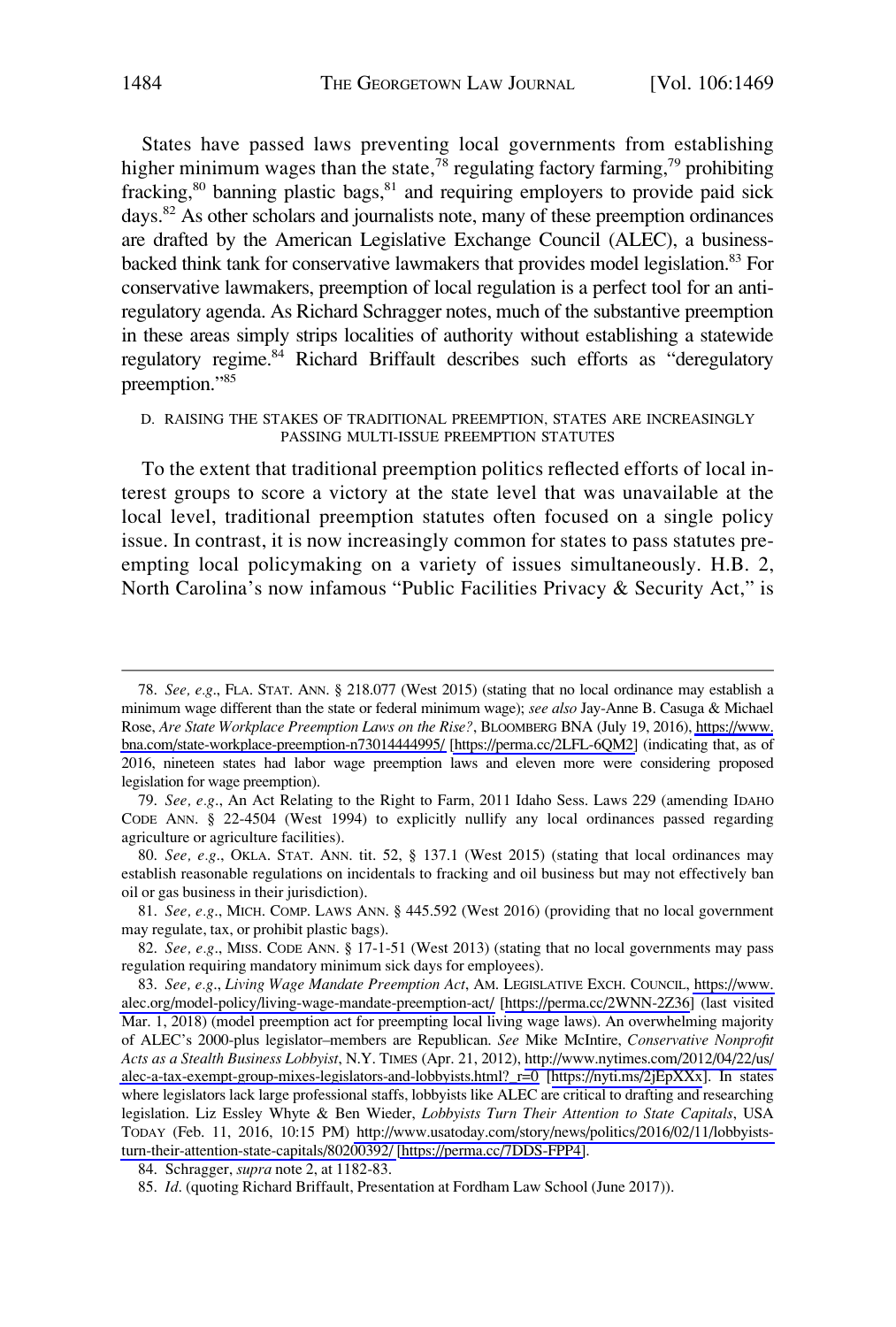States have passed laws preventing local governments from establishing higher minimum wages than the state,[78] regulating factory farming,[79] prohibiting fracking,[80] banning plastic bags,[81] and requiring employers to provide paid sick days.[82] As other scholars and journalists note, many of these preemption ordinances are drafted by the American Legislative Exchange Council (ALEC), a business-backed think tank for conservative lawmakers that provides model legislation.[83] For conservative lawmakers, preemption of local regulation is a perfect tool for an anti-regulatory agenda. As Richard Schragger notes, much of the substantive preemption in these areas simply strips localities of authority without establishing a statewide regulatory regime.[84] Richard Briffault describes such efforts as "deregulatory preemption."[85]

### D. RAISING THE STAKES OF TRADITIONAL PREEMPTION, STATES ARE INCREASINGLY PASSING MULTI-ISSUE PREEMPTION STATUTES

To the extent that traditional preemption politics reflected efforts of local interest groups to score a victory at the state level that was unavailable at the local level, traditional preemption statutes often focused on a single policy issue. In contrast, it is now increasingly common for states to pass statutes preempting local policymaking on a variety of issues simultaneously. H.B. 2, North Carolina's now infamous "Public Facilities Privacy & Security Act," is

---

78. *See, e.g.*, FLA. STAT. ANN. § 218.077 (West 2015) (stating that no local ordinance may establish a minimum wage different than the state or federal minimum wage); *see also* Jay-Anne B. Casuga & Michael Rose, *Are State Workplace Preemption Laws on the Rise?*, BLOOMBERG BNA (July 19, 2016), https://www.bna.com/state-workplace-preemption-n73014444995/ [https://perma.cc/2LFL-6QM2] (indicating that, as of 2016, nineteen states had labor wage preemption laws and eleven more were considering proposed legislation for wage preemption).

79. *See, e.g.*, An Act Relating to the Right to Farm, 2011 Idaho Sess. Laws 229 (amending IDAHO CODE ANN. § 22-4504 (West 1994) to explicitly nullify any local ordinances passed regarding agriculture or agriculture facilities).

80. *See, e.g.*, OKLA. STAT. ANN. tit. 52, § 137.1 (West 2015) (stating that local ordinances may establish reasonable regulations on incidentals to fracking and oil business but may not effectively ban oil or gas business in their jurisdiction).

81. *See, e.g.*, MICH. COMP. LAWS ANN. § 445.592 (West 2016) (providing that no local government may regulate, tax, or prohibit plastic bags).

82. *See, e.g.*, MISS. CODE ANN. § 17-1-51 (West 2013) (stating that no local governments may pass regulation requiring mandatory minimum sick days for employees).

83. *See, e.g.*, *Living Wage Mandate Preemption Act*, AM. LEGISLATIVE EXCH. COUNCIL, https://www.alec.org/model-policy/living-wage-mandate-preemption-act/ [https://perma.cc/2WNN-2Z36] (last visited Mar. 1, 2018) (model preemption act for preempting local living wage laws). An overwhelming majority of ALEC's 2000-plus legislator–members are Republican. *See* Mike McIntire, *Conservative Nonprofit Acts as a Stealth Business Lobbyist*, N.Y. TIMES (Apr. 21, 2012), http://www.nytimes.com/2012/04/22/us/alec-a-tax-exempt-group-mixes-legislators-and-lobbyists.html?_r=0 [https://nyti.ms/2jEpXXx]. In states where legislators lack large professional staffs, lobbyists like ALEC are critical to drafting and researching legislation. Liz Essley Whyte & Ben Wieder, *Lobbyists Turn Their Attention to State Capitals*, USA TODAY (Feb. 11, 2016, 10:15 PM) http://www.usatoday.com/story/news/politics/2016/02/11/lobbyists-turn-their-attention-state-capitals/80200392/ [https://perma.cc/7DDS-FPP4].

84. Schragger, *supra* note 2, at 1182-83.

85. *Id*. (quoting Richard Briffault, Presentation at Fordham Law School (June 2017)).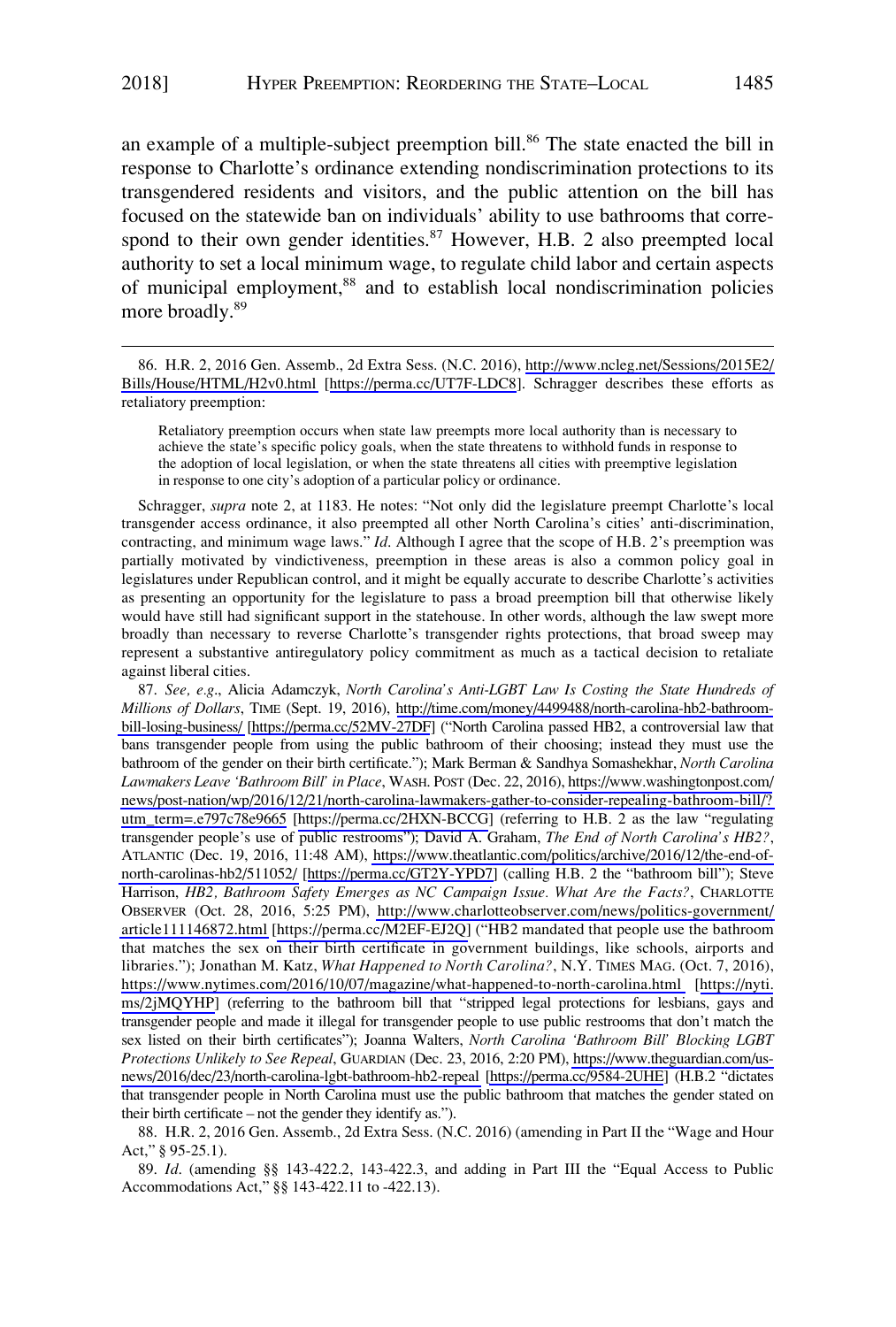an example of a multiple-subject preemption bill.[86] The state enacted the bill in response to Charlotte's ordinance extending nondiscrimination protections to its transgendered residents and visitors, and the public attention on the bill has focused on the statewide ban on individuals' ability to use bathrooms that correspond to their own gender identities.[87] However, H.B. 2 also preempted local authority to set a local minimum wage, to regulate child labor and certain aspects of municipal employment,[88] and to establish local nondiscrimination policies more broadly.[89]

---

86. H.R. 2, 2016 Gen. Assemb., 2d Extra Sess. (N.C. 2016), http://www.ncleg.net/Sessions/2015E2/Bills/House/HTML/H2v0.html [https://perma.cc/UT7F-LDC8]. Schragger describes these efforts as retaliatory preemption:

> Retaliatory preemption occurs when state law preempts more local authority than is necessary to achieve the state's specific policy goals, when the state threatens to withhold funds in response to the adoption of local legislation, or when the state threatens all cities with preemptive legislation in response to one city's adoption of a particular policy or ordinance.

Schragger, *supra* note 2, at 1183. He notes: "Not only did the legislature preempt Charlotte's local transgender access ordinance, it also preempted all other North Carolina's cities' anti-discrimination, contracting, and minimum wage laws." *Id*. Although I agree that the scope of H.B. 2's preemption was partially motivated by vindictiveness, preemption in these areas is also a common policy goal in legislatures under Republican control, and it might be equally accurate to describe Charlotte's activities as presenting an opportunity for the legislature to pass a broad preemption bill that otherwise likely would have still had significant support in the statehouse. In other words, although the law swept more broadly than necessary to reverse Charlotte's transgender rights protections, that broad sweep may represent a substantive antiregulatory policy commitment as much as a tactical decision to retaliate against liberal cities.

87. *See, e.g*., Alicia Adamczyk, *North Carolina's Anti-LGBT Law Is Costing the State Hundreds of Millions of Dollars*, TIME (Sept. 19, 2016), http://time.com/money/4499488/north-carolina-hb2-bathroom-bill-losing-business/ [https://perma.cc/52MV-27DF] ("North Carolina passed HB2, a controversial law that bans transgender people from using the public bathroom of their choosing; instead they must use the bathroom of the gender on their birth certificate."); Mark Berman & Sandhya Somashekhar, *North Carolina Lawmakers Leave 'Bathroom Bill' in Place*, WASH. POST (Dec. 22, 2016), https://www.washingtonpost.com/news/post-nation/wp/2016/12/21/north-carolina-lawmakers-gather-to-consider-repealing-bathroom-bill/?utm_term=.e797c78e9665 [https://perma.cc/2HXN-BCCG] (referring to H.B. 2 as the law "regulating transgender people's use of public restrooms"); David A. Graham, *The End of North Carolina's HB2?*, ATLANTIC (Dec. 19, 2016, 11:48 AM), https://www.theatlantic.com/politics/archive/2016/12/the-end-of-north-carolinas-hb2/511052/ [https://perma.cc/GT2Y-YPD7] (calling H.B. 2 the "bathroom bill"); Steve Harrison, *HB2, Bathroom Safety Emerges as NC Campaign Issue. What Are the Facts?*, CHARLOTTE OBSERVER (Oct. 28, 2016, 5:25 PM), http://www.charlotteobserver.com/news/politics-government/article111146872.html [https://perma.cc/M2EF-EJ2Q] ("HB2 mandated that people use the bathroom that matches the sex on their birth certificate in government buildings, like schools, airports and libraries."); Jonathan M. Katz, *What Happened to North Carolina?*, N.Y. TIMES MAG. (Oct. 7, 2016), https://www.nytimes.com/2016/10/07/magazine/what-happened-to-north-carolina.html [https://nyti.ms/2jMQYHP] (referring to the bathroom bill that "stripped legal protections for lesbians, gays and transgender people and made it illegal for transgender people to use public restrooms that don't match the sex listed on their birth certificates"); Joanna Walters, *North Carolina 'Bathroom Bill' Blocking LGBT Protections Unlikely to See Repeal*, GUARDIAN (Dec. 23, 2016, 2:20 PM), https://www.theguardian.com/us-news/2016/dec/23/north-carolina-lgbt-bathroom-hb2-repeal [https://perma.cc/9584-2UHE] (H.B.2 "dictates that transgender people in North Carolina must use the public bathroom that matches the gender stated on their birth certificate – not the gender they identify as.").

88. H.R. 2, 2016 Gen. Assemb., 2d Extra Sess. (N.C. 2016) (amending in Part II the "Wage and Hour Act," § 95-25.1).

89. *Id*. (amending §§ 143-422.2, 143-422.3, and adding in Part III the "Equal Access to Public Accommodations Act," §§ 143-422.11 to -422.13).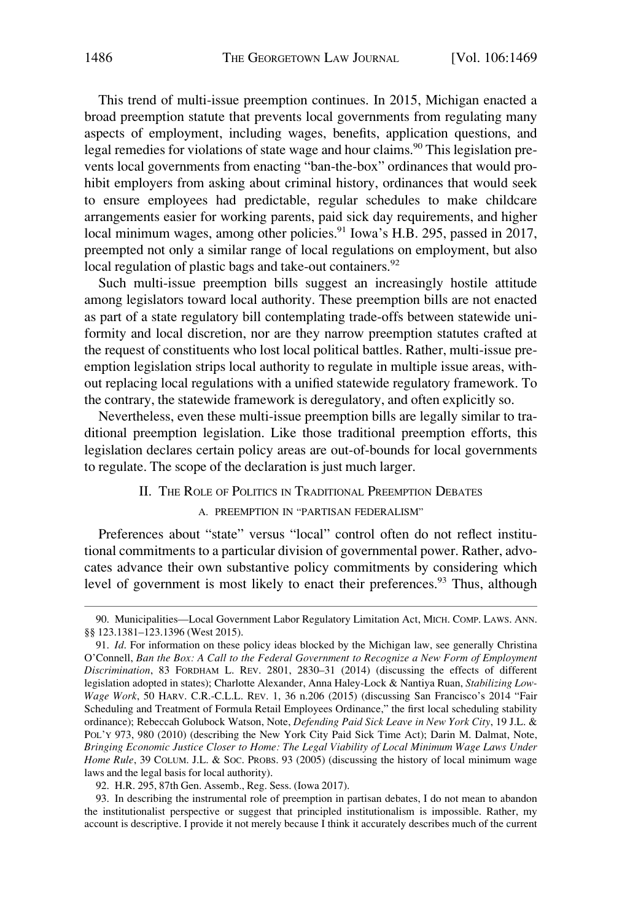This trend of multi-issue preemption continues. In 2015, Michigan enacted a broad preemption statute that prevents local governments from regulating many aspects of employment, including wages, benefits, application questions, and legal remedies for violations of state wage and hour claims.[90] This legislation prevents local governments from enacting "ban-the-box" ordinances that would prohibit employers from asking about criminal history, ordinances that would seek to ensure employees had predictable, regular schedules to make childcare arrangements easier for working parents, paid sick day requirements, and higher local minimum wages, among other policies.[91] Iowa's H.B. 295, passed in 2017, preempted not only a similar range of local regulations on employment, but also local regulation of plastic bags and take-out containers.[92]

Such multi-issue preemption bills suggest an increasingly hostile attitude among legislators toward local authority. These preemption bills are not enacted as part of a state regulatory bill contemplating trade-offs between statewide uniformity and local discretion, nor are they narrow preemption statutes crafted at the request of constituents who lost local political battles. Rather, multi-issue preemption legislation strips local authority to regulate in multiple issue areas, without replacing local regulations with a unified statewide regulatory framework. To the contrary, the statewide framework is deregulatory, and often explicitly so.

Nevertheless, even these multi-issue preemption bills are legally similar to traditional preemption legislation. Like those traditional preemption efforts, this legislation declares certain policy areas are out-of-bounds for local governments to regulate. The scope of the declaration is just much larger.

## II. THE ROLE OF POLITICS IN TRADITIONAL PREEMPTION DEBATES

### A. PREEMPTION IN "PARTISAN FEDERALISM"

Preferences about "state" versus "local" control often do not reflect institutional commitments to a particular division of governmental power. Rather, advocates advance their own substantive policy commitments by considering which level of government is most likely to enact their preferences.[93] Thus, although

---

90. Municipalities—Local Government Labor Regulatory Limitation Act, MICH. COMP. LAWS. ANN. §§ 123.1381–123.1396 (West 2015).

91. *Id*. For information on these policy ideas blocked by the Michigan law, see generally Christina O'Connell, *Ban the Box: A Call to the Federal Government to Recognize a New Form of Employment Discrimination*, 83 FORDHAM L. REV. 2801, 2830–31 (2014) (discussing the effects of different legislation adopted in states); Charlotte Alexander, Anna Haley-Lock & Nantiya Ruan, *Stabilizing Low-Wage Work*, 50 HARV. C.R.-C.L.L. REV. 1, 36 n.206 (2015) (discussing San Francisco's 2014 "Fair Scheduling and Treatment of Formula Retail Employees Ordinance," the first local scheduling stability ordinance); Rebeccah Golubock Watson, Note, *Defending Paid Sick Leave in New York City*, 19 J.L. & POL'Y 973, 980 (2010) (describing the New York City Paid Sick Time Act); Darin M. Dalmat, Note, *Bringing Economic Justice Closer to Home: The Legal Viability of Local Minimum Wage Laws Under Home Rule*, 39 COLUM. J.L. & SOC. PROBS. 93 (2005) (discussing the history of local minimum wage laws and the legal basis for local authority).

92. H.R. 295, 87th Gen. Assemb., Reg. Sess. (Iowa 2017).

93. In describing the instrumental role of preemption in partisan debates, I do not mean to abandon the institutionalist perspective or suggest that principled institutionalism is impossible. Rather, my account is descriptive. I provide it not merely because I think it accurately describes much of the current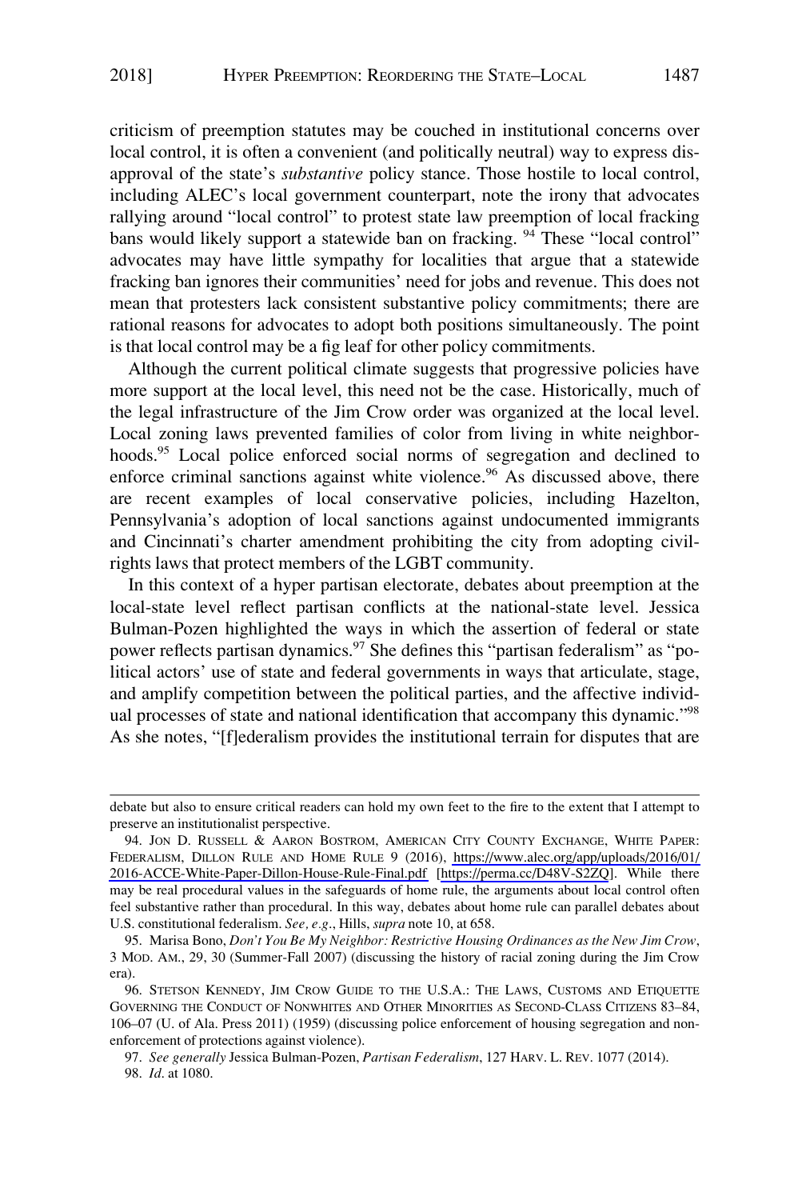criticism of preemption statutes may be couched in institutional concerns over local control, it is often a convenient (and politically neutral) way to express disapproval of the state's *substantive* policy stance. Those hostile to local control, including ALEC's local government counterpart, note the irony that advocates rallying around "local control" to protest state law preemption of local fracking bans would likely support a statewide ban on fracking. [94] These "local control" advocates may have little sympathy for localities that argue that a statewide fracking ban ignores their communities' need for jobs and revenue. This does not mean that protesters lack consistent substantive policy commitments; there are rational reasons for advocates to adopt both positions simultaneously. The point is that local control may be a fig leaf for other policy commitments.

Although the current political climate suggests that progressive policies have more support at the local level, this need not be the case. Historically, much of the legal infrastructure of the Jim Crow order was organized at the local level. Local zoning laws prevented families of color from living in white neighborhoods.[95] Local police enforced social norms of segregation and declined to enforce criminal sanctions against white violence.[96] As discussed above, there are recent examples of local conservative policies, including Hazelton, Pennsylvania's adoption of local sanctions against undocumented immigrants and Cincinnati's charter amendment prohibiting the city from adopting civil-rights laws that protect members of the LGBT community.

In this context of a hyper partisan electorate, debates about preemption at the local-state level reflect partisan conflicts at the national-state level. Jessica Bulman-Pozen highlighted the ways in which the assertion of federal or state power reflects partisan dynamics.[97] She defines this "partisan federalism" as "political actors' use of state and federal governments in ways that articulate, stage, and amplify competition between the political parties, and the affective individual processes of state and national identification that accompany this dynamic."[98] As she notes, "[f]ederalism provides the institutional terrain for disputes that are

---

debate but also to ensure critical readers can hold my own feet to the fire to the extent that I attempt to preserve an institutionalist perspective.

94. JON D. RUSSELL & AARON BOSTROM, AMERICAN CITY COUNTY EXCHANGE, WHITE PAPER: FEDERALISM, DILLON RULE AND HOME RULE 9 (2016), https://www.alec.org/app/uploads/2016/01/2016-ACCE-White-Paper-Dillon-House-Rule-Final.pdf [https://perma.cc/D48V-S2ZQ]. While there may be real procedural values in the safeguards of home rule, the arguments about local control often feel substantive rather than procedural. In this way, debates about home rule can parallel debates about U.S. constitutional federalism. *See, e.g.*, Hills, *supra* note 10, at 658.

95. Marisa Bono, *Don't You Be My Neighbor: Restrictive Housing Ordinances as the New Jim Crow*, 3 MOD. AM., 29, 30 (Summer-Fall 2007) (discussing the history of racial zoning during the Jim Crow era).

96. STETSON KENNEDY, JIM CROW GUIDE TO THE U.S.A.: THE LAWS, CUSTOMS AND ETIQUETTE GOVERNING THE CONDUCT OF NONWHITES AND OTHER MINORITIES AS SECOND-CLASS CITIZENS 83–84, 106–07 (U. of Ala. Press 2011) (1959) (discussing police enforcement of housing segregation and non-enforcement of protections against violence).

97. *See generally* Jessica Bulman-Pozen, *Partisan Federalism*, 127 HARV. L. REV. 1077 (2014).

98. *Id.* at 1080.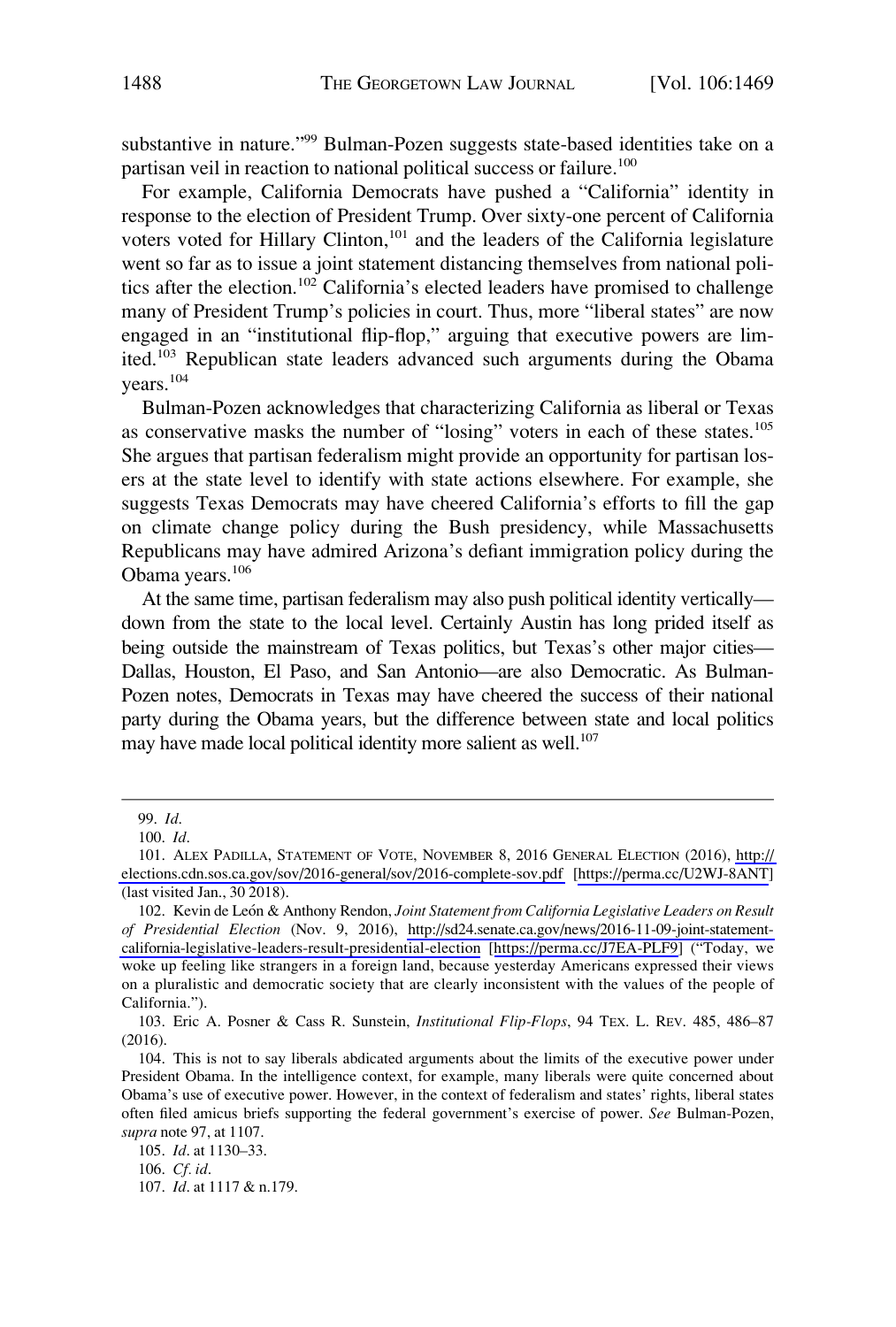substantive in nature."[99] Bulman-Pozen suggests state-based identities take on a partisan veil in reaction to national political success or failure.[100]

For example, California Democrats have pushed a "California" identity in response to the election of President Trump. Over sixty-one percent of California voters voted for Hillary Clinton,[101] and the leaders of the California legislature went so far as to issue a joint statement distancing themselves from national politics after the election.[102] California's elected leaders have promised to challenge many of President Trump's policies in court. Thus, more "liberal states" are now engaged in an "institutional flip-flop," arguing that executive powers are limited.[103] Republican state leaders advanced such arguments during the Obama years.[104]

Bulman-Pozen acknowledges that characterizing California as liberal or Texas as conservative masks the number of "losing" voters in each of these states.[105] She argues that partisan federalism might provide an opportunity for partisan losers at the state level to identify with state actions elsewhere. For example, she suggests Texas Democrats may have cheered California's efforts to fill the gap on climate change policy during the Bush presidency, while Massachusetts Republicans may have admired Arizona's defiant immigration policy during the Obama years.[106]

At the same time, partisan federalism may also push political identity vertically—down from the state to the local level. Certainly Austin has long prided itself as being outside the mainstream of Texas politics, but Texas's other major cities—Dallas, Houston, El Paso, and San Antonio—are also Democratic. As Bulman-Pozen notes, Democrats in Texas may have cheered the success of their national party during the Obama years, but the difference between state and local politics may have made local political identity more salient as well.[107]

---

99. *Id.*

100. *Id.*

101. ALEX PADILLA, STATEMENT OF VOTE, NOVEMBER 8, 2016 GENERAL ELECTION (2016), http://elections.cdn.sos.ca.gov/sov/2016-general/sov/2016-complete-sov.pdf [https://perma.cc/U2WJ-8ANT] (last visited Jan., 30 2018).

102. Kevin de León & Anthony Rendon, *Joint Statement from California Legislative Leaders on Result of Presidential Election* (Nov. 9, 2016), http://sd24.senate.ca.gov/news/2016-11-09-joint-statement-california-legislative-leaders-result-presidential-election [https://perma.cc/J7EA-PLF9] ("Today, we woke up feeling like strangers in a foreign land, because yesterday Americans expressed their views on a pluralistic and democratic society that are clearly inconsistent with the values of the people of California.").

103. Eric A. Posner & Cass R. Sunstein, *Institutional Flip-Flops*, 94 TEX. L. REV. 485, 486–87 (2016).

104. This is not to say liberals abdicated arguments about the limits of the executive power under President Obama. In the intelligence context, for example, many liberals were quite concerned about Obama's use of executive power. However, in the context of federalism and states' rights, liberal states often filed amicus briefs supporting the federal government's exercise of power. *See* Bulman-Pozen, *supra* note 97, at 1107.

105. *Id.* at 1130–33.

106. *Cf. id.*

107. *Id.* at 1117 & n.179.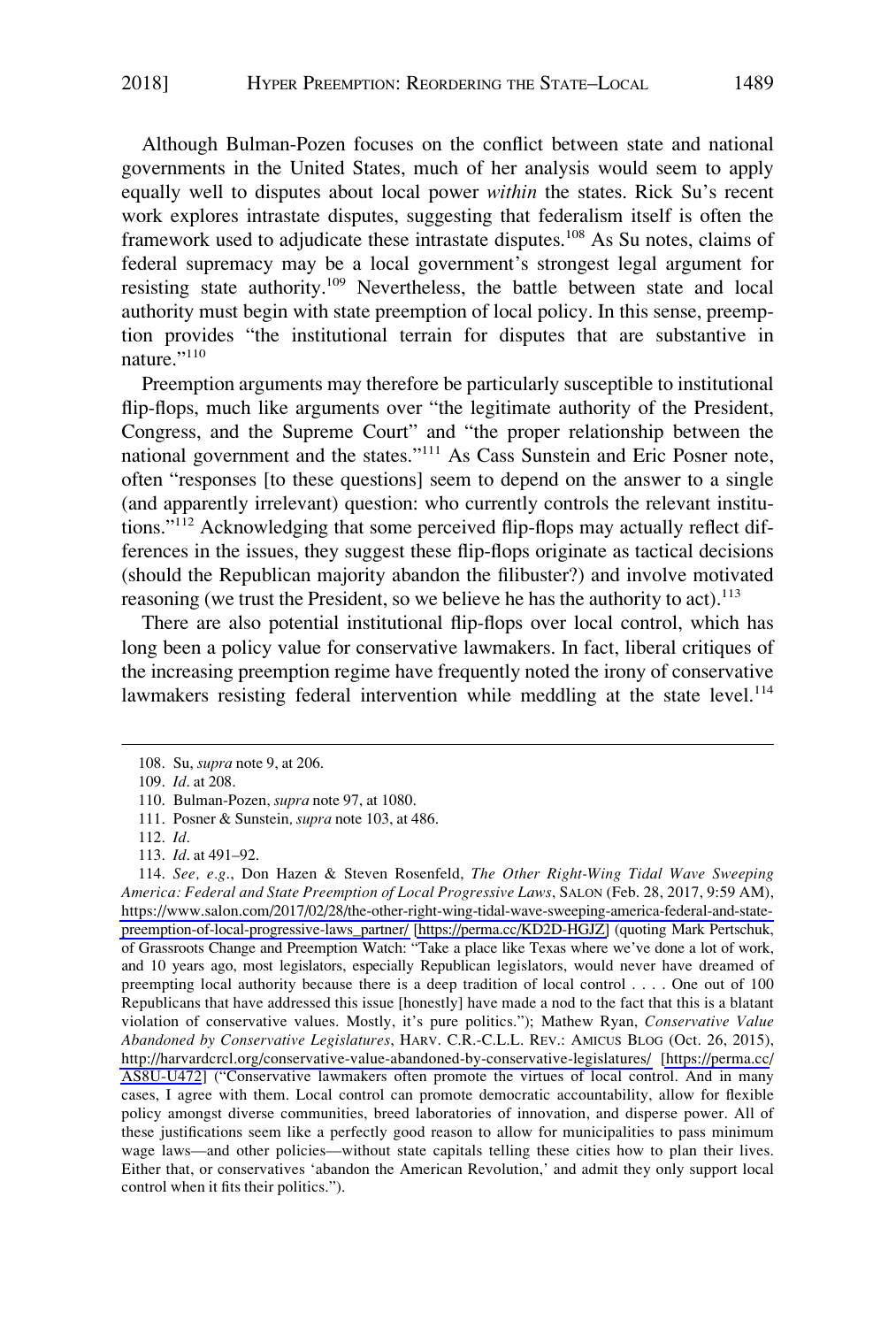Although Bulman-Pozen focuses on the conflict between state and national governments in the United States, much of her analysis would seem to apply equally well to disputes about local power *within* the states. Rick Su's recent work explores intrastate disputes, suggesting that federalism itself is often the framework used to adjudicate these intrastate disputes.[108] As Su notes, claims of federal supremacy may be a local government's strongest legal argument for resisting state authority.[109] Nevertheless, the battle between state and local authority must begin with state preemption of local policy. In this sense, preemption provides "the institutional terrain for disputes that are substantive in nature."[110]

Preemption arguments may therefore be particularly susceptible to institutional flip-flops, much like arguments over "the legitimate authority of the President, Congress, and the Supreme Court" and "the proper relationship between the national government and the states."[111] As Cass Sunstein and Eric Posner note, often "responses [to these questions] seem to depend on the answer to a single (and apparently irrelevant) question: who currently controls the relevant institutions."[112] Acknowledging that some perceived flip-flops may actually reflect differences in the issues, they suggest these flip-flops originate as tactical decisions (should the Republican majority abandon the filibuster?) and involve motivated reasoning (we trust the President, so we believe he has the authority to act).[113]

There are also potential institutional flip-flops over local control, which has long been a policy value for conservative lawmakers. In fact, liberal critiques of the increasing preemption regime have frequently noted the irony of conservative lawmakers resisting federal intervention while meddling at the state level.[114]

---

108. Su, *supra* note 9, at 206.

109. *Id*. at 208.

110. Bulman-Pozen, *supra* note 97, at 1080.

111. Posner & Sunstein*, supra* note 103, at 486.

112. *Id*.

113. *Id*. at 491–92.

114. *See, e.g*., Don Hazen & Steven Rosenfeld, *The Other Right-Wing Tidal Wave Sweeping America: Federal and State Preemption of Local Progressive Laws*, SALON (Feb. 28, 2017, 9:59 AM), https://www.salon.com/2017/02/28/the-other-right-wing-tidal-wave-sweeping-america-federal-and-state-preemption-of-local-progressive-laws_partner/ [https://perma.cc/KD2D-HGJZ] (quoting Mark Pertschuk, of Grassroots Change and Preemption Watch: "Take a place like Texas where we've done a lot of work, and 10 years ago, most legislators, especially Republican legislators, would never have dreamed of preempting local authority because there is a deep tradition of local control . . . . One out of 100 Republicans that have addressed this issue [honestly] have made a nod to the fact that this is a blatant violation of conservative values. Mostly, it's pure politics."); Mathew Ryan, *Conservative Value Abandoned by Conservative Legislatures*, HARV. C.R.-C.L.L. REV.: AMICUS BLOG (Oct. 26, 2015), http://harvardcrcl.org/conservative-value-abandoned-by-conservative-legislatures/ [https://perma.cc/AS8U-U472] ("Conservative lawmakers often promote the virtues of local control. And in many cases, I agree with them. Local control can promote democratic accountability, allow for flexible policy amongst diverse communities, breed laboratories of innovation, and disperse power. All of these justifications seem like a perfectly good reason to allow for municipalities to pass minimum wage laws—and other policies—without state capitals telling these cities how to plan their lives. Either that, or conservatives 'abandon the American Revolution,' and admit they only support local control when it fits their politics.").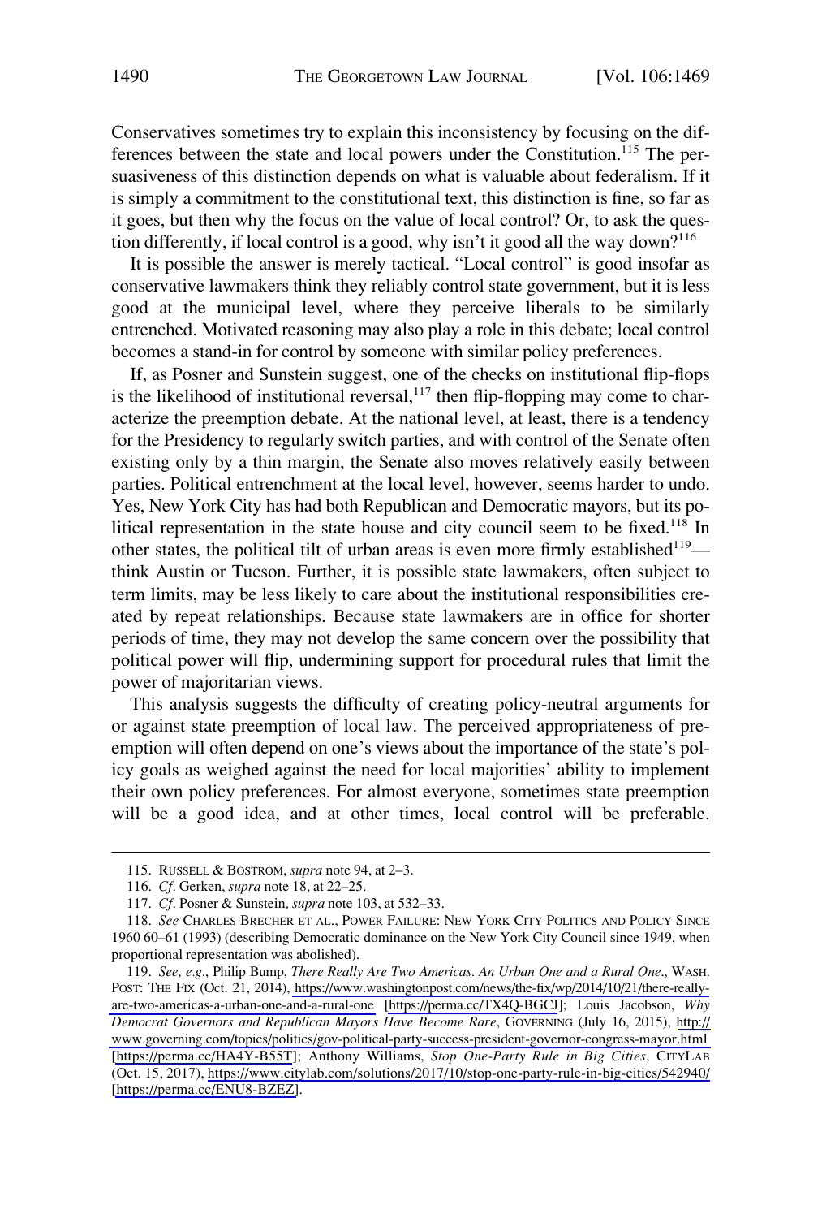Conservatives sometimes try to explain this inconsistency by focusing on the differences between the state and local powers under the Constitution.[115] The persuasiveness of this distinction depends on what is valuable about federalism. If it is simply a commitment to the constitutional text, this distinction is fine, so far as it goes, but then why the focus on the value of local control? Or, to ask the question differently, if local control is a good, why isn't it good all the way down?[116]

It is possible the answer is merely tactical. "Local control" is good insofar as conservative lawmakers think they reliably control state government, but it is less good at the municipal level, where they perceive liberals to be similarly entrenched. Motivated reasoning may also play a role in this debate; local control becomes a stand-in for control by someone with similar policy preferences.

If, as Posner and Sunstein suggest, one of the checks on institutional flip-flops is the likelihood of institutional reversal,[117] then flip-flopping may come to characterize the preemption debate. At the national level, at least, there is a tendency for the Presidency to regularly switch parties, and with control of the Senate often existing only by a thin margin, the Senate also moves relatively easily between parties. Political entrenchment at the local level, however, seems harder to undo. Yes, New York City has had both Republican and Democratic mayors, but its political representation in the state house and city council seem to be fixed.[118] In other states, the political tilt of urban areas is even more firmly established[119]—think Austin or Tucson. Further, it is possible state lawmakers, often subject to term limits, may be less likely to care about the institutional responsibilities created by repeat relationships. Because state lawmakers are in office for shorter periods of time, they may not develop the same concern over the possibility that political power will flip, undermining support for procedural rules that limit the power of majoritarian views.

This analysis suggests the difficulty of creating policy-neutral arguments for or against state preemption of local law. The perceived appropriateness of preemption will often depend on one's views about the importance of the state's policy goals as weighed against the need for local majorities' ability to implement their own policy preferences. For almost everyone, sometimes state preemption will be a good idea, and at other times, local control will be preferable.

---

115. RUSSELL & BOSTROM, *supra* note 94, at 2–3.

116. *Cf*. Gerken, *supra* note 18, at 22–25.

117. *Cf*. Posner & Sunstein*, supra* note 103, at 532–33.

118. *See* CHARLES BRECHER ET AL., POWER FAILURE: NEW YORK CITY POLITICS AND POLICY SINCE 1960 60–61 (1993) (describing Democratic dominance on the New York City Council since 1949, when proportional representation was abolished).

119. *See, e.g*., Philip Bump, *There Really Are Two Americas. An Urban One and a Rural One*., WASH. POST: THE FIX (Oct. 21, 2014), https://www.washingtonpost.com/news/the-fix/wp/2014/10/21/there-really-are-two-americas-a-urban-one-and-a-rural-one [https://perma.cc/TX4Q-BGCJ]; Louis Jacobson, *Why Democrat Governors and Republican Mayors Have Become Rare*, GOVERNING (July 16, 2015), http://www.governing.com/topics/politics/gov-political-party-success-president-governor-congress-mayor.html [https://perma.cc/HA4Y-B55T]; Anthony Williams, *Stop One-Party Rule in Big Cities*, CITYLAB (Oct. 15, 2017), https://www.citylab.com/solutions/2017/10/stop-one-party-rule-in-big-cities/542940/ [https://perma.cc/ENU8-BZEZ].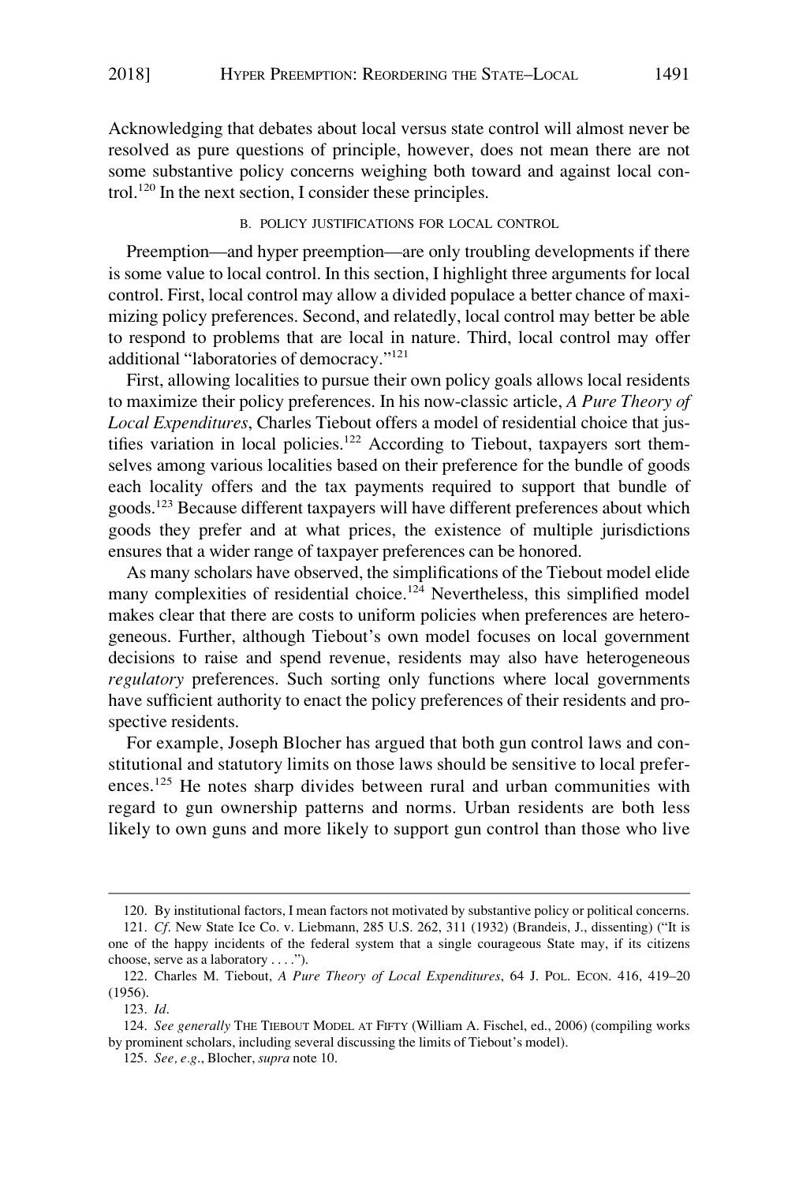Acknowledging that debates about local versus state control will almost never be resolved as pure questions of principle, however, does not mean there are not some substantive policy concerns weighing both toward and against local control.[120] In the next section, I consider these principles.

### B. POLICY JUSTIFICATIONS FOR LOCAL CONTROL

Preemption—and hyper preemption—are only troubling developments if there is some value to local control. In this section, I highlight three arguments for local control. First, local control may allow a divided populace a better chance of maximizing policy preferences. Second, and relatedly, local control may better be able to respond to problems that are local in nature. Third, local control may offer additional "laboratories of democracy."[121]

First, allowing localities to pursue their own policy goals allows local residents to maximize their policy preferences. In his now-classic article, *A Pure Theory of Local Expenditures*, Charles Tiebout offers a model of residential choice that justifies variation in local policies.[122] According to Tiebout, taxpayers sort themselves among various localities based on their preference for the bundle of goods each locality offers and the tax payments required to support that bundle of goods.[123] Because different taxpayers will have different preferences about which goods they prefer and at what prices, the existence of multiple jurisdictions ensures that a wider range of taxpayer preferences can be honored.

As many scholars have observed, the simplifications of the Tiebout model elide many complexities of residential choice.[124] Nevertheless, this simplified model makes clear that there are costs to uniform policies when preferences are heterogeneous. Further, although Tiebout's own model focuses on local government decisions to raise and spend revenue, residents may also have heterogeneous *regulatory* preferences. Such sorting only functions where local governments have sufficient authority to enact the policy preferences of their residents and prospective residents.

For example, Joseph Blocher has argued that both gun control laws and constitutional and statutory limits on those laws should be sensitive to local preferences.[125] He notes sharp divides between rural and urban communities with regard to gun ownership patterns and norms. Urban residents are both less likely to own guns and more likely to support gun control than those who live

---

120. By institutional factors, I mean factors not motivated by substantive policy or political concerns.

121. *Cf.* New State Ice Co. v. Liebmann, 285 U.S. 262, 311 (1932) (Brandeis, J., dissenting) ("It is one of the happy incidents of the federal system that a single courageous State may, if its citizens choose, serve as a laboratory . . . .").

122. Charles M. Tiebout, *A Pure Theory of Local Expenditures*, 64 J. POL. ECON. 416, 419–20 (1956).

123. *Id.*

124. *See generally* THE TIEBOUT MODEL AT FIFTY (William A. Fischel, ed., 2006) (compiling works by prominent scholars, including several discussing the limits of Tiebout's model).

125. *See, e.g.*, Blocher, *supra* note 10.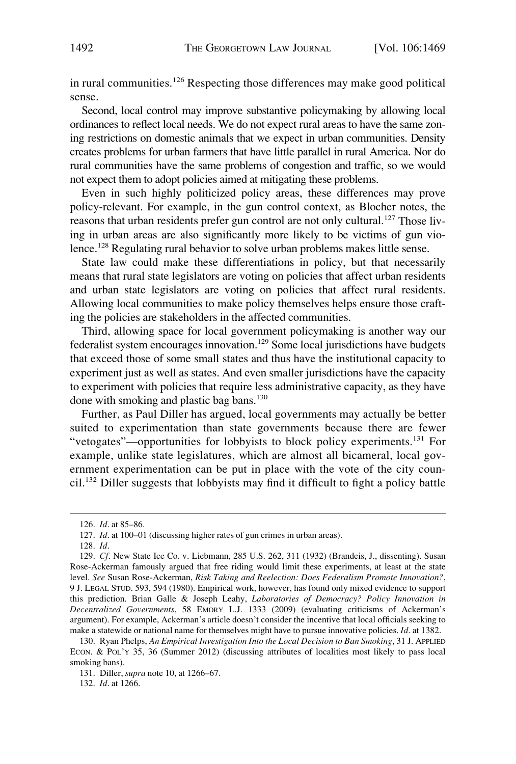in rural communities.[126] Respecting those differences may make good political sense.

Second, local control may improve substantive policymaking by allowing local ordinances to reflect local needs. We do not expect rural areas to have the same zoning restrictions on domestic animals that we expect in urban communities. Density creates problems for urban farmers that have little parallel in rural America. Nor do rural communities have the same problems of congestion and traffic, so we would not expect them to adopt policies aimed at mitigating these problems.

Even in such highly politicized policy areas, these differences may prove policy-relevant. For example, in the gun control context, as Blocher notes, the reasons that urban residents prefer gun control are not only cultural.[127] Those living in urban areas are also significantly more likely to be victims of gun violence.[128] Regulating rural behavior to solve urban problems makes little sense.

State law could make these differentiations in policy, but that necessarily means that rural state legislators are voting on policies that affect urban residents and urban state legislators are voting on policies that affect rural residents. Allowing local communities to make policy themselves helps ensure those crafting the policies are stakeholders in the affected communities.

Third, allowing space for local government policymaking is another way our federalist system encourages innovation.[129] Some local jurisdictions have budgets that exceed those of some small states and thus have the institutional capacity to experiment just as well as states. And even smaller jurisdictions have the capacity to experiment with policies that require less administrative capacity, as they have done with smoking and plastic bag bans.[130]

Further, as Paul Diller has argued, local governments may actually be better suited to experimentation than state governments because there are fewer "vetogates"—opportunities for lobbyists to block policy experiments.[131] For example, unlike state legislatures, which are almost all bicameral, local government experimentation can be put in place with the vote of the city council.[132] Diller suggests that lobbyists may find it difficult to fight a policy battle

---

126. *Id*. at 85–86.

127. *Id*. at 100–01 (discussing higher rates of gun crimes in urban areas).

128. *Id*.

129. *Cf*. New State Ice Co. v. Liebmann, 285 U.S. 262, 311 (1932) (Brandeis, J., dissenting). Susan Rose-Ackerman famously argued that free riding would limit these experiments, at least at the state level. *See* Susan Rose-Ackerman, *Risk Taking and Reelection: Does Federalism Promote Innovation?*, 9 J. LEGAL STUD. 593, 594 (1980). Empirical work, however, has found only mixed evidence to support this prediction. Brian Galle & Joseph Leahy, *Laboratories of Democracy? Policy Innovation in Decentralized Governments*, 58 EMORY L.J. 1333 (2009) (evaluating criticisms of Ackerman's argument). For example, Ackerman's article doesn't consider the incentive that local officials seeking to make a statewide or national name for themselves might have to pursue innovative policies. *Id*. at 1382.

130. Ryan Phelps, *An Empirical Investigation Into the Local Decision to Ban Smoking*, 31 J. APPLIED ECON. & POL'Y 35, 36 (Summer 2012) (discussing attributes of localities most likely to pass local smoking bans).

131. Diller, *supra* note 10, at 1266–67.

132. *Id*. at 1266.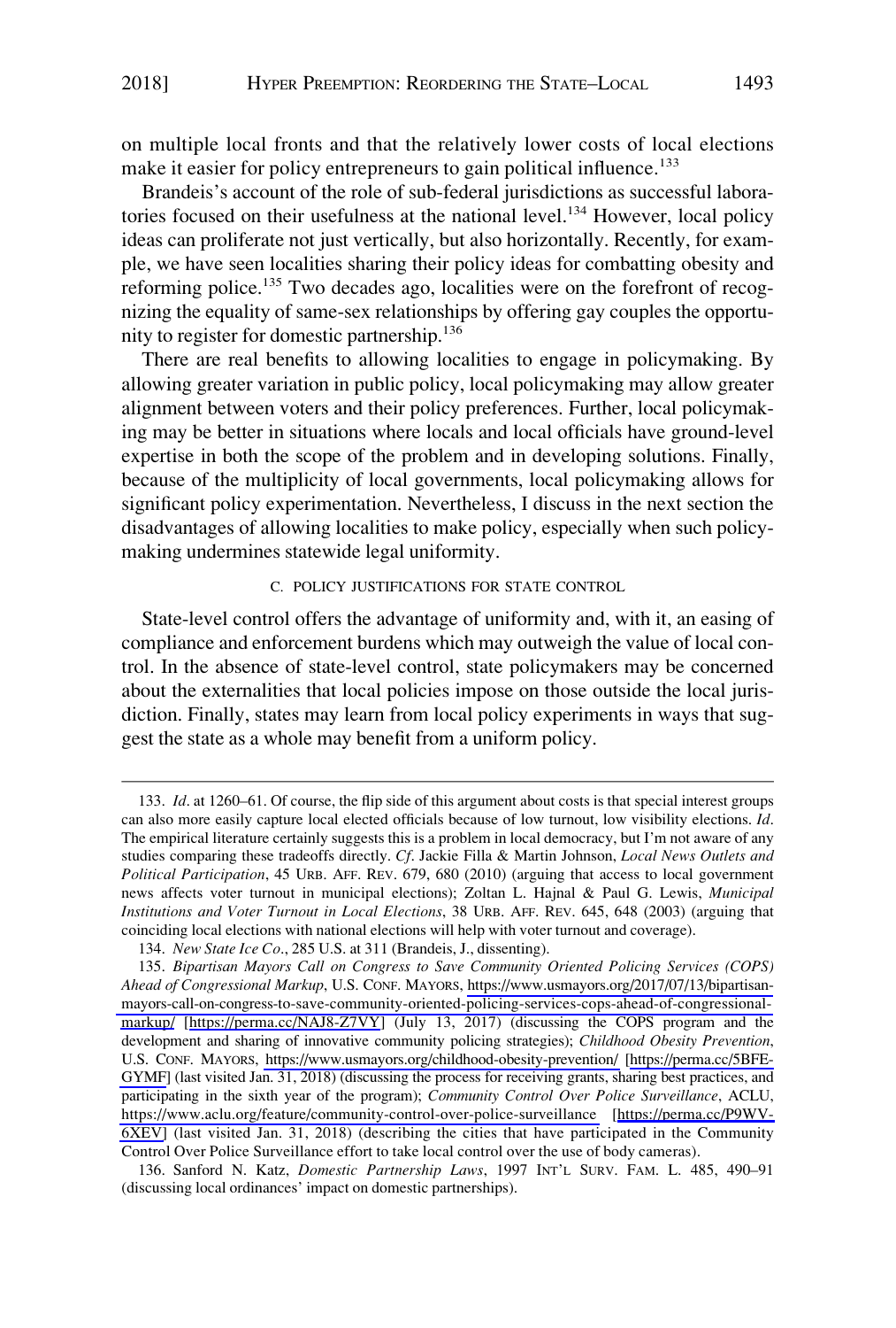on multiple local fronts and that the relatively lower costs of local elections make it easier for policy entrepreneurs to gain political influence.[133]

Brandeis's account of the role of sub-federal jurisdictions as successful laboratories focused on their usefulness at the national level.[134] However, local policy ideas can proliferate not just vertically, but also horizontally. Recently, for example, we have seen localities sharing their policy ideas for combatting obesity and reforming police.[135] Two decades ago, localities were on the forefront of recognizing the equality of same-sex relationships by offering gay couples the opportunity to register for domestic partnership.[136]

There are real benefits to allowing localities to engage in policymaking. By allowing greater variation in public policy, local policymaking may allow greater alignment between voters and their policy preferences. Further, local policymaking may be better in situations where locals and local officials have ground-level expertise in both the scope of the problem and in developing solutions. Finally, because of the multiplicity of local governments, local policymaking allows for significant policy experimentation. Nevertheless, I discuss in the next section the disadvantages of allowing localities to make policy, especially when such policymaking undermines statewide legal uniformity.

### C. POLICY JUSTIFICATIONS FOR STATE CONTROL

State-level control offers the advantage of uniformity and, with it, an easing of compliance and enforcement burdens which may outweigh the value of local control. In the absence of state-level control, state policymakers may be concerned about the externalities that local policies impose on those outside the local jurisdiction. Finally, states may learn from local policy experiments in ways that suggest the state as a whole may benefit from a uniform policy.

---

133. *Id*. at 1260–61. Of course, the flip side of this argument about costs is that special interest groups can also more easily capture local elected officials because of low turnout, low visibility elections. *Id*. The empirical literature certainly suggests this is a problem in local democracy, but I'm not aware of any studies comparing these tradeoffs directly. *Cf*. Jackie Filla & Martin Johnson, *Local News Outlets and Political Participation*, 45 URB. AFF. REV. 679, 680 (2010) (arguing that access to local government news affects voter turnout in municipal elections); Zoltan L. Hajnal & Paul G. Lewis, *Municipal Institutions and Voter Turnout in Local Elections*, 38 URB. AFF. REV. 645, 648 (2003) (arguing that coinciding local elections with national elections will help with voter turnout and coverage).

134. *New State Ice Co*., 285 U.S. at 311 (Brandeis, J., dissenting).

135. *Bipartisan Mayors Call on Congress to Save Community Oriented Policing Services (COPS) Ahead of Congressional Markup*, U.S. CONF. MAYORS, https://www.usmayors.org/2017/07/13/bipartisan-mayors-call-on-congress-to-save-community-oriented-policing-services-cops-ahead-of-congressional-markup/ [https://perma.cc/NAJ8-Z7VY] (July 13, 2017) (discussing the COPS program and the development and sharing of innovative community policing strategies); *Childhood Obesity Prevention*, U.S. CONF. MAYORS, https://www.usmayors.org/childhood-obesity-prevention/ [https://perma.cc/5BFE-GYMF] (last visited Jan. 31, 2018) (discussing the process for receiving grants, sharing best practices, and participating in the sixth year of the program); *Community Control Over Police Surveillance*, ACLU, https://www.aclu.org/feature/community-control-over-police-surveillance [https://perma.cc/P9WV-6XEV] (last visited Jan. 31, 2018) (describing the cities that have participated in the Community Control Over Police Surveillance effort to take local control over the use of body cameras).

136. Sanford N. Katz, *Domestic Partnership Laws*, 1997 INT'L SURV. FAM. L. 485, 490–91 (discussing local ordinances' impact on domestic partnerships).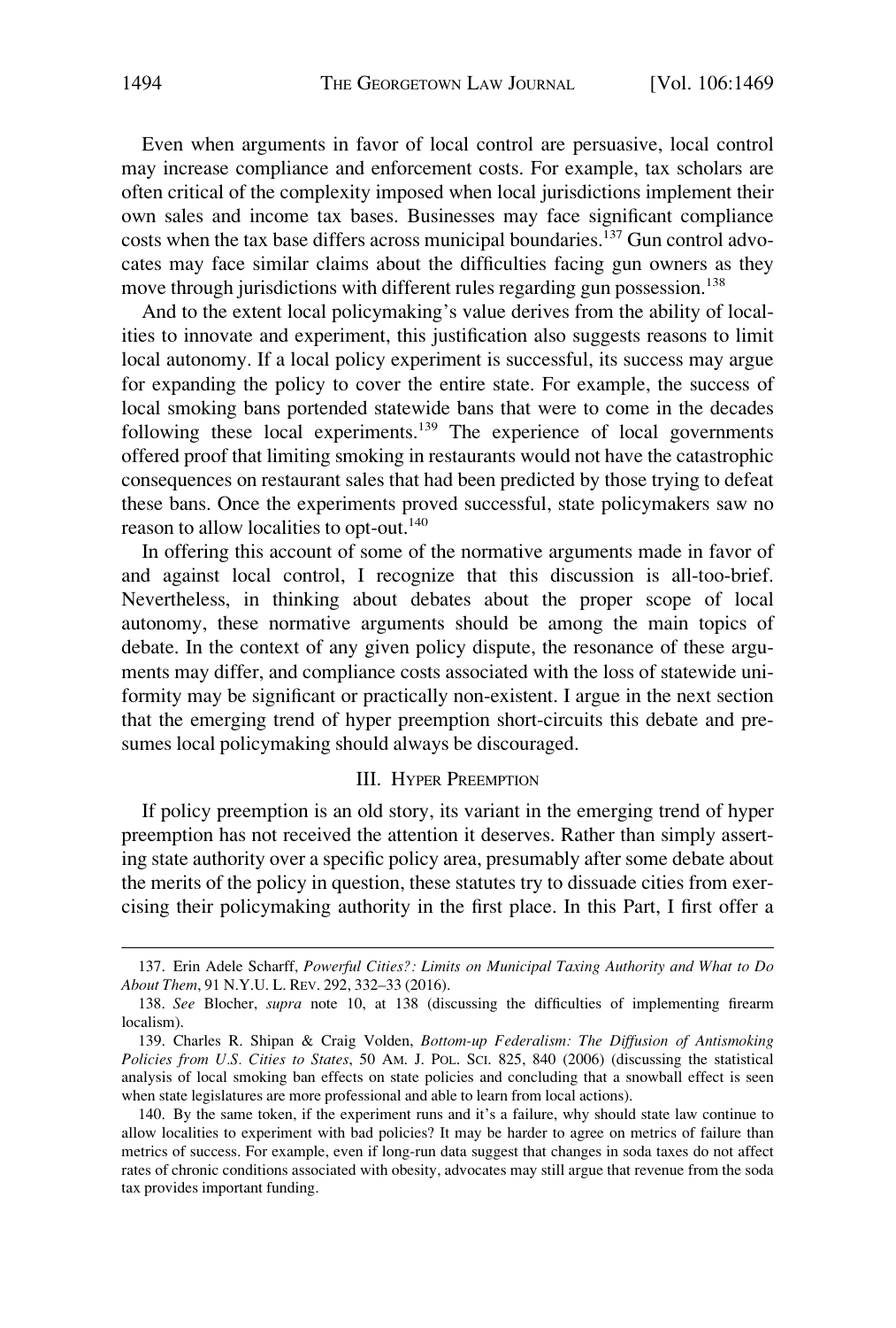Even when arguments in favor of local control are persuasive, local control may increase compliance and enforcement costs. For example, tax scholars are often critical of the complexity imposed when local jurisdictions implement their own sales and income tax bases. Businesses may face significant compliance costs when the tax base differs across municipal boundaries.[137] Gun control advocates may face similar claims about the difficulties facing gun owners as they move through jurisdictions with different rules regarding gun possession.[138]

And to the extent local policymaking's value derives from the ability of localities to innovate and experiment, this justification also suggests reasons to limit local autonomy. If a local policy experiment is successful, its success may argue for expanding the policy to cover the entire state. For example, the success of local smoking bans portended statewide bans that were to come in the decades following these local experiments.[139] The experience of local governments offered proof that limiting smoking in restaurants would not have the catastrophic consequences on restaurant sales that had been predicted by those trying to defeat these bans. Once the experiments proved successful, state policymakers saw no reason to allow localities to opt-out.[140]

In offering this account of some of the normative arguments made in favor of and against local control, I recognize that this discussion is all-too-brief. Nevertheless, in thinking about debates about the proper scope of local autonomy, these normative arguments should be among the main topics of debate. In the context of any given policy dispute, the resonance of these arguments may differ, and compliance costs associated with the loss of statewide uniformity may be significant or practically non-existent. I argue in the next section that the emerging trend of hyper preemption short-circuits this debate and presumes local policymaking should always be discouraged.

## III. Hyper Preemption

If policy preemption is an old story, its variant in the emerging trend of hyper preemption has not received the attention it deserves. Rather than simply asserting state authority over a specific policy area, presumably after some debate about the merits of the policy in question, these statutes try to dissuade cities from exercising their policymaking authority in the first place. In this Part, I first offer a

---

137. Erin Adele Scharff, *Powerful Cities?: Limits on Municipal Taxing Authority and What to Do About Them*, 91 N.Y.U. L. Rev. 292, 332–33 (2016).

138. *See* Blocher, *supra* note 10, at 138 (discussing the difficulties of implementing firearm localism).

139. Charles R. Shipan & Craig Volden, *Bottom-up Federalism: The Diffusion of Antismoking Policies from U.S. Cities to States*, 50 Am. J. Pol. Sci. 825, 840 (2006) (discussing the statistical analysis of local smoking ban effects on state policies and concluding that a snowball effect is seen when state legislatures are more professional and able to learn from local actions).

140. By the same token, if the experiment runs and it's a failure, why should state law continue to allow localities to experiment with bad policies? It may be harder to agree on metrics of failure than metrics of success. For example, even if long-run data suggest that changes in soda taxes do not affect rates of chronic conditions associated with obesity, advocates may still argue that revenue from the soda tax provides important funding.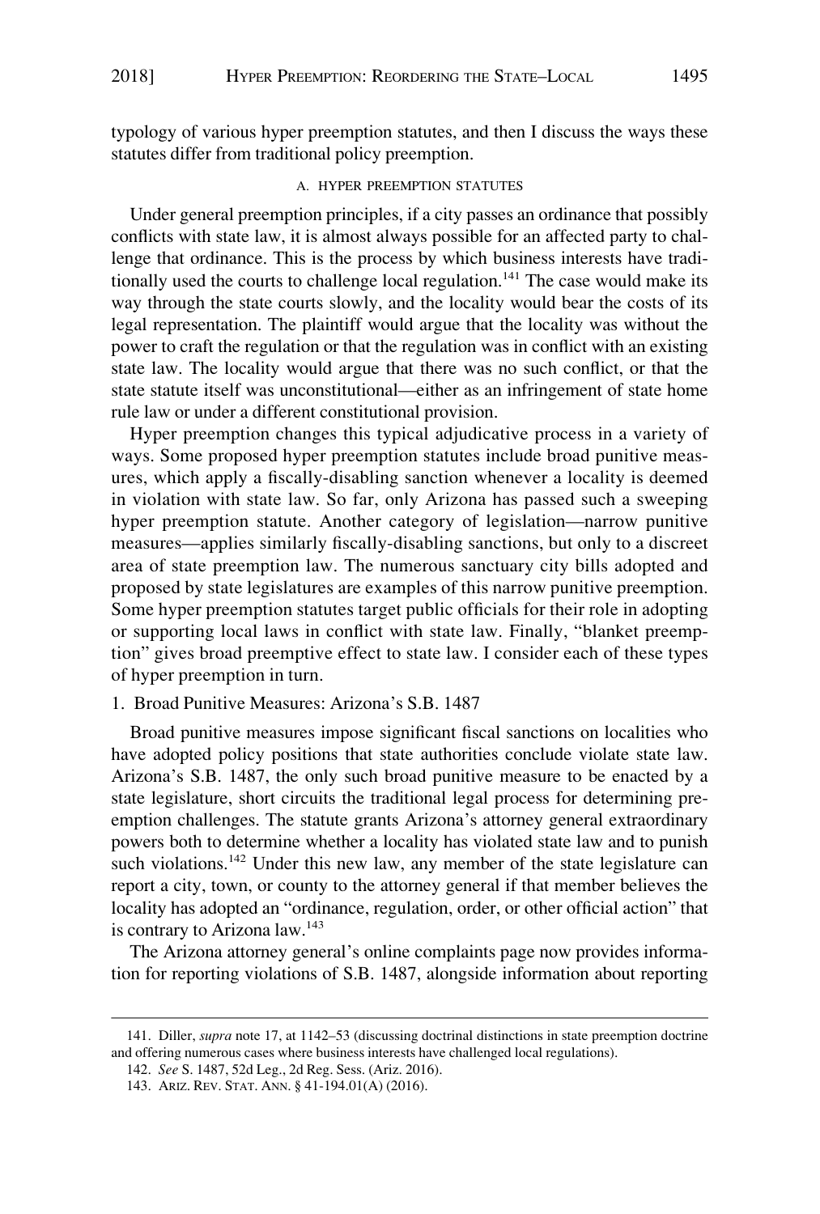typology of various hyper preemption statutes, and then I discuss the ways these statutes differ from traditional policy preemption.

### A. HYPER PREEMPTION STATUTES

Under general preemption principles, if a city passes an ordinance that possibly conflicts with state law, it is almost always possible for an affected party to challenge that ordinance. This is the process by which business interests have traditionally used the courts to challenge local regulation.[141] The case would make its way through the state courts slowly, and the locality would bear the costs of its legal representation. The plaintiff would argue that the locality was without the power to craft the regulation or that the regulation was in conflict with an existing state law. The locality would argue that there was no such conflict, or that the state statute itself was unconstitutional—either as an infringement of state home rule law or under a different constitutional provision.

Hyper preemption changes this typical adjudicative process in a variety of ways. Some proposed hyper preemption statutes include broad punitive measures, which apply a fiscally-disabling sanction whenever a locality is deemed in violation with state law. So far, only Arizona has passed such a sweeping hyper preemption statute. Another category of legislation—narrow punitive measures—applies similarly fiscally-disabling sanctions, but only to a discreet area of state preemption law. The numerous sanctuary city bills adopted and proposed by state legislatures are examples of this narrow punitive preemption. Some hyper preemption statutes target public officials for their role in adopting or supporting local laws in conflict with state law. Finally, "blanket preemption" gives broad preemptive effect to state law. I consider each of these types of hyper preemption in turn.

#### 1. Broad Punitive Measures: Arizona's S.B. 1487

Broad punitive measures impose significant fiscal sanctions on localities who have adopted policy positions that state authorities conclude violate state law. Arizona's S.B. 1487, the only such broad punitive measure to be enacted by a state legislature, short circuits the traditional legal process for determining preemption challenges. The statute grants Arizona's attorney general extraordinary powers both to determine whether a locality has violated state law and to punish such violations.[142] Under this new law, any member of the state legislature can report a city, town, or county to the attorney general if that member believes the locality has adopted an "ordinance, regulation, order, or other official action" that is contrary to Arizona law.[143]

The Arizona attorney general's online complaints page now provides information for reporting violations of S.B. 1487, alongside information about reporting

---

141. Diller, *supra* note 17, at 1142–53 (discussing doctrinal distinctions in state preemption doctrine and offering numerous cases where business interests have challenged local regulations).

142. *See* S. 1487, 52d Leg., 2d Reg. Sess. (Ariz. 2016).

143. ARIZ. REV. STAT. ANN. § 41-194.01(A) (2016).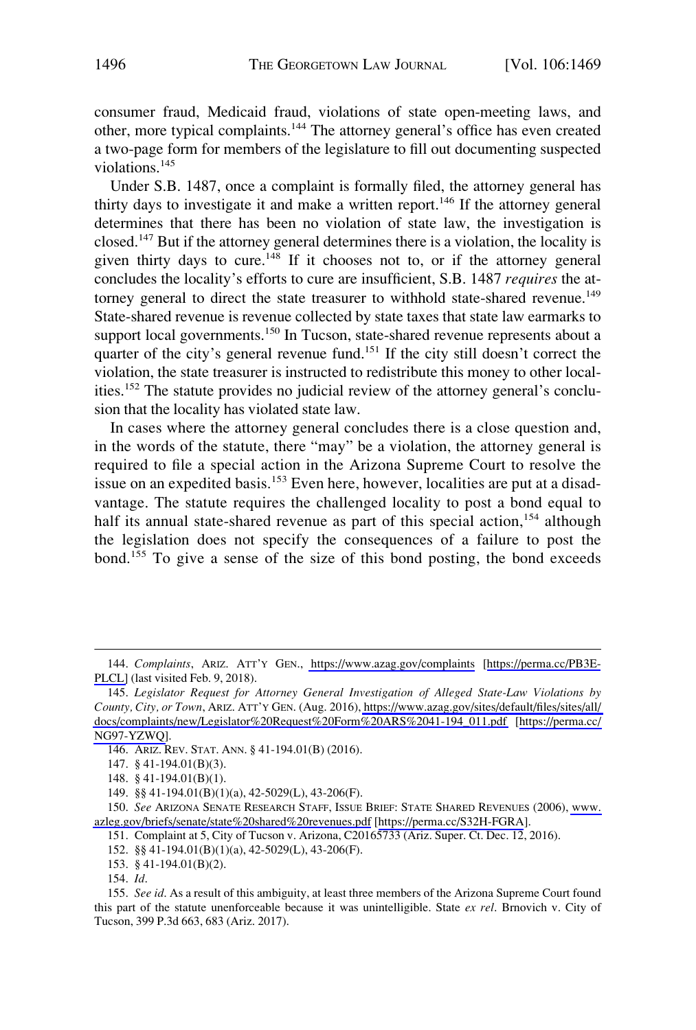consumer fraud, Medicaid fraud, violations of state open-meeting laws, and other, more typical complaints.[144] The attorney general's office has even created a two-page form for members of the legislature to fill out documenting suspected violations.[145]

Under S.B. 1487, once a complaint is formally filed, the attorney general has thirty days to investigate it and make a written report.[146] If the attorney general determines that there has been no violation of state law, the investigation is closed.[147] But if the attorney general determines there is a violation, the locality is given thirty days to cure.[148] If it chooses not to, or if the attorney general concludes the locality's efforts to cure are insufficient, S.B. 1487 *requires* the attorney general to direct the state treasurer to withhold state-shared revenue.[149] State-shared revenue is revenue collected by state taxes that state law earmarks to support local governments.[150] In Tucson, state-shared revenue represents about a quarter of the city's general revenue fund.[151] If the city still doesn't correct the violation, the state treasurer is instructed to redistribute this money to other localities.[152] The statute provides no judicial review of the attorney general's conclusion that the locality has violated state law.

In cases where the attorney general concludes there is a close question and, in the words of the statute, there "may" be a violation, the attorney general is required to file a special action in the Arizona Supreme Court to resolve the issue on an expedited basis.[153] Even here, however, localities are put at a disadvantage. The statute requires the challenged locality to post a bond equal to half its annual state-shared revenue as part of this special action,[154] although the legislation does not specify the consequences of a failure to post the bond.[155] To give a sense of the size of this bond posting, the bond exceeds

---

144. *Complaints*, ARIZ. ATT'Y GEN., https://www.azag.gov/complaints [https://perma.cc/PB3E-PLCL] (last visited Feb. 9, 2018).

145. *Legislator Request for Attorney General Investigation of Alleged State-Law Violations by County, City, or Town*, ARIZ. ATT'Y GEN. (Aug. 2016), https://www.azag.gov/sites/default/files/sites/all/docs/complaints/new/Legislator%20Request%20Form%20ARS%2041-194_011.pdf [https://perma.cc/NG97-YZWQ].

146. ARIZ. REV. STAT. ANN. § 41-194.01(B) (2016).

147. § 41-194.01(B)(3).

148. § 41-194.01(B)(1).

149. §§ 41-194.01(B)(1)(a), 42-5029(L), 43-206(F).

150. *See* ARIZONA SENATE RESEARCH STAFF, ISSUE BRIEF: STATE SHARED REVENUES (2006), www.azleg.gov/briefs/senate/state%20shared%20revenues.pdf [https://perma.cc/S32H-FGRA].

151. Complaint at 5, City of Tucson v. Arizona, C20165733 (Ariz. Super. Ct. Dec. 12, 2016).

152. §§ 41-194.01(B)(1)(a), 42-5029(L), 43-206(F).

153. § 41-194.01(B)(2).

154. *Id*.

155. *See id*. As a result of this ambiguity, at least three members of the Arizona Supreme Court found this part of the statute unenforceable because it was unintelligible. State *ex rel*. Brnovich v. City of Tucson, 399 P.3d 663, 683 (Ariz. 2017).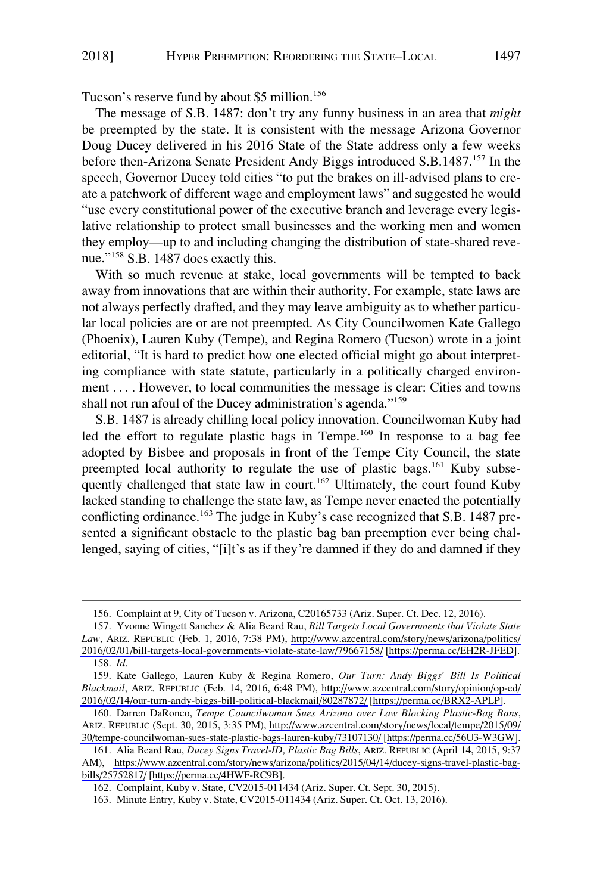Tucson's reserve fund by about $5 million.[156]

The message of S.B. 1487: don't try any funny business in an area that *might* be preempted by the state. It is consistent with the message Arizona Governor Doug Ducey delivered in his 2016 State of the State address only a few weeks before then-Arizona Senate President Andy Biggs introduced S.B.1487.[157] In the speech, Governor Ducey told cities "to put the brakes on ill-advised plans to create a patchwork of different wage and employment laws" and suggested he would "use every constitutional power of the executive branch and leverage every legislative relationship to protect small businesses and the working men and women they employ—up to and including changing the distribution of state-shared revenue."[158] S.B. 1487 does exactly this.

With so much revenue at stake, local governments will be tempted to back away from innovations that are within their authority. For example, state laws are not always perfectly drafted, and they may leave ambiguity as to whether particular local policies are or are not preempted. As City Councilwomen Kate Gallego (Phoenix), Lauren Kuby (Tempe), and Regina Romero (Tucson) wrote in a joint editorial, "It is hard to predict how one elected official might go about interpreting compliance with state statute, particularly in a politically charged environment . . . . However, to local communities the message is clear: Cities and towns shall not run afoul of the Ducey administration's agenda."[159]

S.B. 1487 is already chilling local policy innovation. Councilwoman Kuby had led the effort to regulate plastic bags in Tempe.[160] In response to a bag fee adopted by Bisbee and proposals in front of the Tempe City Council, the state preempted local authority to regulate the use of plastic bags.[161] Kuby subsequently challenged that state law in court.[162] Ultimately, the court found Kuby lacked standing to challenge the state law, as Tempe never enacted the potentially conflicting ordinance.[163] The judge in Kuby's case recognized that S.B. 1487 presented a significant obstacle to the plastic bag ban preemption ever being challenged, saying of cities, "[i]t's as if they're damned if they do and damned if they

---

156. Complaint at 9, City of Tucson v. Arizona, C20165733 (Ariz. Super. Ct. Dec. 12, 2016).

157. Yvonne Wingett Sanchez & Alia Beard Rau, *Bill Targets Local Governments that Violate State Law*, ARIZ. REPUBLIC (Feb. 1, 2016, 7:38 PM), http://www.azcentral.com/story/news/arizona/politics/2016/02/01/bill-targets-local-governments-violate-state-law/79667158/ [https://perma.cc/EH2R-JFED].

158. *Id*.

159. Kate Gallego, Lauren Kuby & Regina Romero, *Our Turn: Andy Biggs' Bill Is Political Blackmail*, ARIZ. REPUBLIC (Feb. 14, 2016, 6:48 PM), http://www.azcentral.com/story/opinion/op-ed/2016/02/14/our-turn-andy-biggs-bill-political-blackmail/80287872/ [https://perma.cc/BRX2-APLP].

160. Darren DaRonco, *Tempe Councilwoman Sues Arizona over Law Blocking Plastic-Bag Bans*, ARIZ. REPUBLIC (Sept. 30, 2015, 3:35 PM), http://www.azcentral.com/story/news/local/tempe/2015/09/30/tempe-councilwoman-sues-state-plastic-bags-lauren-kuby/73107130/ [https://perma.cc/56U3-W3GW].

161. Alia Beard Rau, *Ducey Signs Travel-ID, Plastic Bag Bills*, ARIZ. REPUBLIC (April 14, 2015, 9:37 AM), https://www.azcentral.com/story/news/arizona/politics/2015/04/14/ducey-signs-travel-plastic-bag-bills/25752817/ [https://perma.cc/4HWF-RC9B].

162. Complaint, Kuby v. State, CV2015-011434 (Ariz. Super. Ct. Sept. 30, 2015).

163. Minute Entry, Kuby v. State, CV2015-011434 (Ariz. Super. Ct. Oct. 13, 2016).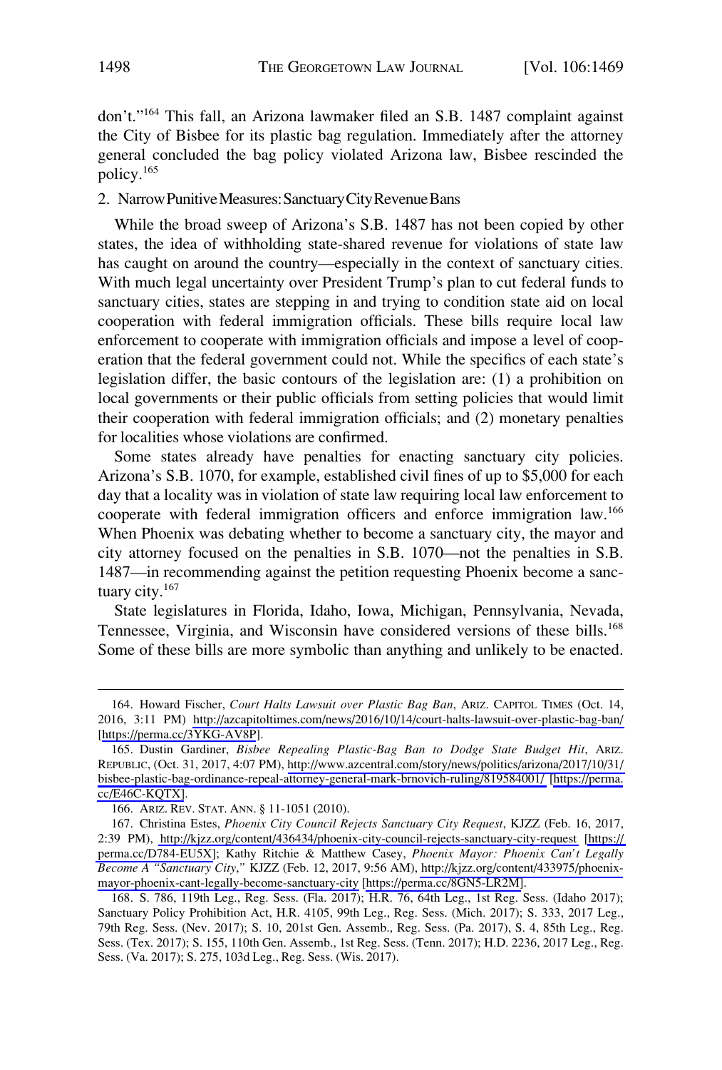don't."[164] This fall, an Arizona lawmaker filed an S.B. 1487 complaint against the City of Bisbee for its plastic bag regulation. Immediately after the attorney general concluded the bag policy violated Arizona law, Bisbee rescinded the policy.[165]

### 2. Narrow Punitive Measures: Sanctuary City Revenue Bans

While the broad sweep of Arizona's S.B. 1487 has not been copied by other states, the idea of withholding state-shared revenue for violations of state law has caught on around the country—especially in the context of sanctuary cities. With much legal uncertainty over President Trump's plan to cut federal funds to sanctuary cities, states are stepping in and trying to condition state aid on local cooperation with federal immigration officials. These bills require local law enforcement to cooperate with immigration officials and impose a level of cooperation that the federal government could not. While the specifics of each state's legislation differ, the basic contours of the legislation are: (1) a prohibition on local governments or their public officials from setting policies that would limit their cooperation with federal immigration officials; and (2) monetary penalties for localities whose violations are confirmed.

Some states already have penalties for enacting sanctuary city policies. Arizona's S.B. 1070, for example, established civil fines of up to $5,000 for each day that a locality was in violation of state law requiring local law enforcement to cooperate with federal immigration officers and enforce immigration law.[166] When Phoenix was debating whether to become a sanctuary city, the mayor and city attorney focused on the penalties in S.B. 1070—not the penalties in S.B. 1487—in recommending against the petition requesting Phoenix become a sanctuary city.[167]

State legislatures in Florida, Idaho, Iowa, Michigan, Pennsylvania, Nevada, Tennessee, Virginia, and Wisconsin have considered versions of these bills.[168] Some of these bills are more symbolic than anything and unlikely to be enacted.

---

164. Howard Fischer, *Court Halts Lawsuit over Plastic Bag Ban*, ARIZ. CAPITOL TIMES (Oct. 14, 2016, 3:11 PM) http://azcapitoltimes.com/news/2016/10/14/court-halts-lawsuit-over-plastic-bag-ban/ [https://perma.cc/3YKG-AV8P].

165. Dustin Gardiner, *Bisbee Repealing Plastic-Bag Ban to Dodge State Budget Hit*, ARIZ. REPUBLIC, (Oct. 31, 2017, 4:07 PM), http://www.azcentral.com/story/news/politics/arizona/2017/10/31/bisbee-plastic-bag-ordinance-repeal-attorney-general-mark-brnovich-ruling/819584001/ [https://perma.cc/E46C-KQTX].

166. ARIZ. REV. STAT. ANN. § 11-1051 (2010).

167. Christina Estes, *Phoenix City Council Rejects Sanctuary City Request*, KJZZ (Feb. 16, 2017, 2:39 PM), http://kjzz.org/content/436434/phoenix-city-council-rejects-sanctuary-city-request [https://perma.cc/D784-EU5X]; Kathy Ritchie & Matthew Casey, *Phoenix Mayor: Phoenix Can't Legally Become A "Sanctuary City*,*"* KJZZ (Feb. 12, 2017, 9:56 AM), http://kjzz.org/content/433975/phoenix-mayor-phoenix-cant-legally-become-sanctuary-city [https://perma.cc/8GN5-LR2M].

168. S. 786, 119th Leg., Reg. Sess. (Fla. 2017); H.R. 76, 64th Leg., 1st Reg. Sess. (Idaho 2017); Sanctuary Policy Prohibition Act, H.R. 4105, 99th Leg., Reg. Sess. (Mich. 2017); S. 333, 2017 Leg., 79th Reg. Sess. (Nev. 2017); S. 10, 201st Gen. Assemb., Reg. Sess. (Pa. 2017), S. 4, 85th Leg., Reg. Sess. (Tex. 2017); S. 155, 110th Gen. Assemb., 1st Reg. Sess. (Tenn. 2017); H.D. 2236, 2017 Leg., Reg. Sess. (Va. 2017); S. 275, 103d Leg., Reg. Sess. (Wis. 2017).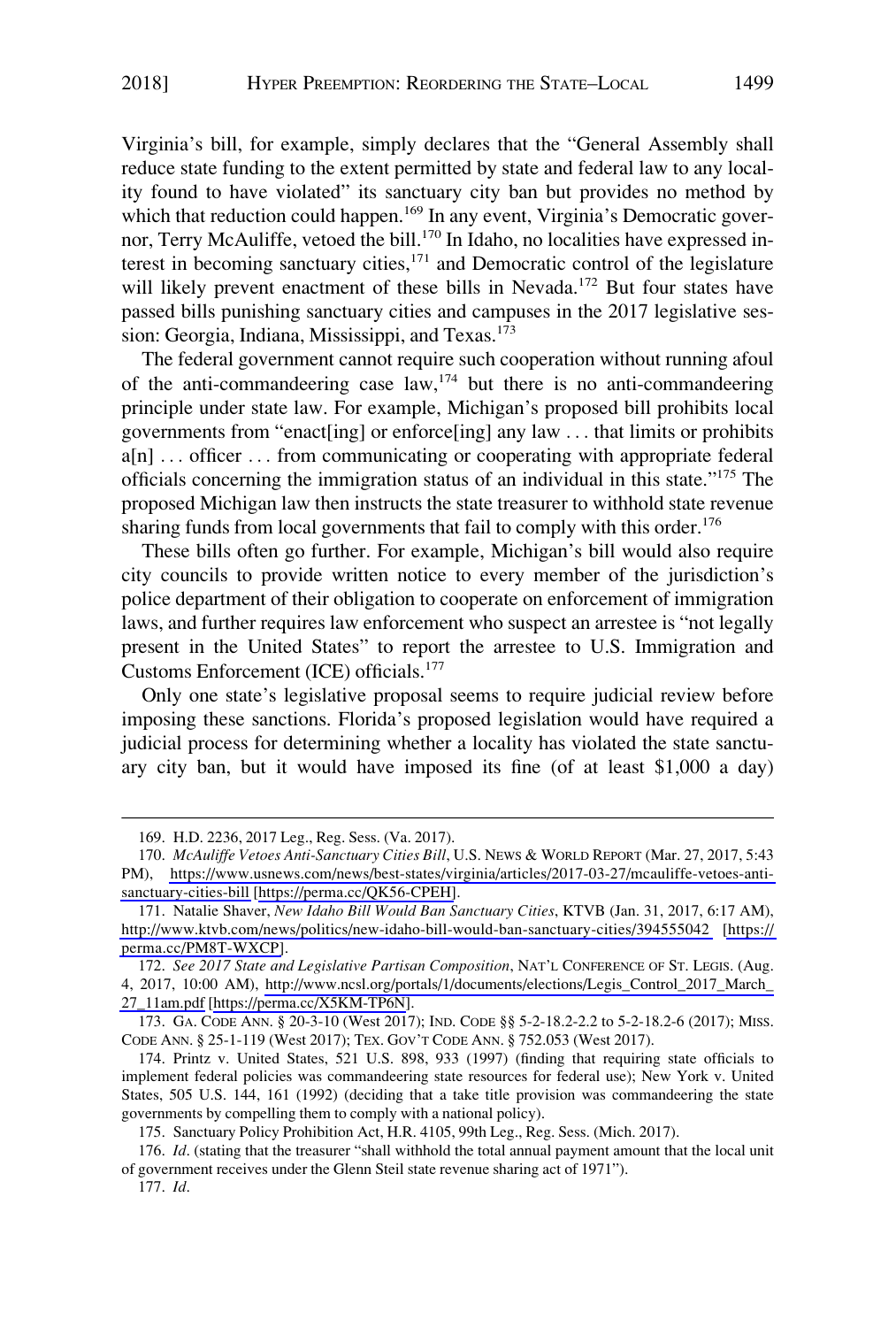Virginia's bill, for example, simply declares that the "General Assembly shall reduce state funding to the extent permitted by state and federal law to any locality found to have violated" its sanctuary city ban but provides no method by which that reduction could happen.[169] In any event, Virginia's Democratic governor, Terry McAuliffe, vetoed the bill.[170] In Idaho, no localities have expressed interest in becoming sanctuary cities,[171] and Democratic control of the legislature will likely prevent enactment of these bills in Nevada.[172] But four states have passed bills punishing sanctuary cities and campuses in the 2017 legislative session: Georgia, Indiana, Mississippi, and Texas.[173]

The federal government cannot require such cooperation without running afoul of the anti-commandeering case law,[174] but there is no anti-commandeering principle under state law. For example, Michigan's proposed bill prohibits local governments from "enact[ing] or enforce[ing] any law . . . that limits or prohibits a[n] . . . officer . . . from communicating or cooperating with appropriate federal officials concerning the immigration status of an individual in this state."[175] The proposed Michigan law then instructs the state treasurer to withhold state revenue sharing funds from local governments that fail to comply with this order.[176]

These bills often go further. For example, Michigan's bill would also require city councils to provide written notice to every member of the jurisdiction's police department of their obligation to cooperate on enforcement of immigration laws, and further requires law enforcement who suspect an arrestee is "not legally present in the United States" to report the arrestee to U.S. Immigration and Customs Enforcement (ICE) officials.[177]

Only one state's legislative proposal seems to require judicial review before imposing these sanctions. Florida's proposed legislation would have required a judicial process for determining whether a locality has violated the state sanctuary city ban, but it would have imposed its fine (of at least $1,000 a day)

---

169. H.D. 2236, 2017 Leg., Reg. Sess. (Va. 2017).

170. *McAuliffe Vetoes Anti-Sanctuary Cities Bill*, U.S. NEWS & WORLD REPORT (Mar. 27, 2017, 5:43 PM), https://www.usnews.com/news/best-states/virginia/articles/2017-03-27/mcauliffe-vetoes-anti-sanctuary-cities-bill [https://perma.cc/QK56-CPEH].

171. Natalie Shaver, *New Idaho Bill Would Ban Sanctuary Cities*, KTVB (Jan. 31, 2017, 6:17 AM), http://www.ktvb.com/news/politics/new-idaho-bill-would-ban-sanctuary-cities/394555042 [https://perma.cc/PM8T-WXCP].

172. *See 2017 State and Legislative Partisan Composition*, NAT'L CONFERENCE OF ST. LEGIS. (Aug. 4, 2017, 10:00 AM), http://www.ncsl.org/portals/1/documents/elections/Legis_Control_2017_March_27_11am.pdf [https://perma.cc/X5KM-TP6N].

173. GA. CODE ANN. § 20-3-10 (West 2017); IND. CODE §§ 5-2-18.2-2.2 to 5-2-18.2-6 (2017); MISS. CODE ANN. § 25-1-119 (West 2017); TEX. GOV'T CODE ANN. § 752.053 (West 2017).

174. Printz v. United States, 521 U.S. 898, 933 (1997) (finding that requiring state officials to implement federal policies was commandeering state resources for federal use); New York v. United States, 505 U.S. 144, 161 (1992) (deciding that a take title provision was commandeering the state governments by compelling them to comply with a national policy).

175. Sanctuary Policy Prohibition Act, H.R. 4105, 99th Leg., Reg. Sess. (Mich. 2017).

176. *Id*. (stating that the treasurer "shall withhold the total annual payment amount that the local unit of government receives under the Glenn Steil state revenue sharing act of 1971").

177. *Id*.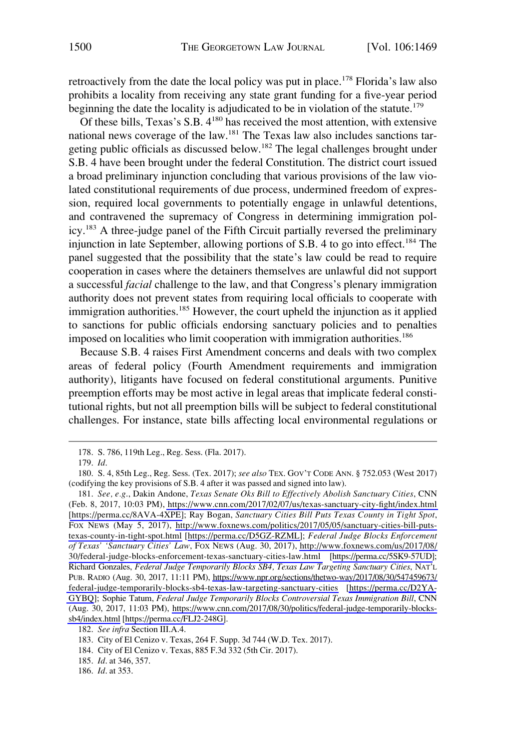retroactively from the date the local policy was put in place.[178] Florida's law also prohibits a locality from receiving any state grant funding for a five-year period beginning the date the locality is adjudicated to be in violation of the statute.[179]

Of these bills, Texas's S.B. 4[180] has received the most attention, with extensive national news coverage of the law.[181] The Texas law also includes sanctions targeting public officials as discussed below.[182] The legal challenges brought under S.B. 4 have been brought under the federal Constitution. The district court issued a broad preliminary injunction concluding that various provisions of the law violated constitutional requirements of due process, undermined freedom of expression, required local governments to potentially engage in unlawful detentions, and contravened the supremacy of Congress in determining immigration policy.[183] A three-judge panel of the Fifth Circuit partially reversed the preliminary injunction in late September, allowing portions of S.B. 4 to go into effect.[184] The panel suggested that the possibility that the state's law could be read to require cooperation in cases where the detainers themselves are unlawful did not support a successful *facial* challenge to the law, and that Congress's plenary immigration authority does not prevent states from requiring local officials to cooperate with immigration authorities.[185] However, the court upheld the injunction as it applied to sanctions for public officials endorsing sanctuary policies and to penalties imposed on localities who limit cooperation with immigration authorities.[186]

Because S.B. 4 raises First Amendment concerns and deals with two complex areas of federal policy (Fourth Amendment requirements and immigration authority), litigants have focused on federal constitutional arguments. Punitive preemption efforts may be most active in legal areas that implicate federal constitutional rights, but not all preemption bills will be subject to federal constitutional challenges. For instance, state bills affecting local environmental regulations or

---

178. S. 786, 119th Leg., Reg. Sess. (Fla. 2017).

179. *Id*.

180. S. 4, 85th Leg., Reg. Sess. (Tex. 2017); *see also* TEX. GOV'T CODE ANN. § 752.053 (West 2017) (codifying the key provisions of S.B. 4 after it was passed and signed into law).

181. *See, e.g.*, Dakin Andone, *Texas Senate Oks Bill to Effectively Abolish Sanctuary Cities*, CNN (Feb. 8, 2017, 10:03 PM), https://www.cnn.com/2017/02/07/us/texas-sanctuary-city-fight/index.html [https://perma.cc/8AVA-4XPE]; Ray Bogan, *Sanctuary Cities Bill Puts Texas County in Tight Spot*, FOX NEWS (May 5, 2017), http://www.foxnews.com/politics/2017/05/05/sanctuary-cities-bill-puts-texas-county-in-tight-spot.html [https://perma.cc/D5GZ-RZML]; *Federal Judge Blocks Enforcement of Texas' 'Sanctuary Cities' Law*, FOX NEWS (Aug. 30, 2017), http://www.foxnews.com/us/2017/08/30/federal-judge-blocks-enforcement-texas-sanctuary-cities-law.html [https://perma.cc/5SK9-57UD]; Richard Gonzales, *Federal Judge Temporarily Blocks SB4, Texas Law Targeting Sanctuary Cities*, NAT'L PUB. RADIO (Aug. 30, 2017, 11:11 PM), https://www.npr.org/sections/thetwo-way/2017/08/30/547459673/federal-judge-temporarily-blocks-sb4-texas-law-targeting-sanctuary-cities [https://perma.cc/D2YA-GYBQ]; Sophie Tatum, *Federal Judge Temporarily Blocks Controversial Texas Immigration Bill*, CNN (Aug. 30, 2017, 11:03 PM), https://www.cnn.com/2017/08/30/politics/federal-judge-temporarily-blocks-sb4/index.html [https://perma.cc/FLJ2-248G].

182. *See infra* Section III.A.4.

183. City of El Cenizo v. Texas, 264 F. Supp. 3d 744 (W.D. Tex. 2017).

184. City of El Cenizo v. Texas, 885 F.3d 332 (5th Cir. 2017).

185. *Id*. at 346, 357.

186. *Id*. at 353.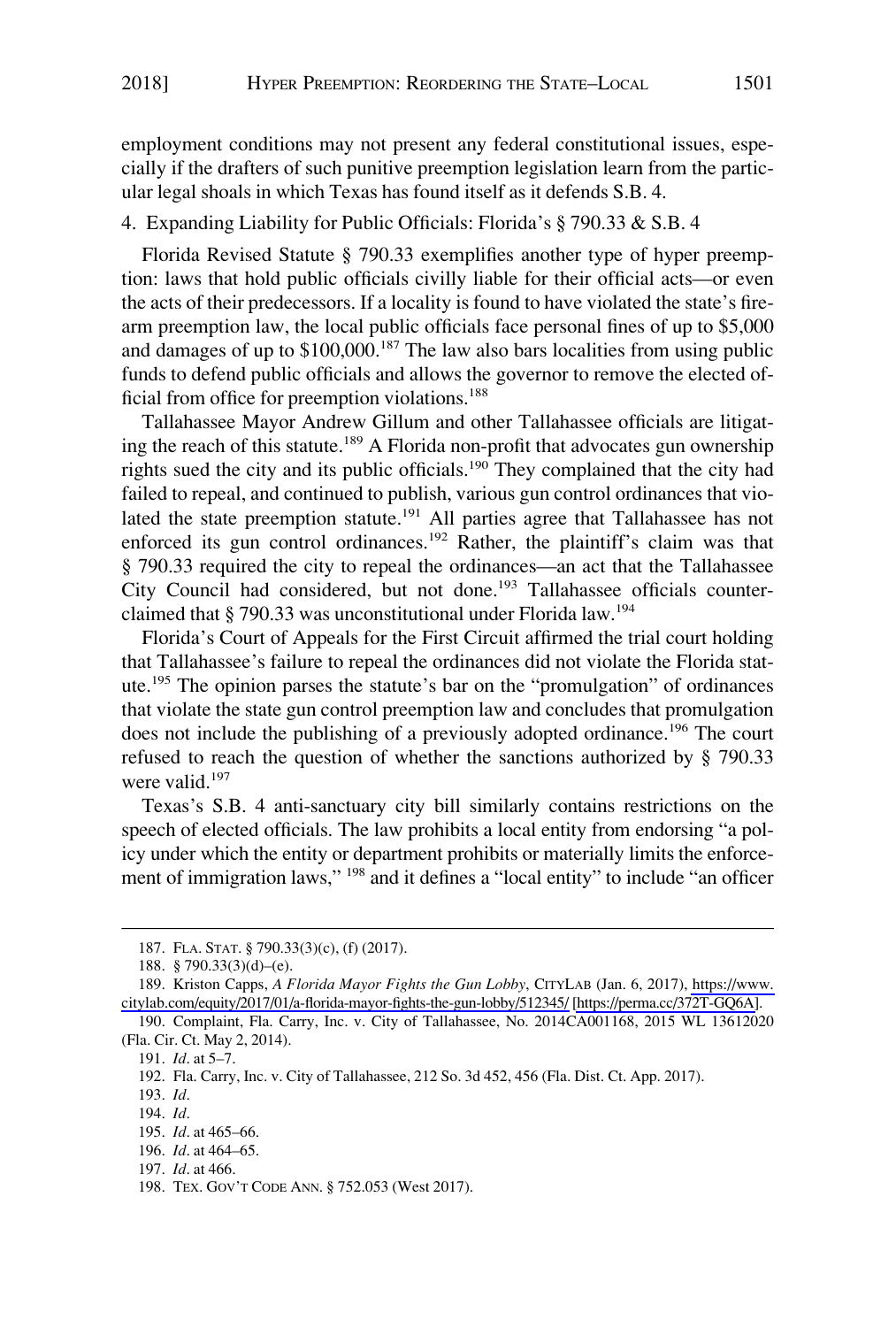employment conditions may not present any federal constitutional issues, especially if the drafters of such punitive preemption legislation learn from the particular legal shoals in which Texas has found itself as it defends S.B. 4.

4. Expanding Liability for Public Officials: Florida's § 790.33 & S.B. 4

Florida Revised Statute § 790.33 exemplifies another type of hyper preemption: laws that hold public officials civilly liable for their official acts—or even the acts of their predecessors. If a locality is found to have violated the state's firearm preemption law, the local public officials face personal fines of up to $5,000 and damages of up to $100,000.[187] The law also bars localities from using public funds to defend public officials and allows the governor to remove the elected official from office for preemption violations.[188]

Tallahassee Mayor Andrew Gillum and other Tallahassee officials are litigating the reach of this statute.[189] A Florida non-profit that advocates gun ownership rights sued the city and its public officials.[190] They complained that the city had failed to repeal, and continued to publish, various gun control ordinances that violated the state preemption statute.[191] All parties agree that Tallahassee has not enforced its gun control ordinances.[192] Rather, the plaintiff's claim was that § 790.33 required the city to repeal the ordinances—an act that the Tallahassee City Council had considered, but not done.[193] Tallahassee officials counterclaimed that § 790.33 was unconstitutional under Florida law.[194]

Florida's Court of Appeals for the First Circuit affirmed the trial court holding that Tallahassee's failure to repeal the ordinances did not violate the Florida statute.[195] The opinion parses the statute's bar on the "promulgation" of ordinances that violate the state gun control preemption law and concludes that promulgation does not include the publishing of a previously adopted ordinance.[196] The court refused to reach the question of whether the sanctions authorized by § 790.33 were valid.[197]

Texas's S.B. 4 anti-sanctuary city bill similarly contains restrictions on the speech of elected officials. The law prohibits a local entity from endorsing "a policy under which the entity or department prohibits or materially limits the enforcement of immigration laws," [198] and it defines a "local entity" to include "an officer

---

187. FLA. STAT. § 790.33(3)(c), (f) (2017).

188. § 790.33(3)(d)–(e).

189. Kriston Capps, *A Florida Mayor Fights the Gun Lobby*, CITYLAB (Jan. 6, 2017), https://www.citylab.com/equity/2017/01/a-florida-mayor-fights-the-gun-lobby/512345/ [https://perma.cc/372T-GQ6A].

190. Complaint, Fla. Carry, Inc. v. City of Tallahassee, No. 2014CA001168, 2015 WL 13612020 (Fla. Cir. Ct. May 2, 2014).

191. *Id*. at 5–7.

192. Fla. Carry, Inc. v. City of Tallahassee, 212 So. 3d 452, 456 (Fla. Dist. Ct. App. 2017).

193. *Id*.

194. *Id*.

195. *Id*. at 465–66.

196. *Id*. at 464–65.

197. *Id*. at 466.

198. TEX. GOV'T CODE ANN. § 752.053 (West 2017).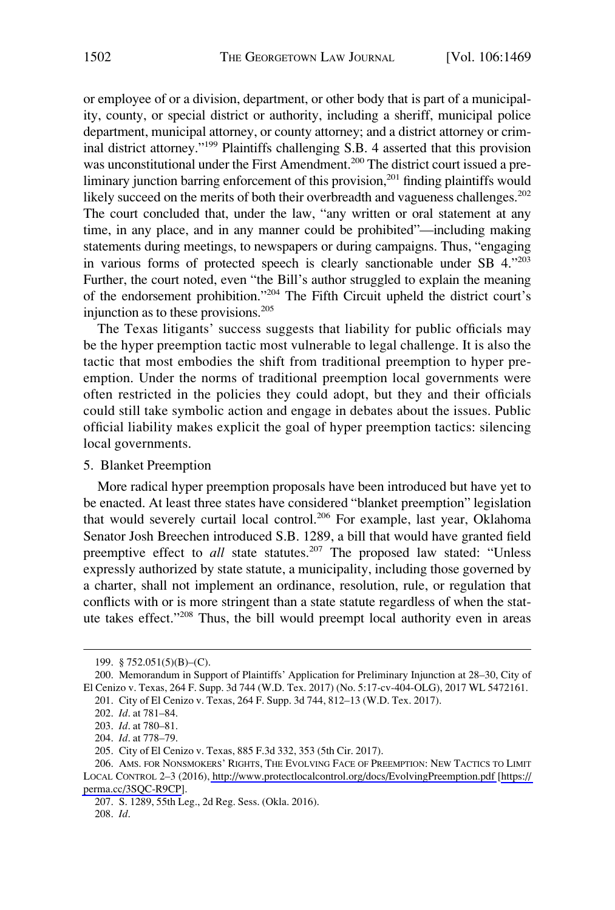or employee of or a division, department, or other body that is part of a municipality, county, or special district or authority, including a sheriff, municipal police department, municipal attorney, or county attorney; and a district attorney or criminal district attorney."[199] Plaintiffs challenging S.B. 4 asserted that this provision was unconstitutional under the First Amendment.[200] The district court issued a preliminary junction barring enforcement of this provision,[201] finding plaintiffs would likely succeed on the merits of both their overbreadth and vagueness challenges.[202] The court concluded that, under the law, "any written or oral statement at any time, in any place, and in any manner could be prohibited"—including making statements during meetings, to newspapers or during campaigns. Thus, "engaging in various forms of protected speech is clearly sanctionable under SB 4."[203] Further, the court noted, even "the Bill's author struggled to explain the meaning of the endorsement prohibition."[204] The Fifth Circuit upheld the district court's injunction as to these provisions.[205]

The Texas litigants' success suggests that liability for public officials may be the hyper preemption tactic most vulnerable to legal challenge. It is also the tactic that most embodies the shift from traditional preemption to hyper preemption. Under the norms of traditional preemption local governments were often restricted in the policies they could adopt, but they and their officials could still take symbolic action and engage in debates about the issues. Public official liability makes explicit the goal of hyper preemption tactics: silencing local governments.

5. Blanket Preemption

More radical hyper preemption proposals have been introduced but have yet to be enacted. At least three states have considered "blanket preemption" legislation that would severely curtail local control.[206] For example, last year, Oklahoma Senator Josh Breechen introduced S.B. 1289, a bill that would have granted field preemptive effect to *all* state statutes.[207] The proposed law stated: "Unless expressly authorized by state statute, a municipality, including those governed by a charter, shall not implement an ordinance, resolution, rule, or regulation that conflicts with or is more stringent than a state statute regardless of when the statute takes effect."[208] Thus, the bill would preempt local authority even in areas

---

199. § 752.051(5)(B)–(C).

200. Memorandum in Support of Plaintiffs' Application for Preliminary Injunction at 28–30, City of El Cenizo v. Texas, 264 F. Supp. 3d 744 (W.D. Tex. 2017) (No. 5:17-cv-404-OLG), 2017 WL 5472161.

201. City of El Cenizo v. Texas, 264 F. Supp. 3d 744, 812–13 (W.D. Tex. 2017).

202. *Id*. at 781–84.

203. *Id*. at 780–81.

204. *Id*. at 778–79.

205. City of El Cenizo v. Texas, 885 F.3d 332, 353 (5th Cir. 2017).

206. AMS. FOR NONSMOKERS' RIGHTS, THE EVOLVING FACE OF PREEMPTION: NEW TACTICS TO LIMIT LOCAL CONTROL 2–3 (2016), http://www.protectlocalcontrol.org/docs/EvolvingPreemption.pdf [https://perma.cc/3SQC-R9CP].

207. S. 1289, 55th Leg., 2d Reg. Sess. (Okla. 2016).

208. *Id*.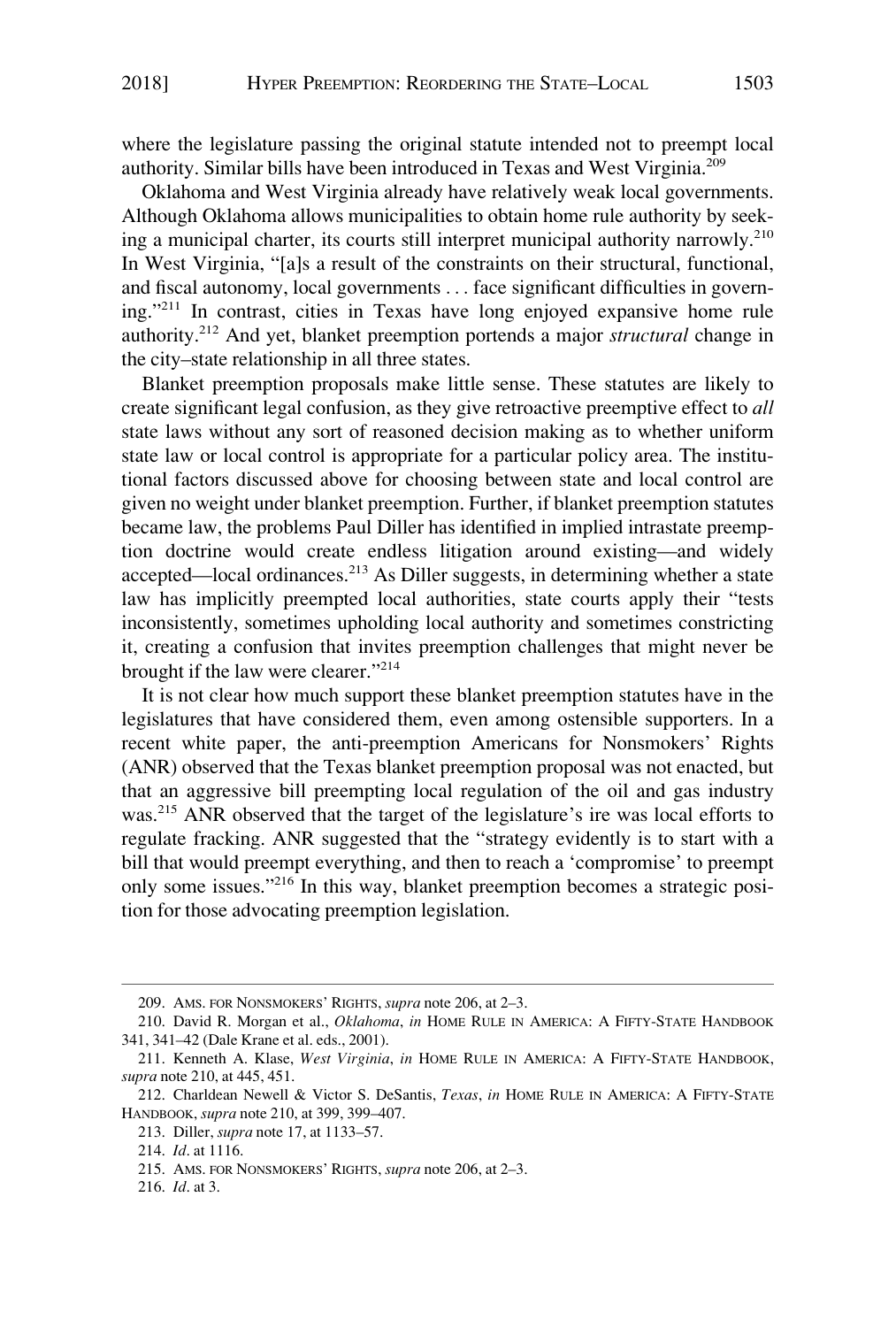where the legislature passing the original statute intended not to preempt local authority. Similar bills have been introduced in Texas and West Virginia.[209]

Oklahoma and West Virginia already have relatively weak local governments. Although Oklahoma allows municipalities to obtain home rule authority by seeking a municipal charter, its courts still interpret municipal authority narrowly.[210] In West Virginia, "[a]s a result of the constraints on their structural, functional, and fiscal autonomy, local governments . . . face significant difficulties in governing."[211] In contrast, cities in Texas have long enjoyed expansive home rule authority.[212] And yet, blanket preemption portends a major *structural* change in the city–state relationship in all three states.

Blanket preemption proposals make little sense. These statutes are likely to create significant legal confusion, as they give retroactive preemptive effect to *all* state laws without any sort of reasoned decision making as to whether uniform state law or local control is appropriate for a particular policy area. The institutional factors discussed above for choosing between state and local control are given no weight under blanket preemption. Further, if blanket preemption statutes became law, the problems Paul Diller has identified in implied intrastate preemption doctrine would create endless litigation around existing—and widely accepted—local ordinances.[213] As Diller suggests, in determining whether a state law has implicitly preempted local authorities, state courts apply their "tests inconsistently, sometimes upholding local authority and sometimes constricting it, creating a confusion that invites preemption challenges that might never be brought if the law were clearer."[214]

It is not clear how much support these blanket preemption statutes have in the legislatures that have considered them, even among ostensible supporters. In a recent white paper, the anti-preemption Americans for Nonsmokers' Rights (ANR) observed that the Texas blanket preemption proposal was not enacted, but that an aggressive bill preempting local regulation of the oil and gas industry was.[215] ANR observed that the target of the legislature's ire was local efforts to regulate fracking. ANR suggested that the "strategy evidently is to start with a bill that would preempt everything, and then to reach a 'compromise' to preempt only some issues."[216] In this way, blanket preemption becomes a strategic position for those advocating preemption legislation.

---

209. AMS. FOR NONSMOKERS' RIGHTS, *supra* note 206, at 2–3.

210. David R. Morgan et al., *Oklahoma*, *in* HOME RULE IN AMERICA: A FIFTY-STATE HANDBOOK 341, 341–42 (Dale Krane et al. eds., 2001).

211. Kenneth A. Klase, *West Virginia*, *in* HOME RULE IN AMERICA: A FIFTY-STATE HANDBOOK, *supra* note 210, at 445, 451.

212. Charldean Newell & Victor S. DeSantis, *Texas*, *in* HOME RULE IN AMERICA: A FIFTY-STATE HANDBOOK, *supra* note 210, at 399, 399–407.

213. Diller, *supra* note 17, at 1133–57.

214. *Id*. at 1116.

215. AMS. FOR NONSMOKERS' RIGHTS, *supra* note 206, at 2–3.

216. *Id*. at 3.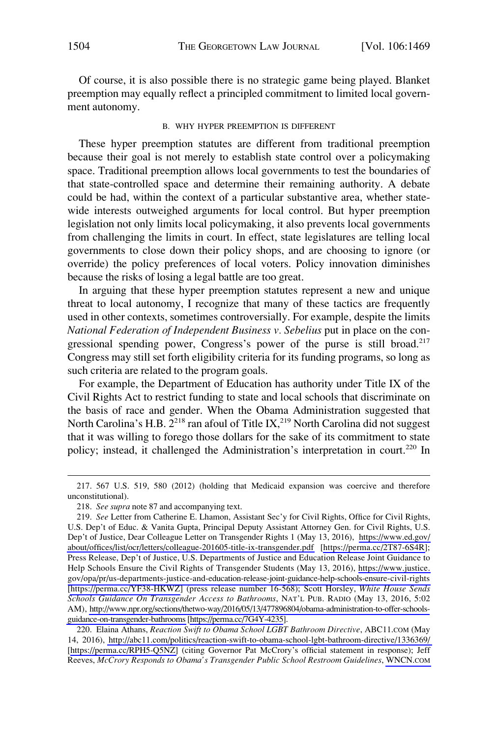Of course, it is also possible there is no strategic game being played. Blanket preemption may equally reflect a principled commitment to limited local government autonomy.

### B. WHY HYPER PREEMPTION IS DIFFERENT

These hyper preemption statutes are different from traditional preemption because their goal is not merely to establish state control over a policymaking space. Traditional preemption allows local governments to test the boundaries of that state-controlled space and determine their remaining authority. A debate could be had, within the context of a particular substantive area, whether statewide interests outweighed arguments for local control. But hyper preemption legislation not only limits local policymaking, it also prevents local governments from challenging the limits in court. In effect, state legislatures are telling local governments to close down their policy shops, and are choosing to ignore (or override) the policy preferences of local voters. Policy innovation diminishes because the risks of losing a legal battle are too great.

In arguing that these hyper preemption statutes represent a new and unique threat to local autonomy, I recognize that many of these tactics are frequently used in other contexts, sometimes controversially. For example, despite the limits *National Federation of Independent Business v. Sebelius* put in place on the congressional spending power, Congress's power of the purse is still broad.[217] Congress may still set forth eligibility criteria for its funding programs, so long as such criteria are related to the program goals.

For example, the Department of Education has authority under Title IX of the Civil Rights Act to restrict funding to state and local schools that discriminate on the basis of race and gender. When the Obama Administration suggested that North Carolina's H.B. 2[218] ran afoul of Title IX,[219] North Carolina did not suggest that it was willing to forego those dollars for the sake of its commitment to state policy; instead, it challenged the Administration's interpretation in court.[220] In

---

217. 567 U.S. 519, 580 (2012) (holding that Medicaid expansion was coercive and therefore unconstitutional).

218. *See supra* note 87 and accompanying text.

219. *See* Letter from Catherine E. Lhamon, Assistant Sec'y for Civil Rights, Office for Civil Rights, U.S. Dep't of Educ. & Vanita Gupta, Principal Deputy Assistant Attorney Gen. for Civil Rights, U.S. Dep't of Justice, Dear Colleague Letter on Transgender Rights 1 (May 13, 2016), https://www.ed.gov/about/offices/list/ocr/letters/colleague-201605-title-ix-transgender.pdf [https://perma.cc/2T87-6S4R]; Press Release, Dep't of Justice, U.S. Departments of Justice and Education Release Joint Guidance to Help Schools Ensure the Civil Rights of Transgender Students (May 13, 2016), https://www.justice.gov/opa/pr/us-departments-justice-and-education-release-joint-guidance-help-schools-ensure-civil-rights [https://perma.cc/YF38-HKWZ] (press release number 16-568); Scott Horsley, *White House Sends Schools Guidance On Transgender Access to Bathrooms*, NAT'L PUB. RADIO (May 13, 2016, 5:02 AM), http://www.npr.org/sections/thetwo-way/2016/05/13/477896804/obama-administration-to-offer-schools-guidance-on-transgender-bathrooms [https://perma.cc/7G4Y-4235].

220. Elaina Athans, *Reaction Swift to Obama School LGBT Bathroom Directive*, ABC11.COM (May 14, 2016), http://abc11.com/politics/reaction-swift-to-obama-school-lgbt-bathroom-directive/1336369/ [https://perma.cc/RPH5-Q5NZ] (citing Governor Pat McCrory's official statement in response); Jeff Reeves, *McCrory Responds to Obama's Transgender Public School Restroom Guidelines*, WNCN.COM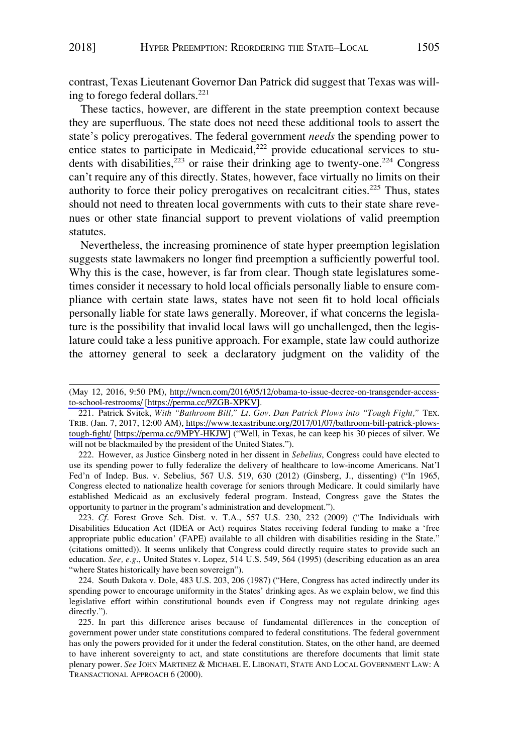contrast, Texas Lieutenant Governor Dan Patrick did suggest that Texas was willing to forego federal dollars.[221]

These tactics, however, are different in the state preemption context because they are superfluous. The state does not need these additional tools to assert the state's policy prerogatives. The federal government *needs* the spending power to entice states to participate in Medicaid,[222] provide educational services to students with disabilities,[223] or raise their drinking age to twenty-one.[224] Congress can't require any of this directly. States, however, face virtually no limits on their authority to force their policy prerogatives on recalcitrant cities.[225] Thus, states should not need to threaten local governments with cuts to their state share revenues or other state financial support to prevent violations of valid preemption statutes.

Nevertheless, the increasing prominence of state hyper preemption legislation suggests state lawmakers no longer find preemption a sufficiently powerful tool. Why this is the case, however, is far from clear. Though state legislatures sometimes consider it necessary to hold local officials personally liable to ensure compliance with certain state laws, states have not seen fit to hold local officials personally liable for state laws generally. Moreover, if what concerns the legislature is the possibility that invalid local laws will go unchallenged, then the legislature could take a less punitive approach. For example, state law could authorize the attorney general to seek a declaratory judgment on the validity of the

---

(May 12, 2016, 9:50 PM), http://wncn.com/2016/05/12/obama-to-issue-decree-on-transgender-access-to-school-restrooms/ [https://perma.cc/9ZGB-XPKV].

221. Patrick Svitek, *With "Bathroom Bill," Lt. Gov. Dan Patrick Plows into "Tough Fight,"* TEX. TRIB. (Jan. 7, 2017, 12:00 AM), https://www.texastribune.org/2017/01/07/bathroom-bill-patrick-plows-tough-fight/ [https://perma.cc/9MPY-HKJW] ("Well, in Texas, he can keep his 30 pieces of silver. We will not be blackmailed by the president of the United States.").

222. However, as Justice Ginsberg noted in her dissent in *Sebelius*, Congress could have elected to use its spending power to fully federalize the delivery of healthcare to low-income Americans. Nat'l Fed'n of Indep. Bus. v. Sebelius, 567 U.S. 519, 630 (2012) (Ginsberg, J., dissenting) ("In 1965, Congress elected to nationalize health coverage for seniors through Medicare. It could similarly have established Medicaid as an exclusively federal program. Instead, Congress gave the States the opportunity to partner in the program's administration and development.").

223. *Cf*. Forest Grove Sch. Dist. v. T.A., 557 U.S. 230, 232 (2009) ("The Individuals with Disabilities Education Act (IDEA or Act) requires States receiving federal funding to make a 'free appropriate public education' (FAPE) available to all children with disabilities residing in the State." (citations omitted)). It seems unlikely that Congress could directly require states to provide such an education. *See, e.g*., United States v. Lopez, 514 U.S. 549, 564 (1995) (describing education as an area "where States historically have been sovereign").

224. South Dakota v. Dole, 483 U.S. 203, 206 (1987) ("Here, Congress has acted indirectly under its spending power to encourage uniformity in the States' drinking ages. As we explain below, we find this legislative effort within constitutional bounds even if Congress may not regulate drinking ages directly.").

225. In part this difference arises because of fundamental differences in the conception of government power under state constitutions compared to federal constitutions. The federal government has only the powers provided for it under the federal constitution. States, on the other hand, are deemed to have inherent sovereignty to act, and state constitutions are therefore documents that limit state plenary power. *See* JOHN MARTINEZ & MICHAEL E. LIBONATI, STATE AND LOCAL GOVERNMENT LAW: A TRANSACTIONAL APPROACH 6 (2000).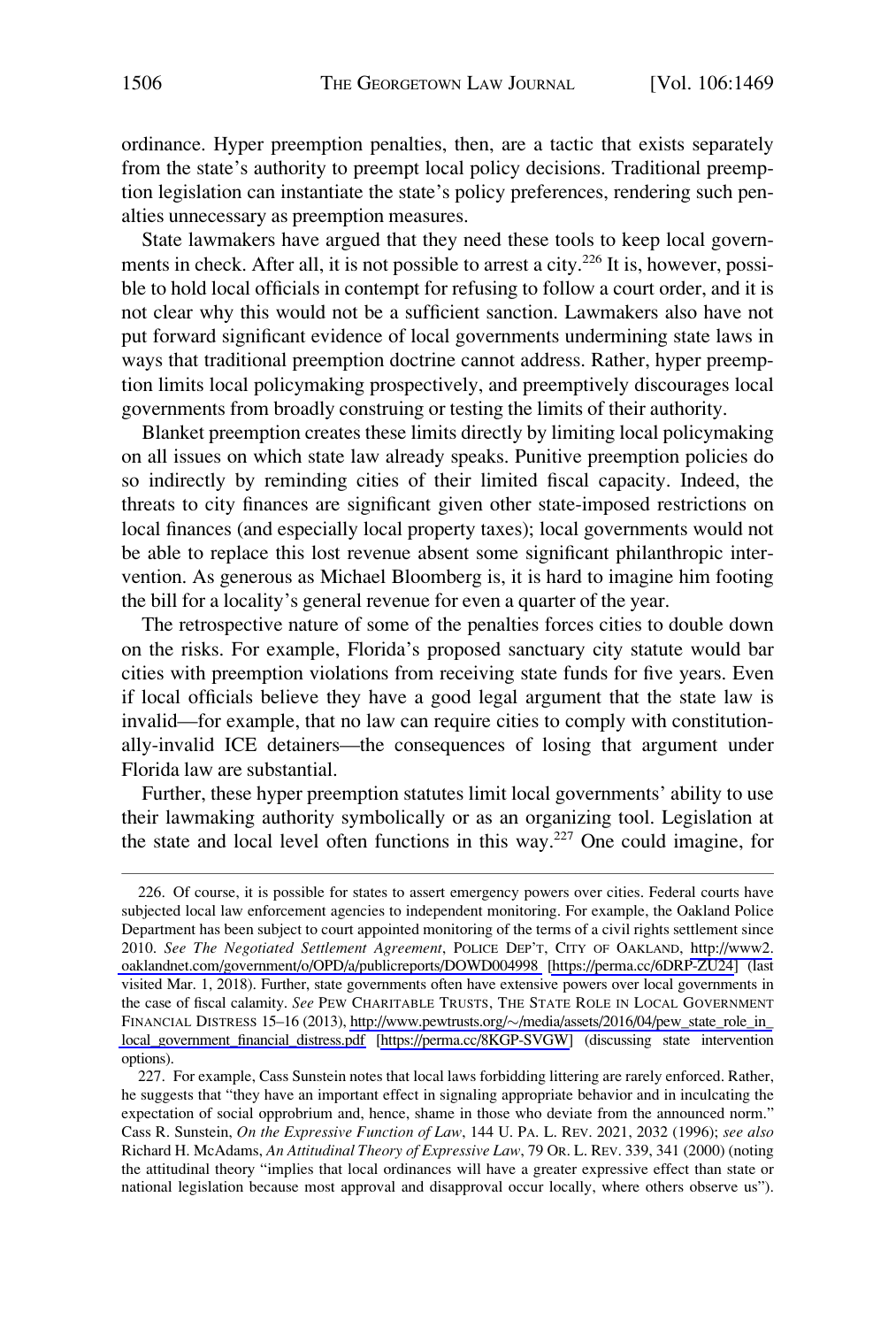ordinance. Hyper preemption penalties, then, are a tactic that exists separately from the state's authority to preempt local policy decisions. Traditional preemption legislation can instantiate the state's policy preferences, rendering such penalties unnecessary as preemption measures.

State lawmakers have argued that they need these tools to keep local governments in check. After all, it is not possible to arrest a city.[226] It is, however, possible to hold local officials in contempt for refusing to follow a court order, and it is not clear why this would not be a sufficient sanction. Lawmakers also have not put forward significant evidence of local governments undermining state laws in ways that traditional preemption doctrine cannot address. Rather, hyper preemption limits local policymaking prospectively, and preemptively discourages local governments from broadly construing or testing the limits of their authority.

Blanket preemption creates these limits directly by limiting local policymaking on all issues on which state law already speaks. Punitive preemption policies do so indirectly by reminding cities of their limited fiscal capacity. Indeed, the threats to city finances are significant given other state-imposed restrictions on local finances (and especially local property taxes); local governments would not be able to replace this lost revenue absent some significant philanthropic intervention. As generous as Michael Bloomberg is, it is hard to imagine him footing the bill for a locality's general revenue for even a quarter of the year.

The retrospective nature of some of the penalties forces cities to double down on the risks. For example, Florida's proposed sanctuary city statute would bar cities with preemption violations from receiving state funds for five years. Even if local officials believe they have a good legal argument that the state law is invalid—for example, that no law can require cities to comply with constitutionally-invalid ICE detainers—the consequences of losing that argument under Florida law are substantial.

Further, these hyper preemption statutes limit local governments' ability to use their lawmaking authority symbolically or as an organizing tool. Legislation at the state and local level often functions in this way.[227] One could imagine, for

---

226. Of course, it is possible for states to assert emergency powers over cities. Federal courts have subjected local law enforcement agencies to independent monitoring. For example, the Oakland Police Department has been subject to court appointed monitoring of the terms of a civil rights settlement since 2010. *See The Negotiated Settlement Agreement*, POLICE DEP'T, CITY OF OAKLAND, http://www2.oaklandnet.com/government/o/OPD/a/publicreports/DOWD004998 [https://perma.cc/6DRP-ZU24] (last visited Mar. 1, 2018). Further, state governments often have extensive powers over local governments in the case of fiscal calamity. *See* PEW CHARITABLE TRUSTS, THE STATE ROLE IN LOCAL GOVERNMENT FINANCIAL DISTRESS 15–16 (2013), http://www.pewtrusts.org/~/media/assets/2016/04/pew_state_role_in_local_government_financial_distress.pdf [https://perma.cc/8KGP-SVGW] (discussing state intervention options).

227. For example, Cass Sunstein notes that local laws forbidding littering are rarely enforced. Rather, he suggests that "they have an important effect in signaling appropriate behavior and in inculcating the expectation of social opprobrium and, hence, shame in those who deviate from the announced norm." Cass R. Sunstein, *On the Expressive Function of Law*, 144 U. PA. L. REV. 2021, 2032 (1996); *see also* Richard H. McAdams, *An Attitudinal Theory of Expressive Law*, 79 OR. L. REV. 339, 341 (2000) (noting the attitudinal theory "implies that local ordinances will have a greater expressive effect than state or national legislation because most approval and disapproval occur locally, where others observe us").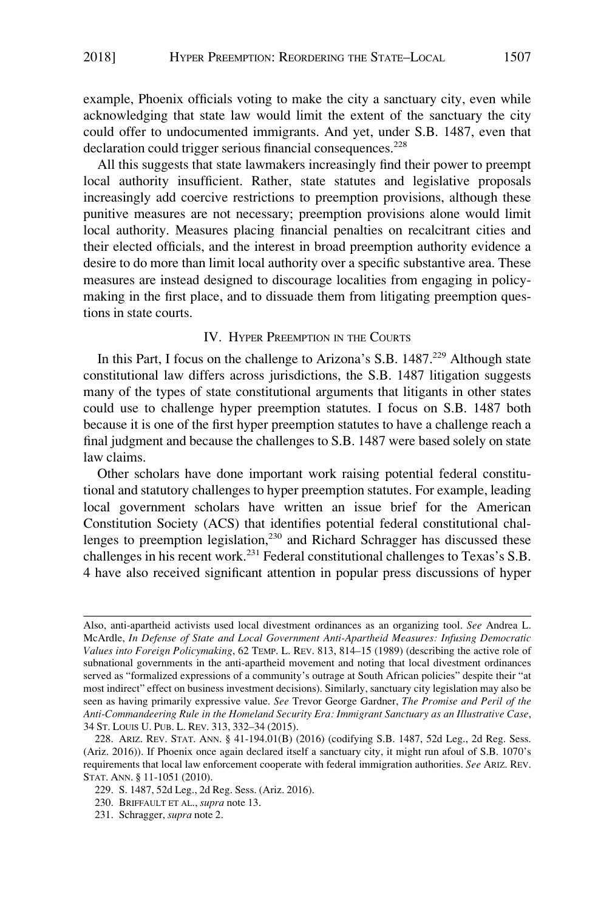example, Phoenix officials voting to make the city a sanctuary city, even while acknowledging that state law would limit the extent of the sanctuary the city could offer to undocumented immigrants. And yet, under S.B. 1487, even that declaration could trigger serious financial consequences.[228]

All this suggests that state lawmakers increasingly find their power to preempt local authority insufficient. Rather, state statutes and legislative proposals increasingly add coercive restrictions to preemption provisions, although these punitive measures are not necessary; preemption provisions alone would limit local authority. Measures placing financial penalties on recalcitrant cities and their elected officials, and the interest in broad preemption authority evidence a desire to do more than limit local authority over a specific substantive area. These measures are instead designed to discourage localities from engaging in policy-making in the first place, and to dissuade them from litigating preemption questions in state courts.

## IV. Hyper Preemption in the Courts

In this Part, I focus on the challenge to Arizona's S.B. 1487.[229] Although state constitutional law differs across jurisdictions, the S.B. 1487 litigation suggests many of the types of state constitutional arguments that litigants in other states could use to challenge hyper preemption statutes. I focus on S.B. 1487 both because it is one of the first hyper preemption statutes to have a challenge reach a final judgment and because the challenges to S.B. 1487 were based solely on state law claims.

Other scholars have done important work raising potential federal constitutional and statutory challenges to hyper preemption statutes. For example, leading local government scholars have written an issue brief for the American Constitution Society (ACS) that identifies potential federal constitutional challenges to preemption legislation,[230] and Richard Schragger has discussed these challenges in his recent work.[231] Federal constitutional challenges to Texas's S.B. 4 have also received significant attention in popular press discussions of hyper

---

Also, anti-apartheid activists used local divestment ordinances as an organizing tool. *See* Andrea L. McArdle, *In Defense of State and Local Government Anti-Apartheid Measures: Infusing Democratic Values into Foreign Policymaking*, 62 Temp. L. Rev. 813, 814–15 (1989) (describing the active role of subnational governments in the anti-apartheid movement and noting that local divestment ordinances served as "formalized expressions of a community's outrage at South African policies" despite their "at most indirect" effect on business investment decisions). Similarly, sanctuary city legislation may also be seen as having primarily expressive value. *See* Trevor George Gardner, *The Promise and Peril of the Anti-Commandeering Rule in the Homeland Security Era: Immigrant Sanctuary as an Illustrative Case*, 34 St. Louis U. Pub. L. Rev. 313, 332–34 (2015).

228. Ariz. Rev. Stat. Ann. § 41-194.01(B) (2016) (codifying S.B. 1487, 52d Leg., 2d Reg. Sess. (Ariz. 2016)). If Phoenix once again declared itself a sanctuary city, it might run afoul of S.B. 1070's requirements that local law enforcement cooperate with federal immigration authorities. *See* Ariz. Rev. Stat. Ann. § 11-1051 (2010).

229. S. 1487, 52d Leg., 2d Reg. Sess. (Ariz. 2016).

230. Briffault et al., *supra* note 13.

231. Schragger, *supra* note 2.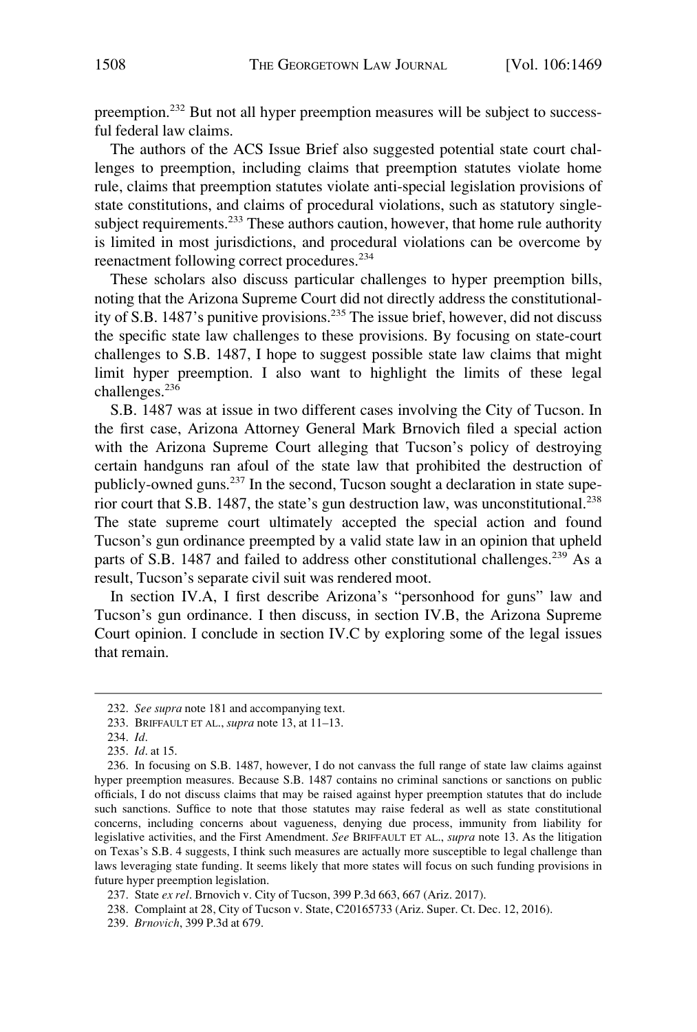preemption.[232] But not all hyper preemption measures will be subject to successful federal law claims.

The authors of the ACS Issue Brief also suggested potential state court challenges to preemption, including claims that preemption statutes violate home rule, claims that preemption statutes violate anti-special legislation provisions of state constitutions, and claims of procedural violations, such as statutory single-subject requirements.[233] These authors caution, however, that home rule authority is limited in most jurisdictions, and procedural violations can be overcome by reenactment following correct procedures.[234]

These scholars also discuss particular challenges to hyper preemption bills, noting that the Arizona Supreme Court did not directly address the constitutionality of S.B. 1487's punitive provisions.[235] The issue brief, however, did not discuss the specific state law challenges to these provisions. By focusing on state-court challenges to S.B. 1487, I hope to suggest possible state law claims that might limit hyper preemption. I also want to highlight the limits of these legal challenges.[236]

S.B. 1487 was at issue in two different cases involving the City of Tucson. In the first case, Arizona Attorney General Mark Brnovich filed a special action with the Arizona Supreme Court alleging that Tucson's policy of destroying certain handguns ran afoul of the state law that prohibited the destruction of publicly-owned guns.[237] In the second, Tucson sought a declaration in state superior court that S.B. 1487, the state's gun destruction law, was unconstitutional.[238] The state supreme court ultimately accepted the special action and found Tucson's gun ordinance preempted by a valid state law in an opinion that upheld parts of S.B. 1487 and failed to address other constitutional challenges.[239] As a result, Tucson's separate civil suit was rendered moot.

In section IV.A, I first describe Arizona's "personhood for guns" law and Tucson's gun ordinance. I then discuss, in section IV.B, the Arizona Supreme Court opinion. I conclude in section IV.C by exploring some of the legal issues that remain.

---

232. *See supra* note 181 and accompanying text.

233. BRIFFAULT ET AL., *supra* note 13, at 11–13.

234. *Id*.

235. *Id*. at 15.

236. In focusing on S.B. 1487, however, I do not canvass the full range of state law claims against hyper preemption measures. Because S.B. 1487 contains no criminal sanctions or sanctions on public officials, I do not discuss claims that may be raised against hyper preemption statutes that do include such sanctions. Suffice to note that those statutes may raise federal as well as state constitutional concerns, including concerns about vagueness, denying due process, immunity from liability for legislative activities, and the First Amendment. *See* BRIFFAULT ET AL., *supra* note 13. As the litigation on Texas's S.B. 4 suggests, I think such measures are actually more susceptible to legal challenge than laws leveraging state funding. It seems likely that more states will focus on such funding provisions in future hyper preemption legislation.

237. State *ex rel*. Brnovich v. City of Tucson, 399 P.3d 663, 667 (Ariz. 2017).

238. Complaint at 28, City of Tucson v. State, C20165733 (Ariz. Super. Ct. Dec. 12, 2016).

239. *Brnovich*, 399 P.3d at 679.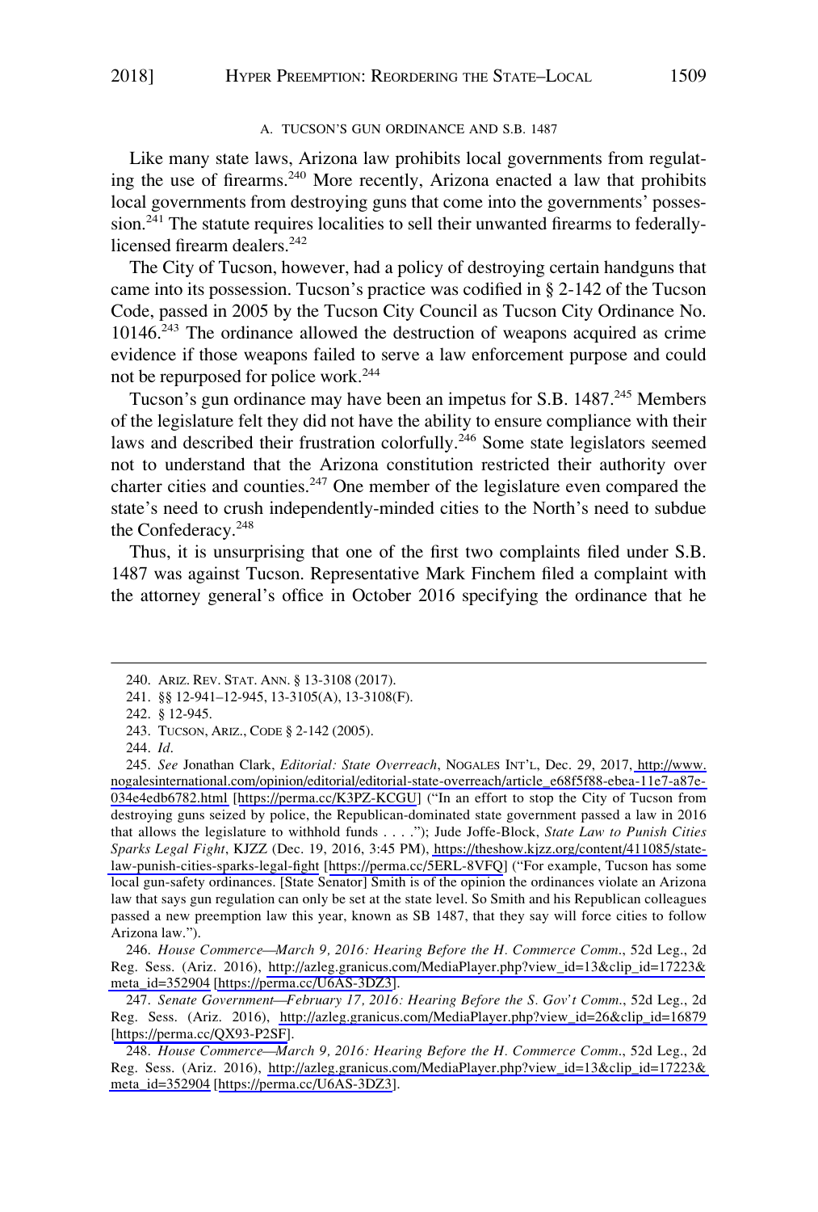### A. TUCSON'S GUN ORDINANCE AND S.B. 1487

Like many state laws, Arizona law prohibits local governments from regulating the use of firearms.[240] More recently, Arizona enacted a law that prohibits local governments from destroying guns that come into the governments' possession.[241] The statute requires localities to sell their unwanted firearms to federally-licensed firearm dealers.[242]

The City of Tucson, however, had a policy of destroying certain handguns that came into its possession. Tucson's practice was codified in § 2-142 of the Tucson Code, passed in 2005 by the Tucson City Council as Tucson City Ordinance No. 10146.[243] The ordinance allowed the destruction of weapons acquired as crime evidence if those weapons failed to serve a law enforcement purpose and could not be repurposed for police work.[244]

Tucson's gun ordinance may have been an impetus for S.B. 1487.[245] Members of the legislature felt they did not have the ability to ensure compliance with their laws and described their frustration colorfully.[246] Some state legislators seemed not to understand that the Arizona constitution restricted their authority over charter cities and counties.[247] One member of the legislature even compared the state's need to crush independently-minded cities to the North's need to subdue the Confederacy.[248]

Thus, it is unsurprising that one of the first two complaints filed under S.B. 1487 was against Tucson. Representative Mark Finchem filed a complaint with the attorney general's office in October 2016 specifying the ordinance that he

---

240. ARIZ. REV. STAT. ANN. § 13-3108 (2017).

241. §§ 12-941–12-945, 13-3105(A), 13-3108(F).

242. § 12-945.

243. TUCSON, ARIZ., CODE § 2-142 (2005).

244. *Id*.

245. *See* Jonathan Clark, *Editorial: State Overreach*, NOGALES INT'L, Dec. 29, 2017, http://www.nogalesinternational.com/opinion/editorial/editorial-state-overreach/article_e68f5f88-ebea-11e7-a87e-034e4edb6782.html [https://perma.cc/K3PZ-KCGU] ("In an effort to stop the City of Tucson from destroying guns seized by police, the Republican-dominated state government passed a law in 2016 that allows the legislature to withhold funds . . . ."); Jude Joffe-Block, *State Law to Punish Cities Sparks Legal Fight*, KJZZ (Dec. 19, 2016, 3:45 PM), https://theshow.kjzz.org/content/411085/state-law-punish-cities-sparks-legal-fight [https://perma.cc/5ERL-8VFQ] ("For example, Tucson has some local gun-safety ordinances. [State Senator] Smith is of the opinion the ordinances violate an Arizona law that says gun regulation can only be set at the state level. So Smith and his Republican colleagues passed a new preemption law this year, known as SB 1487, that they say will force cities to follow Arizona law.").

246. *House Commerce—March 9, 2016: Hearing Before the H. Commerce Comm.*, 52d Leg., 2d Reg. Sess. (Ariz. 2016), http://azleg.granicus.com/MediaPlayer.php?view_id=13&clip_id=17223&meta_id=352904 [https://perma.cc/U6AS-3DZ3].

247. *Senate Government—February 17, 2016: Hearing Before the S. Gov't Comm.*, 52d Leg., 2d Reg. Sess. (Ariz. 2016), http://azleg.granicus.com/MediaPlayer.php?view_id=26&clip_id=16879 [https://perma.cc/QX93-P2SF].

248. *House Commerce—March 9, 2016: Hearing Before the H. Commerce Comm.*, 52d Leg., 2d Reg. Sess. (Ariz. 2016), http://azleg.granicus.com/MediaPlayer.php?view_id=13&clip_id=17223&meta_id=352904 [https://perma.cc/U6AS-3DZ3].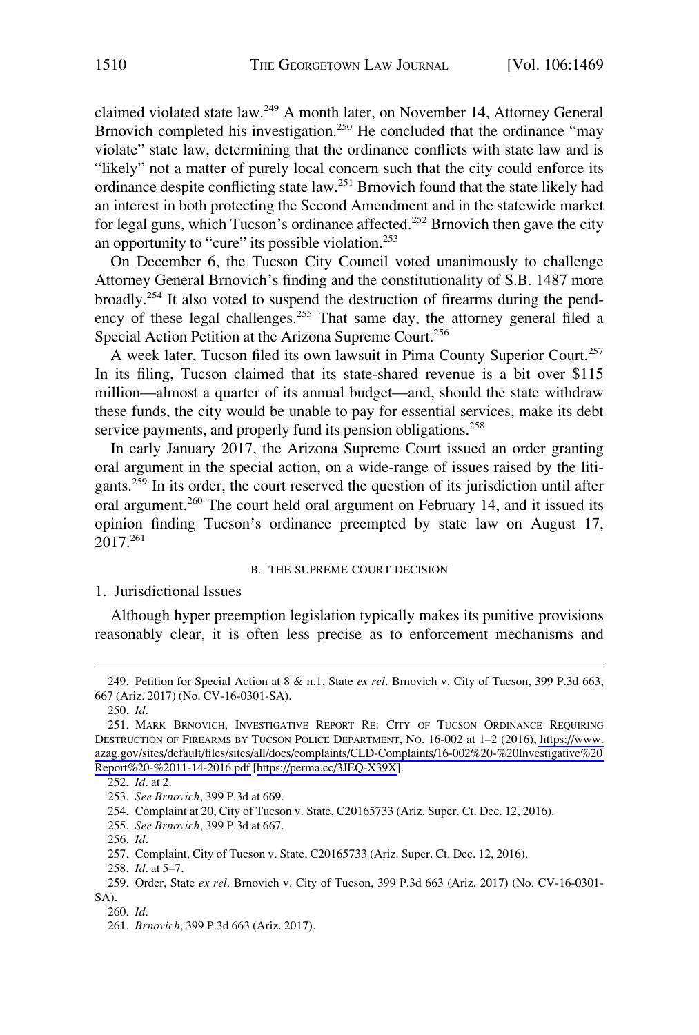claimed violated state law.[249] A month later, on November 14, Attorney General Brnovich completed his investigation.[250] He concluded that the ordinance "may violate" state law, determining that the ordinance conflicts with state law and is "likely" not a matter of purely local concern such that the city could enforce its ordinance despite conflicting state law.[251] Brnovich found that the state likely had an interest in both protecting the Second Amendment and in the statewide market for legal guns, which Tucson's ordinance affected.[252] Brnovich then gave the city an opportunity to "cure" its possible violation.[253]

On December 6, the Tucson City Council voted unanimously to challenge Attorney General Brnovich's finding and the constitutionality of S.B. 1487 more broadly.[254] It also voted to suspend the destruction of firearms during the pendency of these legal challenges.[255] That same day, the attorney general filed a Special Action Petition at the Arizona Supreme Court.[256]

A week later, Tucson filed its own lawsuit in Pima County Superior Court.[257] In its filing, Tucson claimed that its state-shared revenue is a bit over $115 million—almost a quarter of its annual budget—and, should the state withdraw these funds, the city would be unable to pay for essential services, make its debt service payments, and properly fund its pension obligations.[258]

In early January 2017, the Arizona Supreme Court issued an order granting oral argument in the special action, on a wide-range of issues raised by the litigants.[259] In its order, the court reserved the question of its jurisdiction until after oral argument.[260] The court held oral argument on February 14, and it issued its opinion finding Tucson's ordinance preempted by state law on August 17, 2017.[261]

### B. The Supreme Court Decision

#### 1. Jurisdictional Issues

Although hyper preemption legislation typically makes its punitive provisions reasonably clear, it is often less precise as to enforcement mechanisms and

---

249. Petition for Special Action at 8 & n.1, State *ex rel*. Brnovich v. City of Tucson, 399 P.3d 663, 667 (Ariz. 2017) (No. CV-16-0301-SA).

250. *Id*.

251. Mark Brnovich, Investigative Report Re: City of Tucson Ordinance Requiring Destruction of Firearms by Tucson Police Department, No. 16-002 at 1–2 (2016), https://www.azag.gov/sites/default/files/sites/all/docs/complaints/CLD-Complaints/16-002%20-%20Investigative%20Report%20-%2011-14-2016.pdf [https://perma.cc/3JEQ-X39X].

252. *Id*. at 2.

253. *See Brnovich*, 399 P.3d at 669.

254. Complaint at 20, City of Tucson v. State, C20165733 (Ariz. Super. Ct. Dec. 12, 2016).

255. *See Brnovich*, 399 P.3d at 667.

256. *Id*.

257. Complaint, City of Tucson v. State, C20165733 (Ariz. Super. Ct. Dec. 12, 2016).

258. *Id*. at 5–7.

259. Order, State *ex rel*. Brnovich v. City of Tucson, 399 P.3d 663 (Ariz. 2017) (No. CV-16-0301-SA).

260. *Id*.

261. *Brnovich*, 399 P.3d 663 (Ariz. 2017).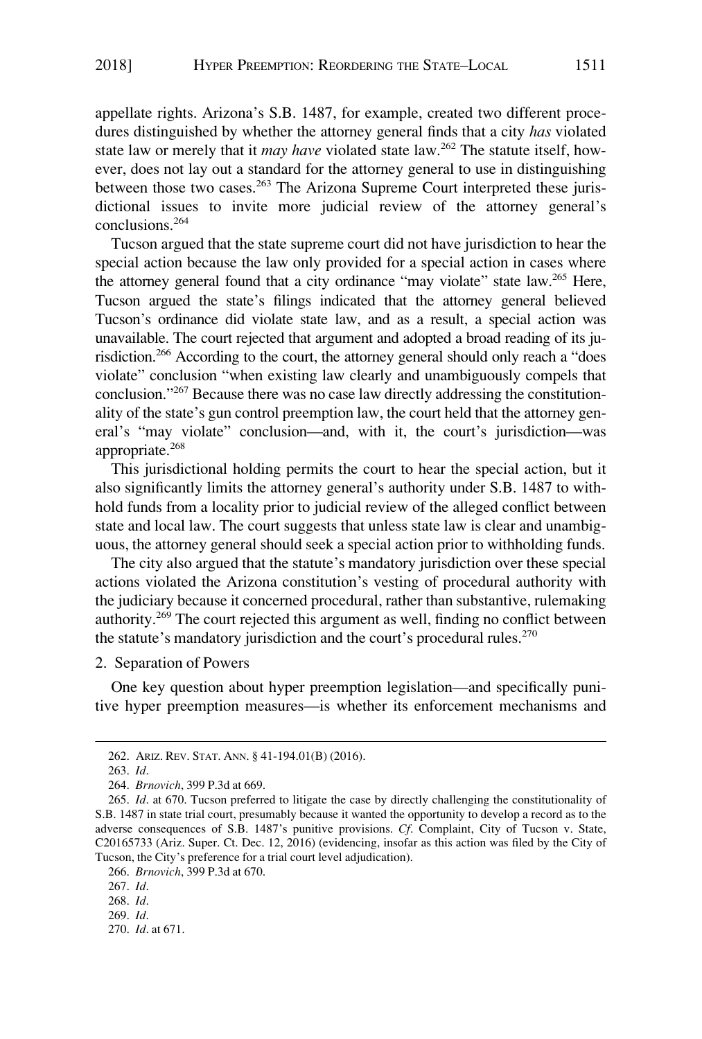appellate rights. Arizona's S.B. 1487, for example, created two different procedures distinguished by whether the attorney general finds that a city *has* violated state law or merely that it *may have* violated state law.[262] The statute itself, however, does not lay out a standard for the attorney general to use in distinguishing between those two cases.[263] The Arizona Supreme Court interpreted these jurisdictional issues to invite more judicial review of the attorney general's conclusions.[264]

Tucson argued that the state supreme court did not have jurisdiction to hear the special action because the law only provided for a special action in cases where the attorney general found that a city ordinance "may violate" state law.[265] Here, Tucson argued the state's filings indicated that the attorney general believed Tucson's ordinance did violate state law, and as a result, a special action was unavailable. The court rejected that argument and adopted a broad reading of its jurisdiction.[266] According to the court, the attorney general should only reach a "does violate" conclusion "when existing law clearly and unambiguously compels that conclusion."[267] Because there was no case law directly addressing the constitutionality of the state's gun control preemption law, the court held that the attorney general's "may violate" conclusion—and, with it, the court's jurisdiction—was appropriate.[268]

This jurisdictional holding permits the court to hear the special action, but it also significantly limits the attorney general's authority under S.B. 1487 to withhold funds from a locality prior to judicial review of the alleged conflict between state and local law. The court suggests that unless state law is clear and unambiguous, the attorney general should seek a special action prior to withholding funds.

The city also argued that the statute's mandatory jurisdiction over these special actions violated the Arizona constitution's vesting of procedural authority with the judiciary because it concerned procedural, rather than substantive, rulemaking authority.[269] The court rejected this argument as well, finding no conflict between the statute's mandatory jurisdiction and the court's procedural rules.[270]

2. Separation of Powers

One key question about hyper preemption legislation—and specifically punitive hyper preemption measures—is whether its enforcement mechanisms and

---

262. ARIZ. REV. STAT. ANN. § 41-194.01(B) (2016).

263. *Id*.

264. *Brnovich*, 399 P.3d at 669.

265. *Id*. at 670. Tucson preferred to litigate the case by directly challenging the constitutionality of S.B. 1487 in state trial court, presumably because it wanted the opportunity to develop a record as to the adverse consequences of S.B. 1487's punitive provisions. *Cf*. Complaint, City of Tucson v. State, C20165733 (Ariz. Super. Ct. Dec. 12, 2016) (evidencing, insofar as this action was filed by the City of Tucson, the City's preference for a trial court level adjudication).

266. *Brnovich*, 399 P.3d at 670.

267. *Id*.

268. *Id*.

269. *Id*.

270. *Id*. at 671.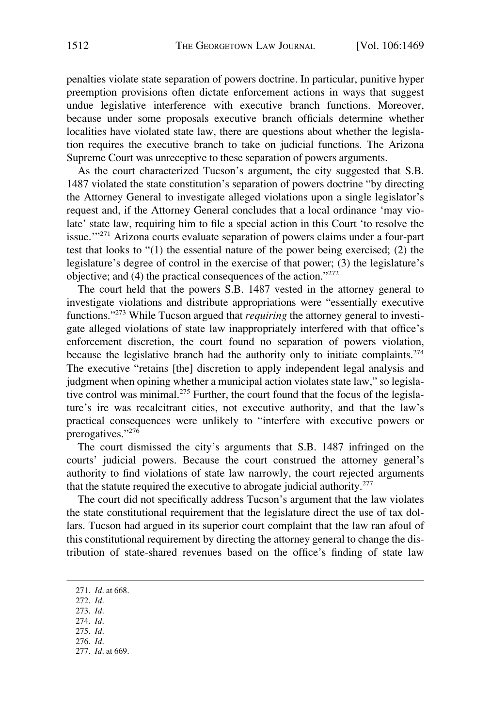penalties violate state separation of powers doctrine. In particular, punitive hyper preemption provisions often dictate enforcement actions in ways that suggest undue legislative interference with executive branch functions. Moreover, because under some proposals executive branch officials determine whether localities have violated state law, there are questions about whether the legislation requires the executive branch to take on judicial functions. The Arizona Supreme Court was unreceptive to these separation of powers arguments.

As the court characterized Tucson's argument, the city suggested that S.B. 1487 violated the state constitution's separation of powers doctrine "by directing the Attorney General to investigate alleged violations upon a single legislator's request and, if the Attorney General concludes that a local ordinance 'may violate' state law, requiring him to file a special action in this Court 'to resolve the issue.'"[271] Arizona courts evaluate separation of powers claims under a four-part test that looks to "(1) the essential nature of the power being exercised; (2) the legislature's degree of control in the exercise of that power; (3) the legislature's objective; and (4) the practical consequences of the action."[272]

The court held that the powers S.B. 1487 vested in the attorney general to investigate violations and distribute appropriations were "essentially executive functions."[273] While Tucson argued that *requiring* the attorney general to investigate alleged violations of state law inappropriately interfered with that office's enforcement discretion, the court found no separation of powers violation, because the legislative branch had the authority only to initiate complaints.[274] The executive "retains [the] discretion to apply independent legal analysis and judgment when opining whether a municipal action violates state law," so legislative control was minimal.[275] Further, the court found that the focus of the legislature's ire was recalcitrant cities, not executive authority, and that the law's practical consequences were unlikely to "interfere with executive powers or prerogatives."[276]

The court dismissed the city's arguments that S.B. 1487 infringed on the courts' judicial powers. Because the court construed the attorney general's authority to find violations of state law narrowly, the court rejected arguments that the statute required the executive to abrogate judicial authority.[277]

The court did not specifically address Tucson's argument that the law violates the state constitutional requirement that the legislature direct the use of tax dollars. Tucson had argued in its superior court complaint that the law ran afoul of this constitutional requirement by directing the attorney general to change the distribution of state-shared revenues based on the office's finding of state law

---

271. *Id*. at 668.
272. *Id*.
273. *Id*.
274. *Id*.
275. *Id*.
276. *Id*.
277. *Id*. at 669.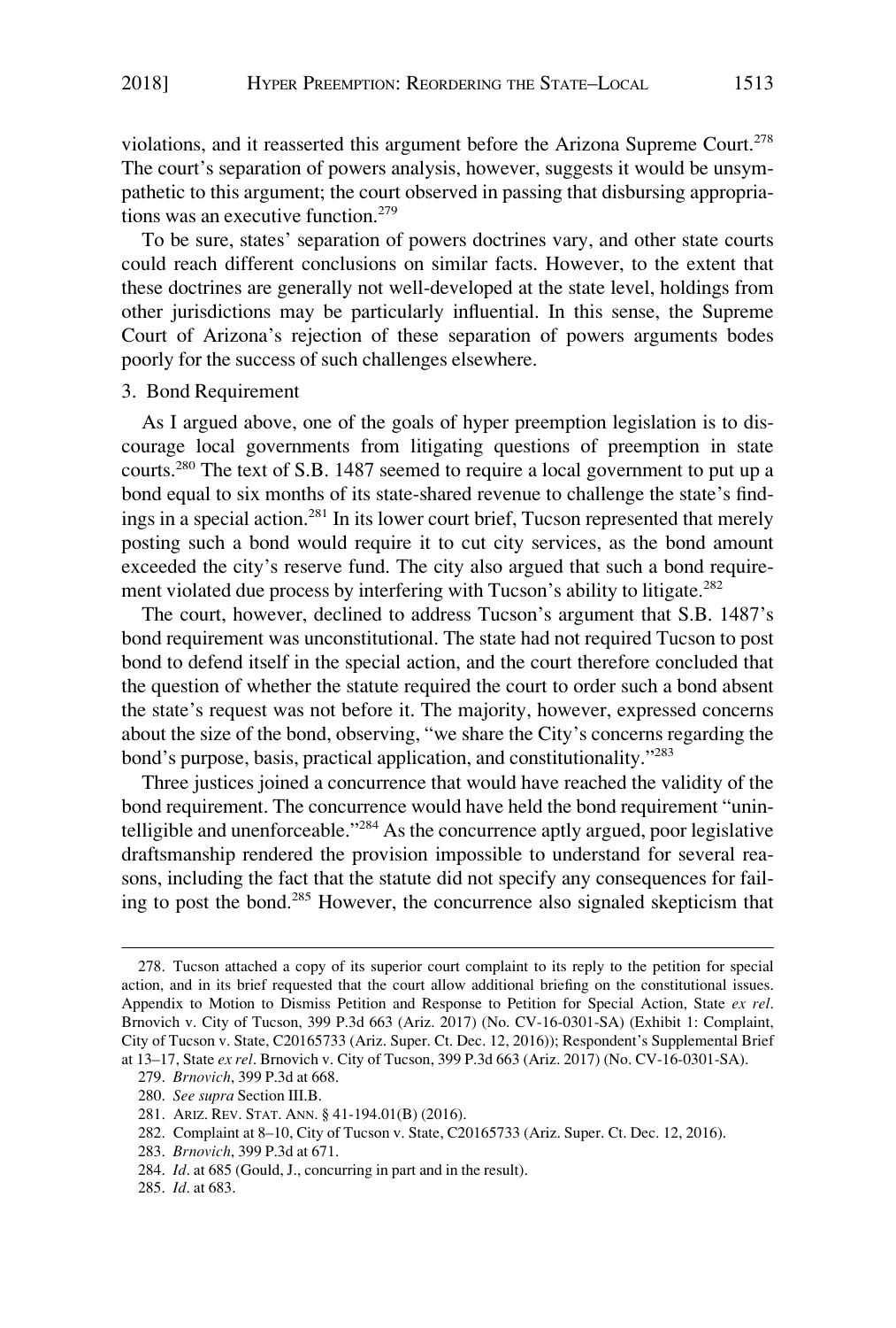violations, and it reasserted this argument before the Arizona Supreme Court.[278] The court's separation of powers analysis, however, suggests it would be unsympathetic to this argument; the court observed in passing that disbursing appropriations was an executive function.[279]

To be sure, states' separation of powers doctrines vary, and other state courts could reach different conclusions on similar facts. However, to the extent that these doctrines are generally not well-developed at the state level, holdings from other jurisdictions may be particularly influential. In this sense, the Supreme Court of Arizona's rejection of these separation of powers arguments bodes poorly for the success of such challenges elsewhere.

### 3. Bond Requirement

As I argued above, one of the goals of hyper preemption legislation is to discourage local governments from litigating questions of preemption in state courts.[280] The text of S.B. 1487 seemed to require a local government to put up a bond equal to six months of its state-shared revenue to challenge the state's findings in a special action.[281] In its lower court brief, Tucson represented that merely posting such a bond would require it to cut city services, as the bond amount exceeded the city's reserve fund. The city also argued that such a bond requirement violated due process by interfering with Tucson's ability to litigate.[282]

The court, however, declined to address Tucson's argument that S.B. 1487's bond requirement was unconstitutional. The state had not required Tucson to post bond to defend itself in the special action, and the court therefore concluded that the question of whether the statute required the court to order such a bond absent the state's request was not before it. The majority, however, expressed concerns about the size of the bond, observing, "we share the City's concerns regarding the bond's purpose, basis, practical application, and constitutionality."[283]

Three justices joined a concurrence that would have reached the validity of the bond requirement. The concurrence would have held the bond requirement "unintelligible and unenforceable."[284] As the concurrence aptly argued, poor legislative draftsmanship rendered the provision impossible to understand for several reasons, including the fact that the statute did not specify any consequences for failing to post the bond.[285] However, the concurrence also signaled skepticism that

---

278. Tucson attached a copy of its superior court complaint to its reply to the petition for special action, and in its brief requested that the court allow additional briefing on the constitutional issues. Appendix to Motion to Dismiss Petition and Response to Petition for Special Action, State *ex rel*. Brnovich v. City of Tucson, 399 P.3d 663 (Ariz. 2017) (No. CV-16-0301-SA) (Exhibit 1: Complaint, City of Tucson v. State, C20165733 (Ariz. Super. Ct. Dec. 12, 2016)); Respondent's Supplemental Brief at 13–17, State *ex rel*. Brnovich v. City of Tucson, 399 P.3d 663 (Ariz. 2017) (No. CV-16-0301-SA).

279. *Brnovich*, 399 P.3d at 668.

280. *See supra* Section III.B.

281. ARIZ. REV. STAT. ANN. § 41-194.01(B) (2016).

282. Complaint at 8–10, City of Tucson v. State, C20165733 (Ariz. Super. Ct. Dec. 12, 2016).

283. *Brnovich*, 399 P.3d at 671.

284. *Id*. at 685 (Gould, J., concurring in part and in the result).

285. *Id*. at 683.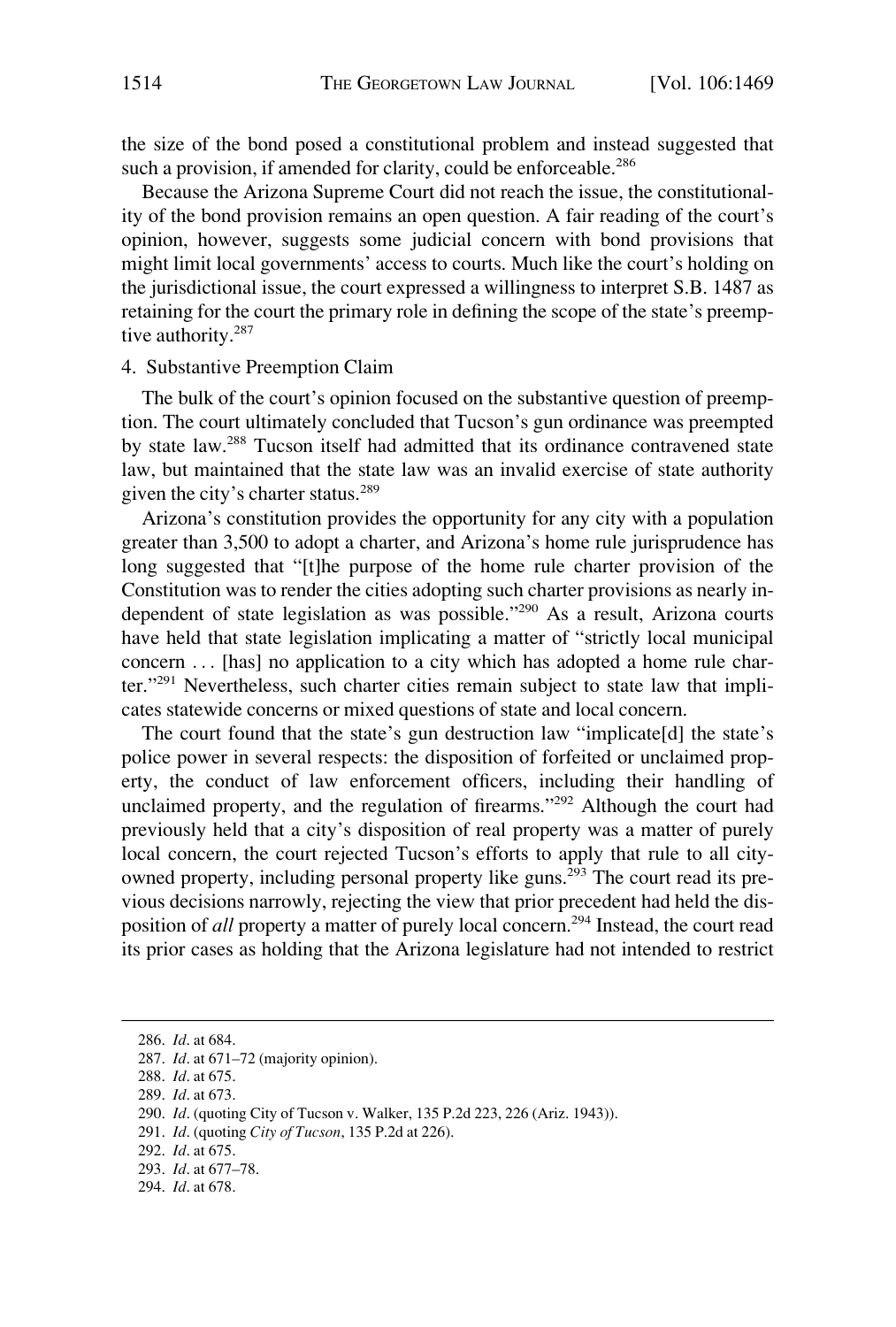the size of the bond posed a constitutional problem and instead suggested that such a provision, if amended for clarity, could be enforceable.[286]

Because the Arizona Supreme Court did not reach the issue, the constitutionality of the bond provision remains an open question. A fair reading of the court's opinion, however, suggests some judicial concern with bond provisions that might limit local governments' access to courts. Much like the court's holding on the jurisdictional issue, the court expressed a willingness to interpret S.B. 1487 as retaining for the court the primary role in defining the scope of the state's preemptive authority.[287]

4. Substantive Preemption Claim

The bulk of the court's opinion focused on the substantive question of preemption. The court ultimately concluded that Tucson's gun ordinance was preempted by state law.[288] Tucson itself had admitted that its ordinance contravened state law, but maintained that the state law was an invalid exercise of state authority given the city's charter status.[289]

Arizona's constitution provides the opportunity for any city with a population greater than 3,500 to adopt a charter, and Arizona's home rule jurisprudence has long suggested that "[t]he purpose of the home rule charter provision of the Constitution was to render the cities adopting such charter provisions as nearly independent of state legislation as was possible."[290] As a result, Arizona courts have held that state legislation implicating a matter of "strictly local municipal concern . . . [has] no application to a city which has adopted a home rule charter."[291] Nevertheless, such charter cities remain subject to state law that implicates statewide concerns or mixed questions of state and local concern.

The court found that the state's gun destruction law "implicate[d] the state's police power in several respects: the disposition of forfeited or unclaimed property, the conduct of law enforcement officers, including their handling of unclaimed property, and the regulation of firearms."[292] Although the court had previously held that a city's disposition of real property was a matter of purely local concern, the court rejected Tucson's efforts to apply that rule to all city-owned property, including personal property like guns.[293] The court read its previous decisions narrowly, rejecting the view that prior precedent had held the disposition of *all* property a matter of purely local concern.[294] Instead, the court read its prior cases as holding that the Arizona legislature had not intended to restrict

286. *Id*. at 684.

287. *Id*. at 671–72 (majority opinion).

288. *Id*. at 675.

289. *Id*. at 673.

290. *Id*. (quoting City of Tucson v. Walker, 135 P.2d 223, 226 (Ariz. 1943)).

291. *Id*. (quoting *City of Tucson*, 135 P.2d at 226).

292. *Id*. at 675.

293. *Id*. at 677–78.

294. *Id*. at 678.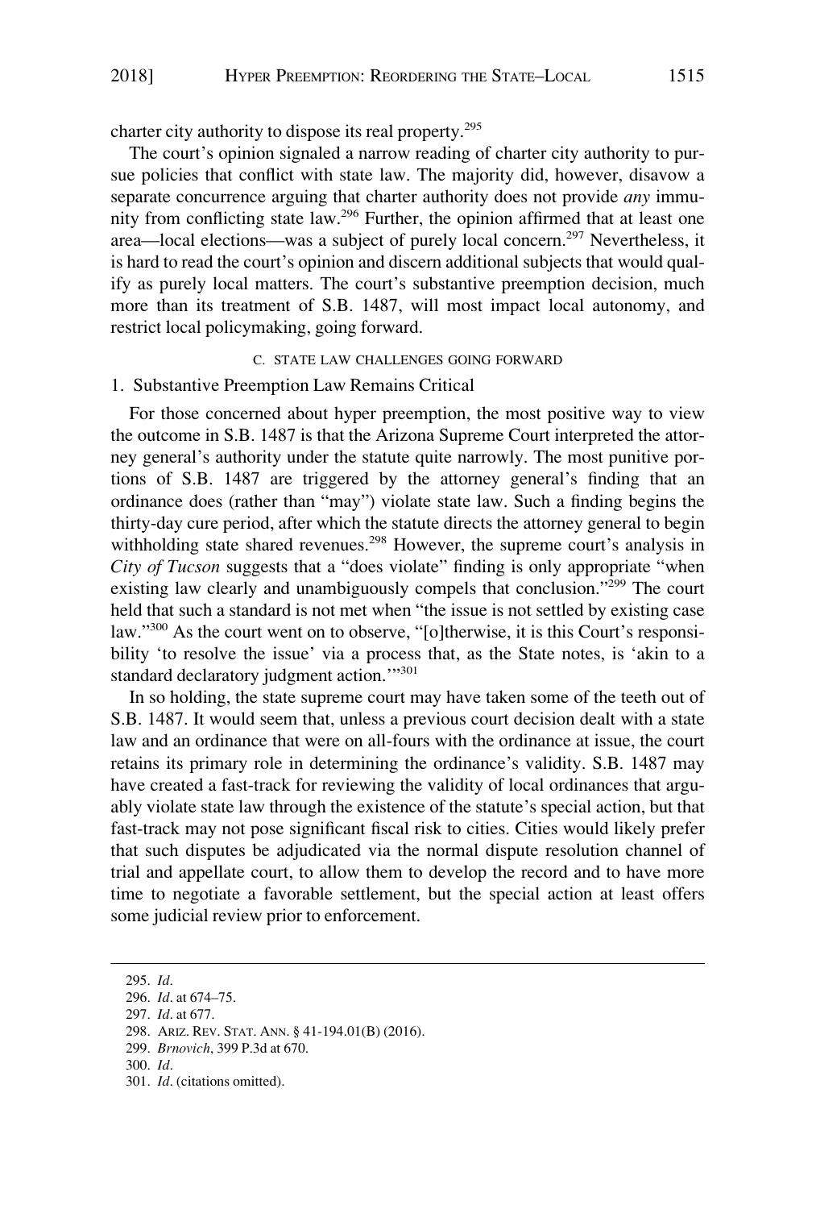charter city authority to dispose its real property.[295]

The court's opinion signaled a narrow reading of charter city authority to pursue policies that conflict with state law. The majority did, however, disavow a separate concurrence arguing that charter authority does not provide *any* immunity from conflicting state law.[296] Further, the opinion affirmed that at least one area—local elections—was a subject of purely local concern.[297] Nevertheless, it is hard to read the court's opinion and discern additional subjects that would qualify as purely local matters. The court's substantive preemption decision, much more than its treatment of S.B. 1487, will most impact local autonomy, and restrict local policymaking, going forward.

### C. STATE LAW CHALLENGES GOING FORWARD

#### 1. Substantive Preemption Law Remains Critical

For those concerned about hyper preemption, the most positive way to view the outcome in S.B. 1487 is that the Arizona Supreme Court interpreted the attorney general's authority under the statute quite narrowly. The most punitive portions of S.B. 1487 are triggered by the attorney general's finding that an ordinance does (rather than "may") violate state law. Such a finding begins the thirty-day cure period, after which the statute directs the attorney general to begin withholding state shared revenues.[298] However, the supreme court's analysis in *City of Tucson* suggests that a "does violate" finding is only appropriate "when existing law clearly and unambiguously compels that conclusion."[299] The court held that such a standard is not met when "the issue is not settled by existing case law."[300] As the court went on to observe, "[o]therwise, it is this Court's responsibility 'to resolve the issue' via a process that, as the State notes, is 'akin to a standard declaratory judgment action.'"[301]

In so holding, the state supreme court may have taken some of the teeth out of S.B. 1487. It would seem that, unless a previous court decision dealt with a state law and an ordinance that were on all-fours with the ordinance at issue, the court retains its primary role in determining the ordinance's validity. S.B. 1487 may have created a fast-track for reviewing the validity of local ordinances that arguably violate state law through the existence of the statute's special action, but that fast-track may not pose significant fiscal risk to cities. Cities would likely prefer that such disputes be adjudicated via the normal dispute resolution channel of trial and appellate court, to allow them to develop the record and to have more time to negotiate a favorable settlement, but the special action at least offers some judicial review prior to enforcement.

---

295. *Id*.

296. *Id*. at 674–75.

297. *Id*. at 677.

298. ARIZ. REV. STAT. ANN. § 41-194.01(B) (2016).

299. *Brnovich*, 399 P.3d at 670.

300. *Id*.

301. *Id*. (citations omitted).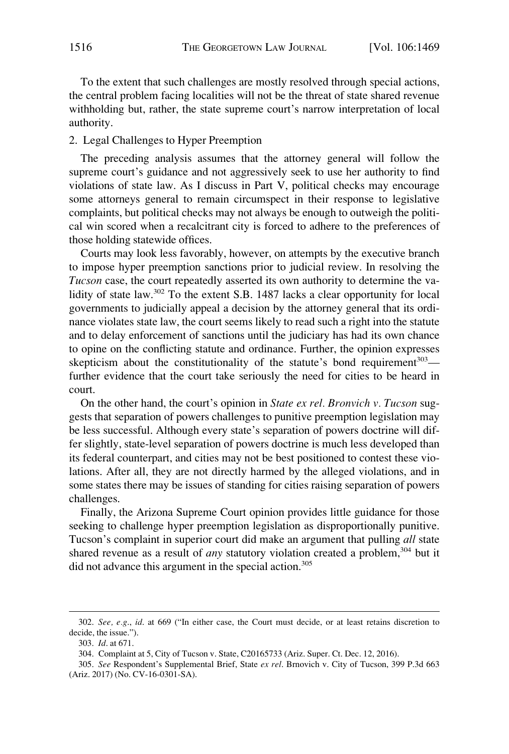To the extent that such challenges are mostly resolved through special actions, the central problem facing localities will not be the threat of state shared revenue withholding but, rather, the state supreme court's narrow interpretation of local authority.

### 2. Legal Challenges to Hyper Preemption

The preceding analysis assumes that the attorney general will follow the supreme court's guidance and not aggressively seek to use her authority to find violations of state law. As I discuss in Part V, political checks may encourage some attorneys general to remain circumspect in their response to legislative complaints, but political checks may not always be enough to outweigh the political win scored when a recalcitrant city is forced to adhere to the preferences of those holding statewide offices.

Courts may look less favorably, however, on attempts by the executive branch to impose hyper preemption sanctions prior to judicial review. In resolving the *Tucson* case, the court repeatedly asserted its own authority to determine the validity of state law.[302] To the extent S.B. 1487 lacks a clear opportunity for local governments to judicially appeal a decision by the attorney general that its ordinance violates state law, the court seems likely to read such a right into the statute and to delay enforcement of sanctions until the judiciary has had its own chance to opine on the conflicting statute and ordinance. Further, the opinion expresses skepticism about the constitutionality of the statute's bond requirement[303]—further evidence that the court take seriously the need for cities to be heard in court.

On the other hand, the court's opinion in *State ex rel. Bronvich v. Tucson* suggests that separation of powers challenges to punitive preemption legislation may be less successful. Although every state's separation of powers doctrine will differ slightly, state-level separation of powers doctrine is much less developed than its federal counterpart, and cities may not be best positioned to contest these violations. After all, they are not directly harmed by the alleged violations, and in some states there may be issues of standing for cities raising separation of powers challenges.

Finally, the Arizona Supreme Court opinion provides little guidance for those seeking to challenge hyper preemption legislation as disproportionally punitive. Tucson's complaint in superior court did make an argument that pulling *all* state shared revenue as a result of *any* statutory violation created a problem,[304] but it did not advance this argument in the special action.[305]

---

302. *See, e.g.*, *id.* at 669 ("In either case, the Court must decide, or at least retains discretion to decide, the issue.").

303. *Id.* at 671.

304. Complaint at 5, City of Tucson v. State, C20165733 (Ariz. Super. Ct. Dec. 12, 2016).

305. *See* Respondent's Supplemental Brief, State *ex rel.* Brnovich v. City of Tucson, 399 P.3d 663 (Ariz. 2017) (No. CV-16-0301-SA).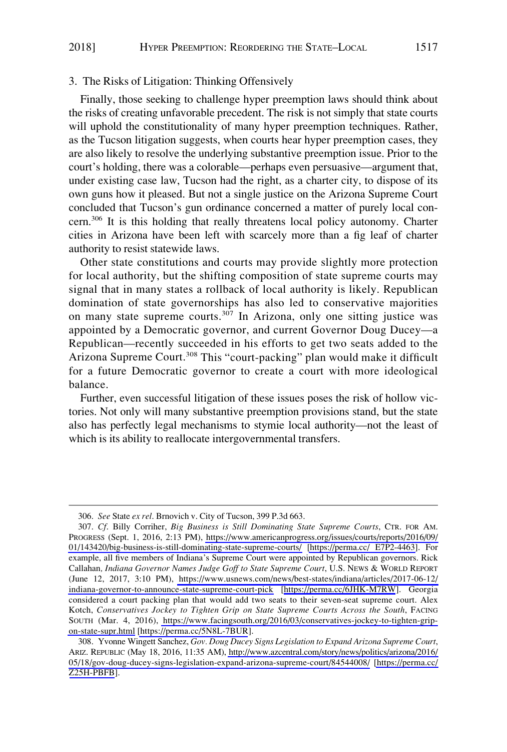### 3. The Risks of Litigation: Thinking Offensively

Finally, those seeking to challenge hyper preemption laws should think about the risks of creating unfavorable precedent. The risk is not simply that state courts will uphold the constitutionality of many hyper preemption techniques. Rather, as the Tucson litigation suggests, when courts hear hyper preemption cases, they are also likely to resolve the underlying substantive preemption issue. Prior to the court's holding, there was a colorable—perhaps even persuasive—argument that, under existing case law, Tucson had the right, as a charter city, to dispose of its own guns how it pleased. But not a single justice on the Arizona Supreme Court concluded that Tucson's gun ordinance concerned a matter of purely local concern.[306] It is this holding that really threatens local policy autonomy. Charter cities in Arizona have been left with scarcely more than a fig leaf of charter authority to resist statewide laws.

Other state constitutions and courts may provide slightly more protection for local authority, but the shifting composition of state supreme courts may signal that in many states a rollback of local authority is likely. Republican domination of state governorships has also led to conservative majorities on many state supreme courts.[307] In Arizona, only one sitting justice was appointed by a Democratic governor, and current Governor Doug Ducey—a Republican—recently succeeded in his efforts to get two seats added to the Arizona Supreme Court.[308] This "court-packing" plan would make it difficult for a future Democratic governor to create a court with more ideological balance.

Further, even successful litigation of these issues poses the risk of hollow victories. Not only will many substantive preemption provisions stand, but the state also has perfectly legal mechanisms to stymie local authority—not the least of which is its ability to reallocate intergovernmental transfers.

---

306. *See* State *ex rel*. Brnovich v. City of Tucson, 399 P.3d 663.

307. *Cf*. Billy Corriher, *Big Business is Still Dominating State Supreme Courts*, CTR. FOR AM. PROGRESS (Sept. 1, 2016, 2:13 PM), https://www.americanprogress.org/issues/courts/reports/2016/09/01/143420/big-business-is-still-dominating-state-supreme-courts/ [https://perma.cc/ E7P2-4463]. For example, all five members of Indiana's Supreme Court were appointed by Republican governors. Rick Callahan, *Indiana Governor Names Judge Goff to State Supreme Court*, U.S. NEWS & WORLD REPORT (June 12, 2017, 3:10 PM), https://www.usnews.com/news/best-states/indiana/articles/2017-06-12/indiana-governor-to-announce-state-supreme-court-pick [https://perma.cc/6JHK-M7RW]. Georgia considered a court packing plan that would add two seats to their seven-seat supreme court. Alex Kotch, *Conservatives Jockey to Tighten Grip on State Supreme Courts Across the South*, FACING SOUTH (Mar. 4, 2016), https://www.facingsouth.org/2016/03/conservatives-jockey-to-tighten-grip-on-state-supr.html [https://perma.cc/5N8L-7BUR].

308. Yvonne Wingett Sanchez, *Gov. Doug Ducey Signs Legislation to Expand Arizona Supreme Court*, ARIZ. REPUBLIC (May 18, 2016, 11:35 AM), http://www.azcentral.com/story/news/politics/arizona/2016/05/18/gov-doug-ducey-signs-legislation-expand-arizona-supreme-court/84544008/ [https://perma.cc/Z25H-PBFB].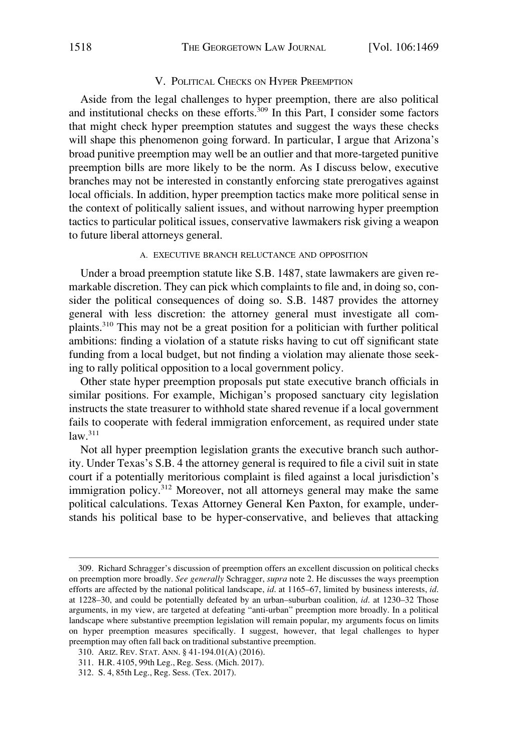## V. Political Checks on Hyper Preemption

Aside from the legal challenges to hyper preemption, there are also political and institutional checks on these efforts.[309] In this Part, I consider some factors that might check hyper preemption statutes and suggest the ways these checks will shape this phenomenon going forward. In particular, I argue that Arizona's broad punitive preemption may well be an outlier and that more-targeted punitive preemption bills are more likely to be the norm. As I discuss below, executive branches may not be interested in constantly enforcing state prerogatives against local officials. In addition, hyper preemption tactics make more political sense in the context of politically salient issues, and without narrowing hyper preemption tactics to particular political issues, conservative lawmakers risk giving a weapon to future liberal attorneys general.

### A. Executive Branch Reluctance and Opposition

Under a broad preemption statute like S.B. 1487, state lawmakers are given remarkable discretion. They can pick which complaints to file and, in doing so, consider the political consequences of doing so. S.B. 1487 provides the attorney general with less discretion: the attorney general must investigate all complaints.[310] This may not be a great position for a politician with further political ambitions: finding a violation of a statute risks having to cut off significant state funding from a local budget, but not finding a violation may alienate those seeking to rally political opposition to a local government policy.

Other state hyper preemption proposals put state executive branch officials in similar positions. For example, Michigan's proposed sanctuary city legislation instructs the state treasurer to withhold state shared revenue if a local government fails to cooperate with federal immigration enforcement, as required under state law.[311]

Not all hyper preemption legislation grants the executive branch such authority. Under Texas's S.B. 4 the attorney general is required to file a civil suit in state court if a potentially meritorious complaint is filed against a local jurisdiction's immigration policy.[312] Moreover, not all attorneys general may make the same political calculations. Texas Attorney General Ken Paxton, for example, understands his political base to be hyper-conservative, and believes that attacking

---

309. Richard Schragger's discussion of preemption offers an excellent discussion on political checks on preemption more broadly. *See generally* Schragger, *supra* note 2. He discusses the ways preemption efforts are affected by the national political landscape, *id*. at 1165–67, limited by business interests, *id*. at 1228–30, and could be potentially defeated by an urban–suburban coalition, *id*. at 1230–32 Those arguments, in my view, are targeted at defeating "anti-urban" preemption more broadly. In a political landscape where substantive preemption legislation will remain popular, my arguments focus on limits on hyper preemption measures specifically. I suggest, however, that legal challenges to hyper preemption may often fall back on traditional substantive preemption.

310. ARIZ. REV. STAT. ANN. § 41-194.01(A) (2016).

311. H.R. 4105, 99th Leg., Reg. Sess. (Mich. 2017).

312. S. 4, 85th Leg., Reg. Sess. (Tex. 2017).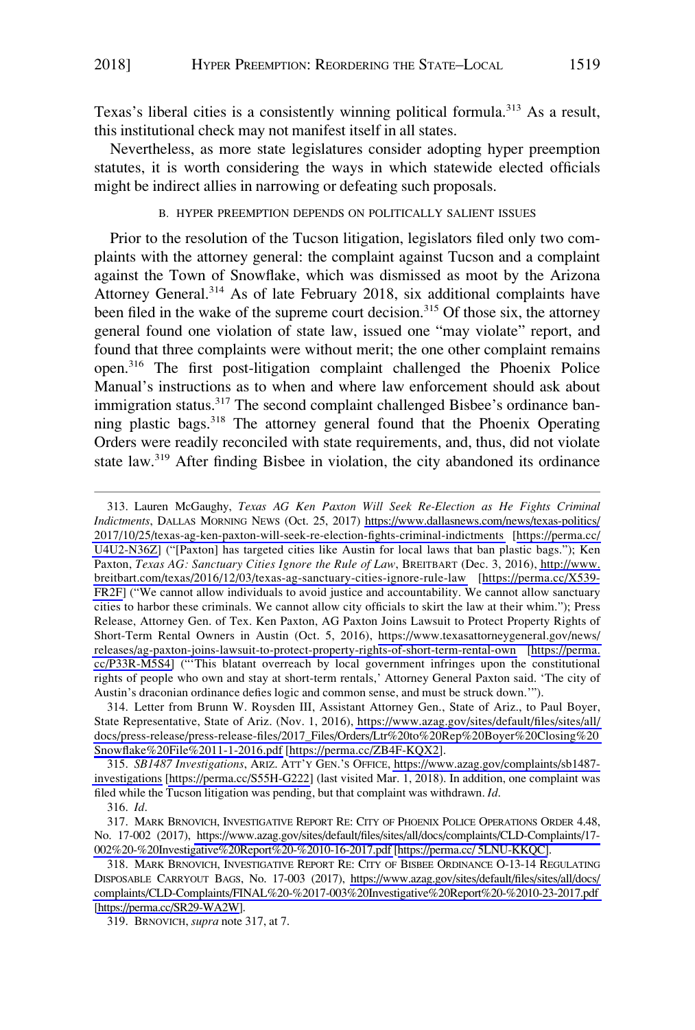Texas's liberal cities is a consistently winning political formula.[313] As a result, this institutional check may not manifest itself in all states.

Nevertheless, as more state legislatures consider adopting hyper preemption statutes, it is worth considering the ways in which statewide elected officials might be indirect allies in narrowing or defeating such proposals.

### B. HYPER PREEMPTION DEPENDS ON POLITICALLY SALIENT ISSUES

Prior to the resolution of the Tucson litigation, legislators filed only two complaints with the attorney general: the complaint against Tucson and a complaint against the Town of Snowflake, which was dismissed as moot by the Arizona Attorney General.[314] As of late February 2018, six additional complaints have been filed in the wake of the supreme court decision.[315] Of those six, the attorney general found one violation of state law, issued one "may violate" report, and found that three complaints were without merit; the one other complaint remains open.[316] The first post-litigation complaint challenged the Phoenix Police Manual's instructions as to when and where law enforcement should ask about immigration status.[317] The second complaint challenged Bisbee's ordinance banning plastic bags.[318] The attorney general found that the Phoenix Operating Orders were readily reconciled with state requirements, and, thus, did not violate state law.[319] After finding Bisbee in violation, the city abandoned its ordinance

313. Lauren McGaughy, *Texas AG Ken Paxton Will Seek Re-Election as He Fights Criminal Indictments*, DALLAS MORNING NEWS (Oct. 25, 2017) https://www.dallasnews.com/news/texas-politics/2017/10/25/texas-ag-ken-paxton-will-seek-re-election-fights-criminal-indictments [https://perma.cc/U4U2-N36Z] ("[Paxton] has targeted cities like Austin for local laws that ban plastic bags."); Ken Paxton, *Texas AG: Sanctuary Cities Ignore the Rule of Law*, BREITBART (Dec. 3, 2016), http://www.breitbart.com/texas/2016/12/03/texas-ag-sanctuary-cities-ignore-rule-law [https://perma.cc/X539-FR2F] ("We cannot allow individuals to avoid justice and accountability. We cannot allow sanctuary cities to harbor these criminals. We cannot allow city officials to skirt the law at their whim."); Press Release, Attorney Gen. of Tex. Ken Paxton, AG Paxton Joins Lawsuit to Protect Property Rights of Short-Term Rental Owners in Austin (Oct. 5, 2016), https://www.texasattorneygeneral.gov/news/releases/ag-paxton-joins-lawsuit-to-protect-property-rights-of-short-term-rental-own [https://perma.cc/P33R-M5S4] ("'This blatant overreach by local government infringes upon the constitutional rights of people who own and stay at short-term rentals,' Attorney General Paxton said. 'The city of Austin's draconian ordinance defies logic and common sense, and must be struck down.'").

314. Letter from Brunn W. Roysden III, Assistant Attorney Gen., State of Ariz., to Paul Boyer, State Representative, State of Ariz. (Nov. 1, 2016), https://www.azag.gov/sites/default/files/sites/all/docs/press-release/press-release-files/2017_Files/Orders/Ltr%20to%20Rep%20Boyer%20Closing%20Snowflake%20File%2011-1-2016.pdf [https://perma.cc/ZB4F-KQX2].

315. *SB1487 Investigations*, ARIZ. ATT'Y GEN.'S OFFICE, https://www.azag.gov/complaints/sb1487-investigations [https://perma.cc/S55H-G222] (last visited Mar. 1, 2018). In addition, one complaint was filed while the Tucson litigation was pending, but that complaint was withdrawn. *Id*.

316. *Id*.

317. MARK BRNOVICH, INVESTIGATIVE REPORT RE: CITY OF PHOENIX POLICE OPERATIONS ORDER 4.48, No. 17-002 (2017), https://www.azag.gov/sites/default/files/sites/all/docs/complaints/CLD-Complaints/17-002%20-%20Investigative%20Report%20-%2010-16-2017.pdf [https://perma.cc/ 5LNU-KKQC].

318. MARK BRNOVICH, INVESTIGATIVE REPORT RE: CITY OF BISBEE ORDINANCE O-13-14 REGULATING DISPOSABLE CARRYOUT BAGS, No. 17-003 (2017), https://www.azag.gov/sites/default/files/sites/all/docs/complaints/CLD-Complaints/FINAL%20-%2017-003%20Investigative%20Report%20-%2010-23-2017.pdf [https://perma.cc/SR29-WA2W].

319. BRNOVICH, *supra* note 317, at 7.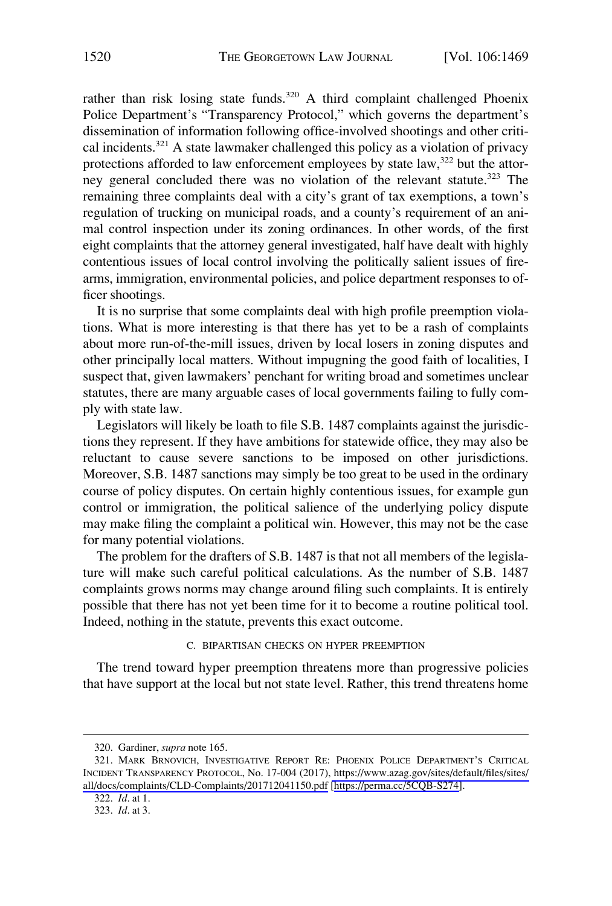rather than risk losing state funds.[320] A third complaint challenged Phoenix Police Department's "Transparency Protocol," which governs the department's dissemination of information following office-involved shootings and other critical incidents.[321] A state lawmaker challenged this policy as a violation of privacy protections afforded to law enforcement employees by state law,[322] but the attorney general concluded there was no violation of the relevant statute.[323] The remaining three complaints deal with a city's grant of tax exemptions, a town's regulation of trucking on municipal roads, and a county's requirement of an animal control inspection under its zoning ordinances. In other words, of the first eight complaints that the attorney general investigated, half have dealt with highly contentious issues of local control involving the politically salient issues of firearms, immigration, environmental policies, and police department responses to officer shootings.

It is no surprise that some complaints deal with high profile preemption violations. What is more interesting is that there has yet to be a rash of complaints about more run-of-the-mill issues, driven by local losers in zoning disputes and other principally local matters. Without impugning the good faith of localities, I suspect that, given lawmakers' penchant for writing broad and sometimes unclear statutes, there are many arguable cases of local governments failing to fully comply with state law.

Legislators will likely be loath to file S.B. 1487 complaints against the jurisdictions they represent. If they have ambitions for statewide office, they may also be reluctant to cause severe sanctions to be imposed on other jurisdictions. Moreover, S.B. 1487 sanctions may simply be too great to be used in the ordinary course of policy disputes. On certain highly contentious issues, for example gun control or immigration, the political salience of the underlying policy dispute may make filing the complaint a political win. However, this may not be the case for many potential violations.

The problem for the drafters of S.B. 1487 is that not all members of the legislature will make such careful political calculations. As the number of S.B. 1487 complaints grows norms may change around filing such complaints. It is entirely possible that there has not yet been time for it to become a routine political tool. Indeed, nothing in the statute, prevents this exact outcome.

### C. BIPARTISAN CHECKS ON HYPER PREEMPTION

The trend toward hyper preemption threatens more than progressive policies that have support at the local but not state level. Rather, this trend threatens home

---

320. Gardiner, *supra* note 165.

321. MARK BRNOVICH, INVESTIGATIVE REPORT RE: PHOENIX POLICE DEPARTMENT'S CRITICAL INCIDENT TRANSPARENCY PROTOCOL, No. 17-004 (2017), https://www.azag.gov/sites/default/files/sites/all/docs/complaints/CLD-Complaints/201712041150.pdf [https://perma.cc/5CQB-S274].

322. *Id*. at 1.

323. *Id*. at 3.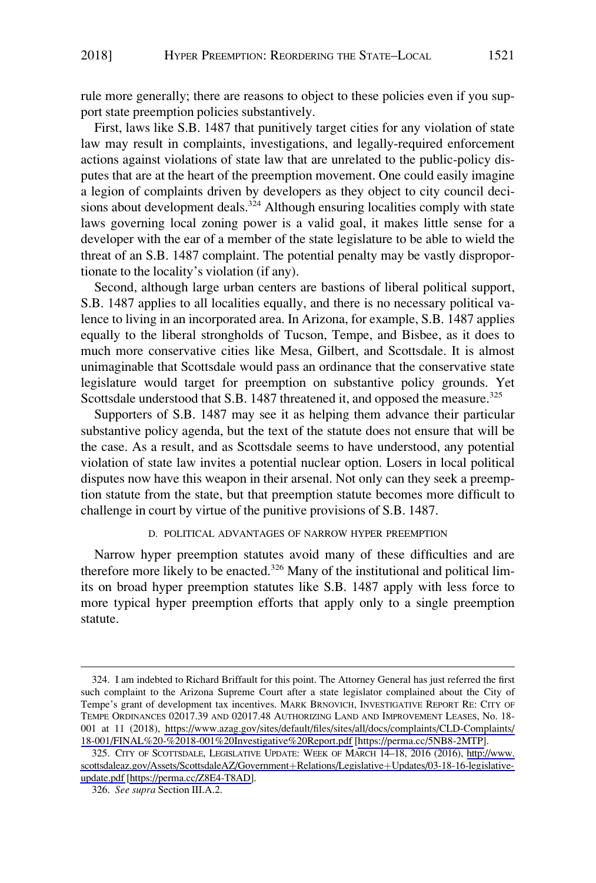rule more generally; there are reasons to object to these policies even if you support state preemption policies substantively.

First, laws like S.B. 1487 that punitively target cities for any violation of state law may result in complaints, investigations, and legally-required enforcement actions against violations of state law that are unrelated to the public-policy disputes that are at the heart of the preemption movement. One could easily imagine a legion of complaints driven by developers as they object to city council decisions about development deals.[324] Although ensuring localities comply with state laws governing local zoning power is a valid goal, it makes little sense for a developer with the ear of a member of the state legislature to be able to wield the threat of an S.B. 1487 complaint. The potential penalty may be vastly disproportionate to the locality's violation (if any).

Second, although large urban centers are bastions of liberal political support, S.B. 1487 applies to all localities equally, and there is no necessary political valence to living in an incorporated area. In Arizona, for example, S.B. 1487 applies equally to the liberal strongholds of Tucson, Tempe, and Bisbee, as it does to much more conservative cities like Mesa, Gilbert, and Scottsdale. It is almost unimaginable that Scottsdale would pass an ordinance that the conservative state legislature would target for preemption on substantive policy grounds. Yet Scottsdale understood that S.B. 1487 threatened it, and opposed the measure.[325]

Supporters of S.B. 1487 may see it as helping them advance their particular substantive policy agenda, but the text of the statute does not ensure that will be the case. As a result, and as Scottsdale seems to have understood, any potential violation of state law invites a potential nuclear option. Losers in local political disputes now have this weapon in their arsenal. Not only can they seek a preemption statute from the state, but that preemption statute becomes more difficult to challenge in court by virtue of the punitive provisions of S.B. 1487.

### D. Political Advantages of Narrow Hyper Preemption

Narrow hyper preemption statutes avoid many of these difficulties and are therefore more likely to be enacted.[326] Many of the institutional and political limits on broad hyper preemption statutes like S.B. 1487 apply with less force to more typical hyper preemption efforts that apply only to a single preemption statute.

---

324. I am indebted to Richard Briffault for this point. The Attorney General has just referred the first such complaint to the Arizona Supreme Court after a state legislator complained about the City of Tempe's grant of development tax incentives. MARK BRNOVICH, INVESTIGATIVE REPORT RE: CITY OF TEMPE ORDINANCES 02017.39 AND 02017.48 AUTHORIZING LAND AND IMPROVEMENT LEASES, No. 18-001 at 11 (2018), https://www.azag.gov/sites/default/files/sites/all/docs/complaints/CLD-Complaints/18-001/FINAL%20-%2018-001%20Investigative%20Report.pdf [https://perma.cc/5NB8-2MTP].

325. CITY OF SCOTTSDALE, LEGISLATIVE UPDATE: WEEK OF MARCH 14–18, 2016 (2016), http://www.scottsdaleaz.gov/Assets/ScottsdaleAZ/Government+Relations/Legislative+Updates/03-18-16-legislative-update.pdf [https://perma.cc/Z8E4-T8AD].

326. *See supra* Section III.A.2.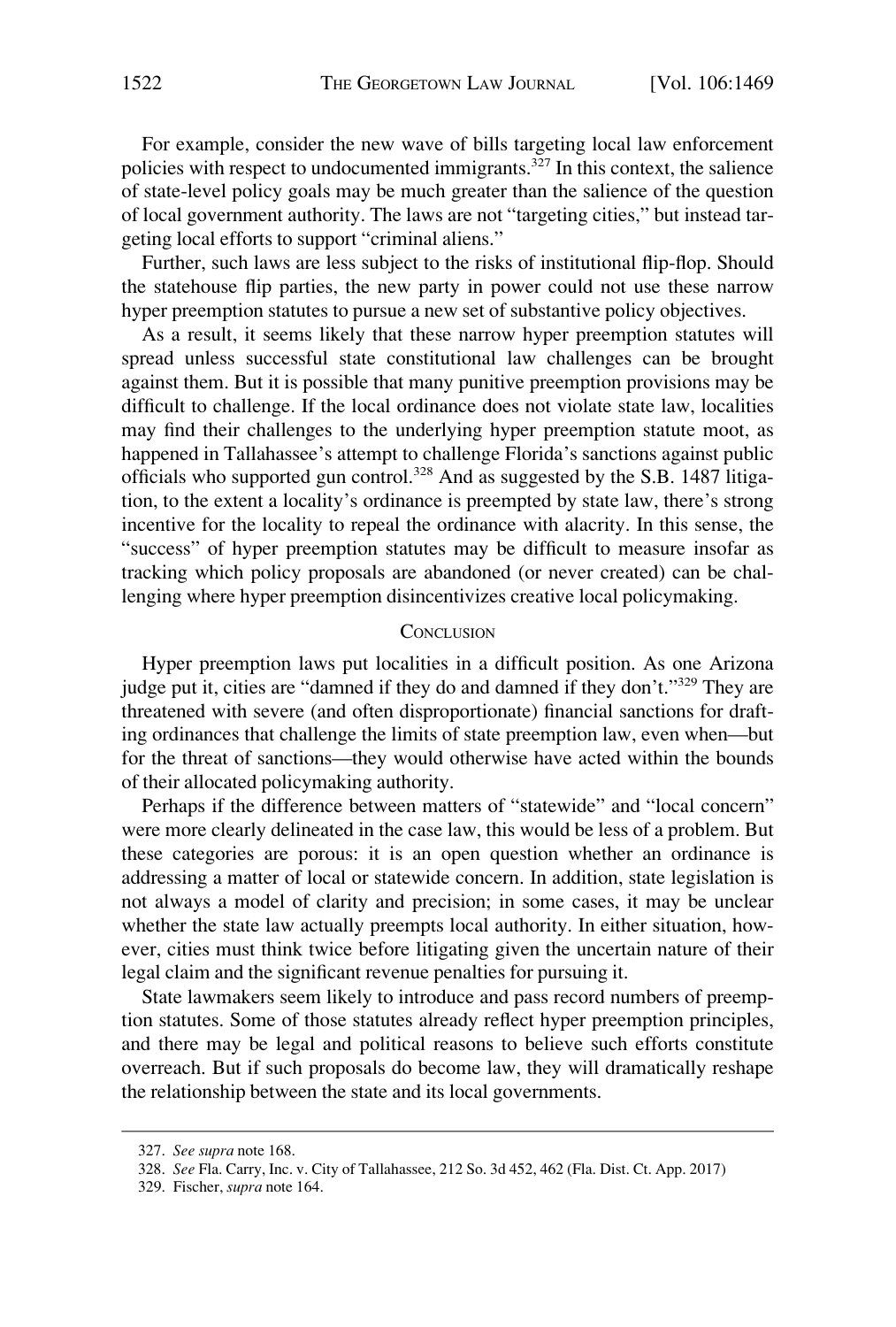For example, consider the new wave of bills targeting local law enforcement policies with respect to undocumented immigrants.[327] In this context, the salience of state-level policy goals may be much greater than the salience of the question of local government authority. The laws are not "targeting cities," but instead targeting local efforts to support "criminal aliens."

Further, such laws are less subject to the risks of institutional flip-flop. Should the statehouse flip parties, the new party in power could not use these narrow hyper preemption statutes to pursue a new set of substantive policy objectives.

As a result, it seems likely that these narrow hyper preemption statutes will spread unless successful state constitutional law challenges can be brought against them. But it is possible that many punitive preemption provisions may be difficult to challenge. If the local ordinance does not violate state law, localities may find their challenges to the underlying hyper preemption statute moot, as happened in Tallahassee's attempt to challenge Florida's sanctions against public officials who supported gun control.[328] And as suggested by the S.B. 1487 litigation, to the extent a locality's ordinance is preempted by state law, there's strong incentive for the locality to repeal the ordinance with alacrity. In this sense, the "success" of hyper preemption statutes may be difficult to measure insofar as tracking which policy proposals are abandoned (or never created) can be challenging where hyper preemption disincentivizes creative local policymaking.

## CONCLUSION

Hyper preemption laws put localities in a difficult position. As one Arizona judge put it, cities are "damned if they do and damned if they don't."[329] They are threatened with severe (and often disproportionate) financial sanctions for drafting ordinances that challenge the limits of state preemption law, even when—but for the threat of sanctions—they would otherwise have acted within the bounds of their allocated policymaking authority.

Perhaps if the difference between matters of "statewide" and "local concern" were more clearly delineated in the case law, this would be less of a problem. But these categories are porous: it is an open question whether an ordinance is addressing a matter of local or statewide concern. In addition, state legislation is not always a model of clarity and precision; in some cases, it may be unclear whether the state law actually preempts local authority. In either situation, however, cities must think twice before litigating given the uncertain nature of their legal claim and the significant revenue penalties for pursuing it.

State lawmakers seem likely to introduce and pass record numbers of preemption statutes. Some of those statutes already reflect hyper preemption principles, and there may be legal and political reasons to believe such efforts constitute overreach. But if such proposals do become law, they will dramatically reshape the relationship between the state and its local governments.

---

327. *See supra* note 168.

328. *See* Fla. Carry, Inc. v. City of Tallahassee, 212 So. 3d 452, 462 (Fla. Dist. Ct. App. 2017)

329. Fischer, *supra* note 164.